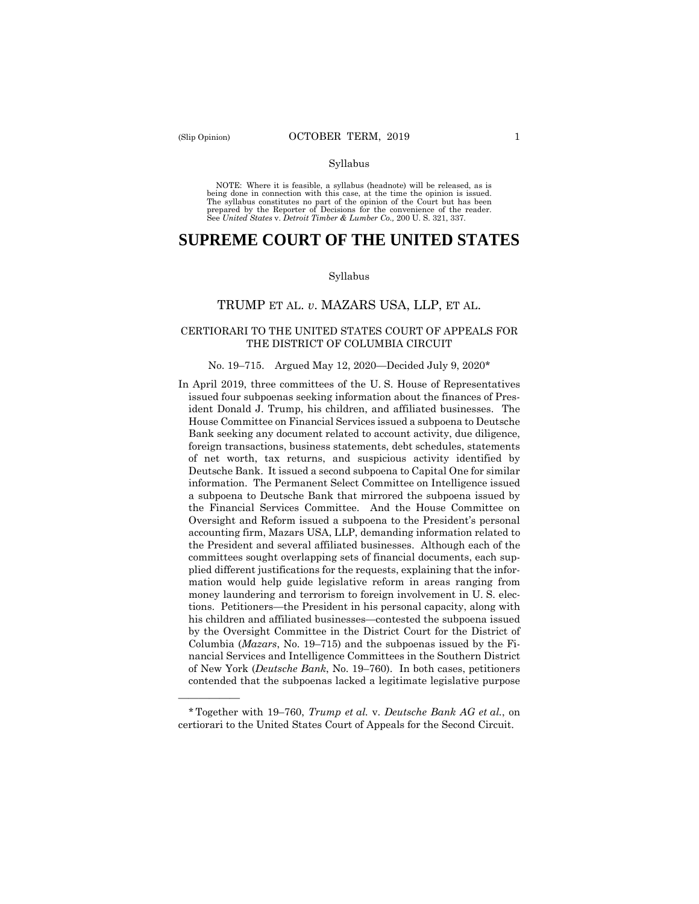Syllabus

NOTE: Where it is feasible, a syllabus (headnote) will be released, as is being done in connection with this case, at the time the opinion is issued. The syllabus constitutes no part of the opinion of the Court but has been prepared by the Reporter of Decisions for the convenience of the reader. See *United States* v. *Detroit Timber & Lumber Co.,* 200 U. S. 321, 337.

# SUPREME COURT OF THE UNITED STATES

Syllabus

## TRUMP ET AL. *v.* MAZARS USA, LLP, ET AL.

### CERTIORARI TO THE UNITED STATES COURT OF APPEALS FOR THE DISTRICT OF COLUMBIA CIRCUIT

No. 19–715. Argued May 12, 2020—Decided July 9, 2020*

In April 2019, three committees of the U. S. House of Representatives issued four subpoenas seeking information about the finances of President Donald J. Trump, his children, and affiliated businesses. The House Committee on Financial Services issued a subpoena to Deutsche Bank seeking any document related to account activity, due diligence, foreign transactions, business statements, debt schedules, statements of net worth, tax returns, and suspicious activity identified by Deutsche Bank. It issued a second subpoena to Capital One for similar information. The Permanent Select Committee on Intelligence issued a subpoena to Deutsche Bank that mirrored the subpoena issued by the Financial Services Committee. And the House Committee on Oversight and Reform issued a subpoena to the President's personal accounting firm, Mazars USA, LLP, demanding information related to the President and several affiliated businesses. Although each of the committees sought overlapping sets of financial documents, each supplied different justifications for the requests, explaining that the information would help guide legislative reform in areas ranging from money laundering and terrorism to foreign involvement in U. S. elections. Petitioners—the President in his personal capacity, along with his children and affiliated businesses—contested the subpoena issued by the Oversight Committee in the District Court for the District of Columbia (*Mazars*, No. 19–715) and the subpoenas issued by the Financial Services and Intelligence Committees in the Southern District of New York (*Deutsche Bank*, No. 19–760). In both cases, petitioners contended that the subpoenas lacked a legitimate legislative purpose

---

* Together with 19–760, *Trump et al.* v. *Deutsche Bank AG et al.*, on certiorari to the United States Court of Appeals for the Second Circuit.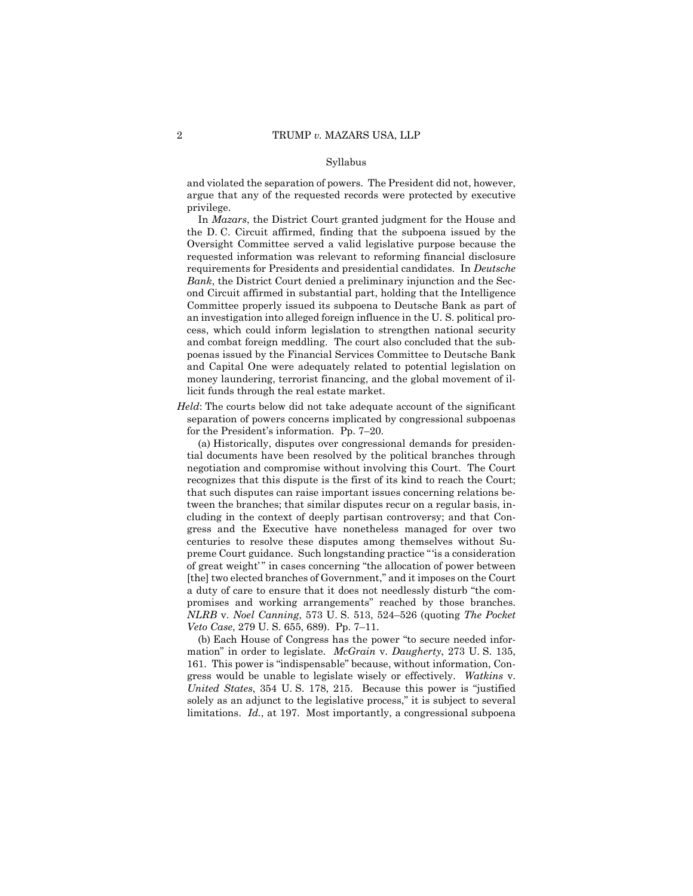and violated the separation of powers. The President did not, however, argue that any of the requested records were protected by executive privilege.

In *Mazars*, the District Court granted judgment for the House and the D. C. Circuit affirmed, finding that the subpoena issued by the Oversight Committee served a valid legislative purpose because the requested information was relevant to reforming financial disclosure requirements for Presidents and presidential candidates. In *Deutsche Bank*, the District Court denied a preliminary injunction and the Second Circuit affirmed in substantial part, holding that the Intelligence Committee properly issued its subpoena to Deutsche Bank as part of an investigation into alleged foreign influence in the U. S. political process, which could inform legislation to strengthen national security and combat foreign meddling. The court also concluded that the subpoenas issued by the Financial Services Committee to Deutsche Bank and Capital One were adequately related to potential legislation on money laundering, terrorist financing, and the global movement of illicit funds through the real estate market.

*Held*: The courts below did not take adequate account of the significant separation of powers concerns implicated by congressional subpoenas for the President's information. Pp. 7–20.

(a) Historically, disputes over congressional demands for presidential documents have been resolved by the political branches through negotiation and compromise without involving this Court. The Court recognizes that this dispute is the first of its kind to reach the Court; that such disputes can raise important issues concerning relations between the branches; that similar disputes recur on a regular basis, including in the context of deeply partisan controversy; and that Congress and the Executive have nonetheless managed for over two centuries to resolve these disputes among themselves without Supreme Court guidance. Such longstanding practice "'is a consideration of great weight'" in cases concerning "the allocation of power between [the] two elected branches of Government," and it imposes on the Court a duty of care to ensure that it does not needlessly disturb "the compromises and working arrangements" reached by those branches. *NLRB* v. *Noel Canning*, 573 U. S. 513, 524–526 (quoting *The Pocket Veto Case*, 279 U. S. 655, 689). Pp. 7–11.

(b) Each House of Congress has the power "to secure needed information" in order to legislate. *McGrain* v. *Daugherty*, 273 U. S. 135, 161. This power is "indispensable" because, without information, Congress would be unable to legislate wisely or effectively. *Watkins* v. *United States*, 354 U. S. 178, 215. Because this power is "justified solely as an adjunct to the legislative process," it is subject to several limitations. *Id.*, at 197. Most importantly, a congressional subpoena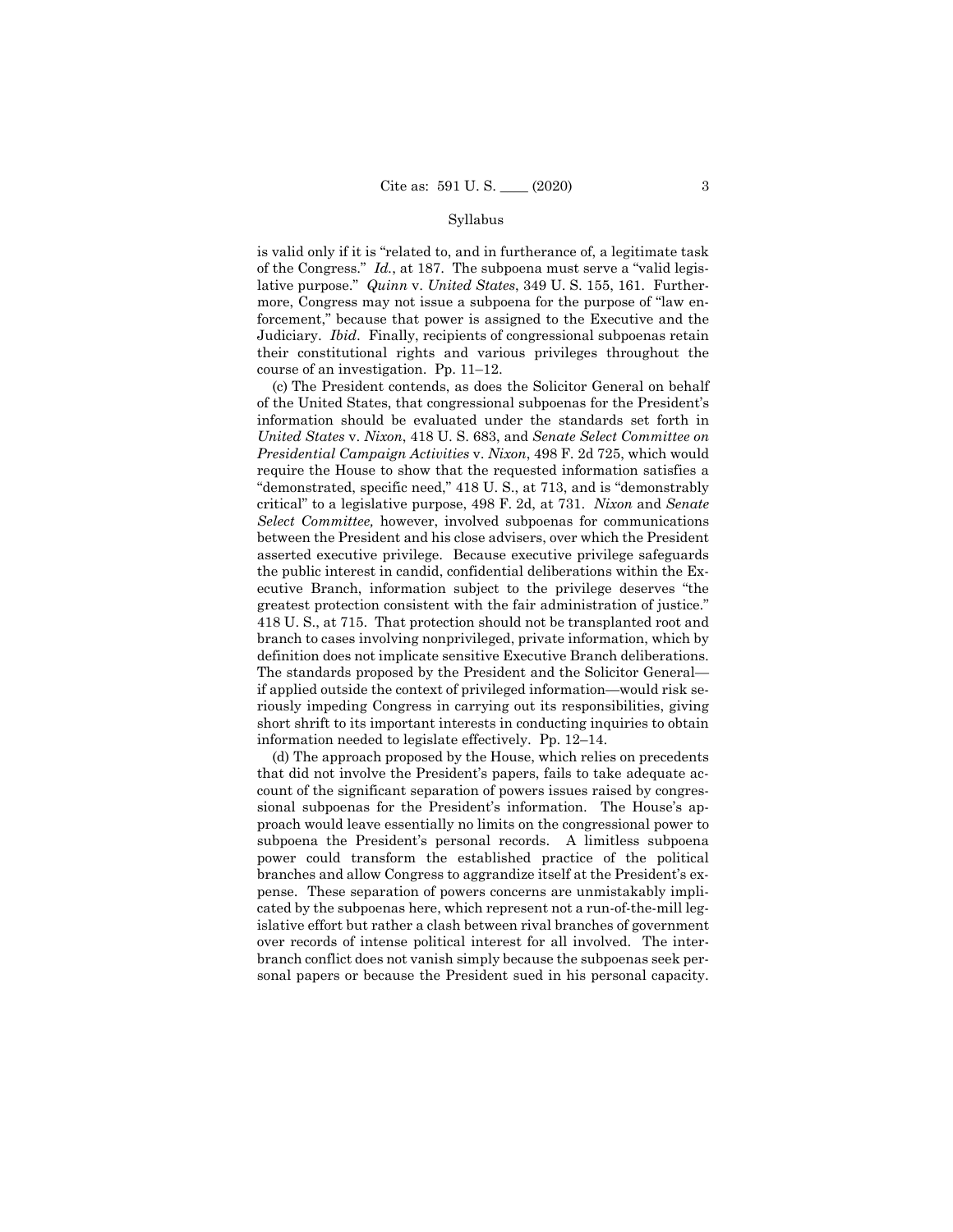Syllabus

is valid only if it is "related to, and in furtherance of, a legitimate task of the Congress." *Id.*, at 187. The subpoena must serve a "valid legislative purpose." *Quinn* v. *United States*, 349 U. S. 155, 161. Furthermore, Congress may not issue a subpoena for the purpose of "law enforcement," because that power is assigned to the Executive and the Judiciary. *Ibid*. Finally, recipients of congressional subpoenas retain their constitutional rights and various privileges throughout the course of an investigation. Pp. 11–12.

(c) The President contends, as does the Solicitor General on behalf of the United States, that congressional subpoenas for the President's information should be evaluated under the standards set forth in *United States* v. *Nixon*, 418 U. S. 683, and *Senate Select Committee on Presidential Campaign Activities* v. *Nixon*, 498 F. 2d 725, which would require the House to show that the requested information satisfies a "demonstrated, specific need," 418 U. S., at 713, and is "demonstrably critical" to a legislative purpose, 498 F. 2d, at 731. *Nixon* and *Senate Select Committee,* however, involved subpoenas for communications between the President and his close advisers, over which the President asserted executive privilege. Because executive privilege safeguards the public interest in candid, confidential deliberations within the Executive Branch, information subject to the privilege deserves "the greatest protection consistent with the fair administration of justice." 418 U. S., at 715. That protection should not be transplanted root and branch to cases involving nonprivileged, private information, which by definition does not implicate sensitive Executive Branch deliberations. The standards proposed by the President and the Solicitor General—if applied outside the context of privileged information—would risk seriously impeding Congress in carrying out its responsibilities, giving short shrift to its important interests in conducting inquiries to obtain information needed to legislate effectively. Pp. 12–14.

(d) The approach proposed by the House, which relies on precedents that did not involve the President's papers, fails to take adequate account of the significant separation of powers issues raised by congressional subpoenas for the President's information. The House's approach would leave essentially no limits on the congressional power to subpoena the President's personal records. A limitless subpoena power could transform the established practice of the political branches and allow Congress to aggrandize itself at the President's expense. These separation of powers concerns are unmistakably implicated by the subpoenas here, which represent not a run-of-the-mill legislative effort but rather a clash between rival branches of government over records of intense political interest for all involved. The interbranch conflict does not vanish simply because the subpoenas seek personal papers or because the President sued in his personal capacity.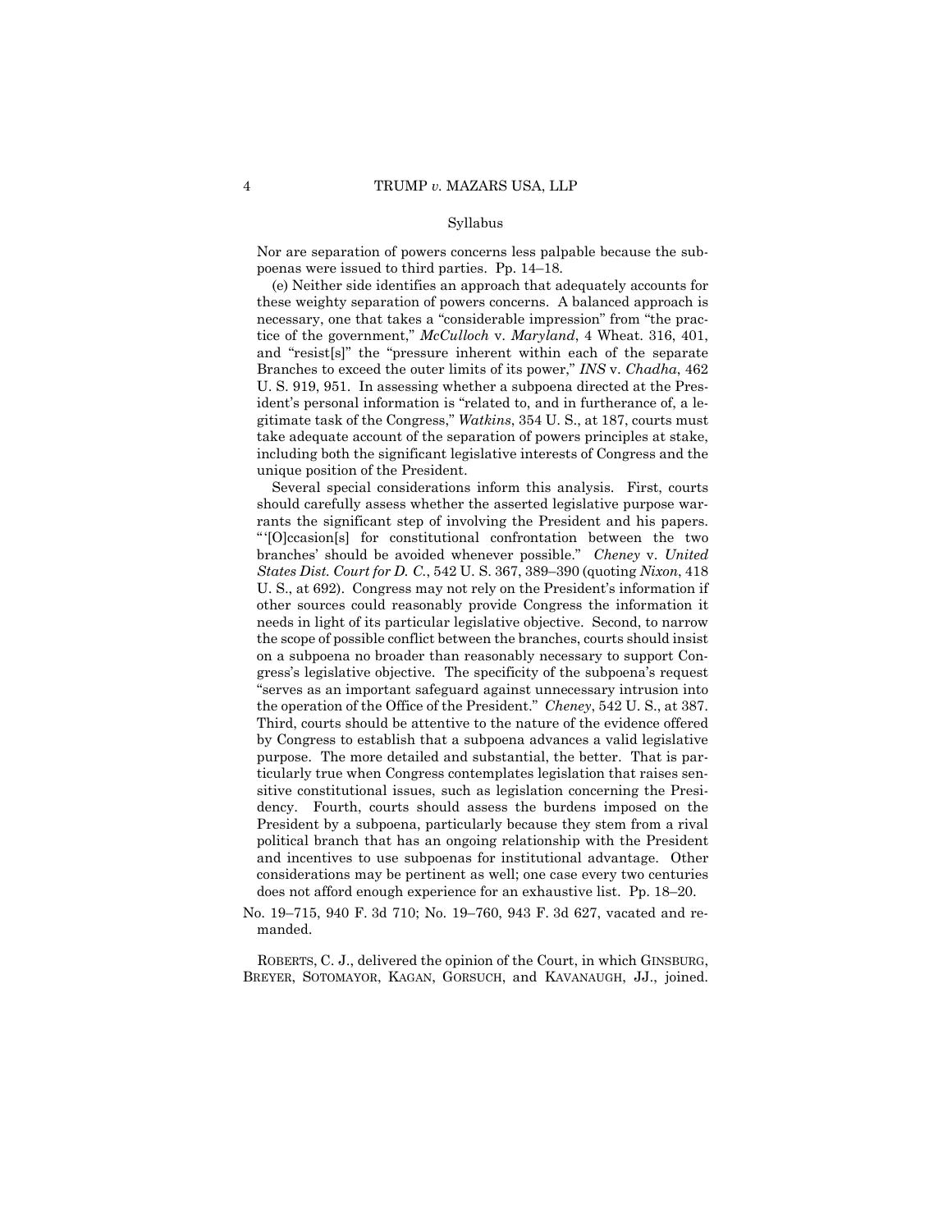Syllabus

Nor are separation of powers concerns less palpable because the subpoenas were issued to third parties. Pp. 14–18.

(e) Neither side identifies an approach that adequately accounts for these weighty separation of powers concerns. A balanced approach is necessary, one that takes a "considerable impression" from "the practice of the government," *McCulloch* v. *Maryland*, 4 Wheat. 316, 401, and "resist[s]" the "pressure inherent within each of the separate Branches to exceed the outer limits of its power," *INS* v. *Chadha*, 462 U. S. 919, 951. In assessing whether a subpoena directed at the President's personal information is "related to, and in furtherance of, a legitimate task of the Congress," *Watkins*, 354 U. S., at 187, courts must take adequate account of the separation of powers principles at stake, including both the significant legislative interests of Congress and the unique position of the President.

Several special considerations inform this analysis. First, courts should carefully assess whether the asserted legislative purpose warrants the significant step of involving the President and his papers. "'[O]ccasion[s] for constitutional confrontation between the two branches' should be avoided whenever possible." *Cheney* v. *United States Dist. Court for D. C.*, 542 U. S. 367, 389–390 (quoting *Nixon*, 418 U. S., at 692). Congress may not rely on the President's information if other sources could reasonably provide Congress the information it needs in light of its particular legislative objective. Second, to narrow the scope of possible conflict between the branches, courts should insist on a subpoena no broader than reasonably necessary to support Congress's legislative objective. The specificity of the subpoena's request "serves as an important safeguard against unnecessary intrusion into the operation of the Office of the President." *Cheney*, 542 U. S., at 387. Third, courts should be attentive to the nature of the evidence offered by Congress to establish that a subpoena advances a valid legislative purpose. The more detailed and substantial, the better. That is particularly true when Congress contemplates legislation that raises sensitive constitutional issues, such as legislation concerning the Presidency. Fourth, courts should assess the burdens imposed on the President by a subpoena, particularly because they stem from a rival political branch that has an ongoing relationship with the President and incentives to use subpoenas for institutional advantage. Other considerations may be pertinent as well; one case every two centuries does not afford enough experience for an exhaustive list. Pp. 18–20.

No. 19–715, 940 F. 3d 710; No. 19–760, 943 F. 3d 627, vacated and remanded.

ROBERTS, C. J., delivered the opinion of the Court, in which GINSBURG, BREYER, SOTOMAYOR, KAGAN, GORSUCH, and KAVANAUGH, JJ., joined.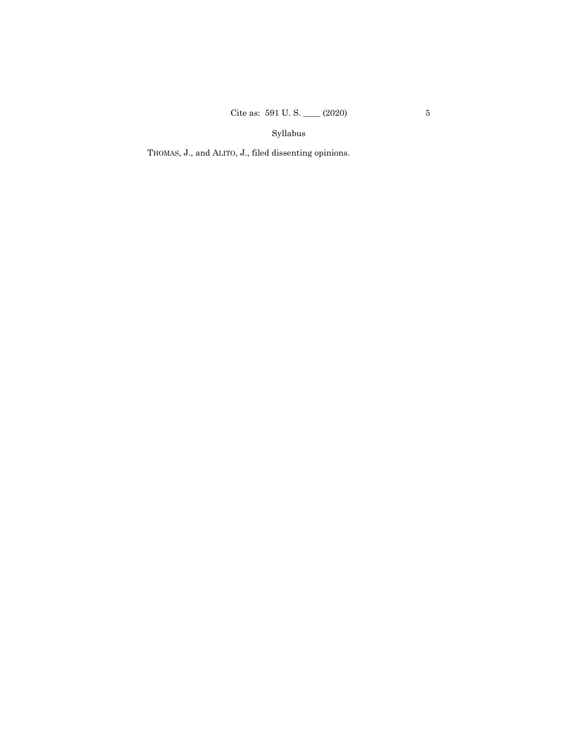THOMAS, J., and ALITO, J., filed dissenting opinions.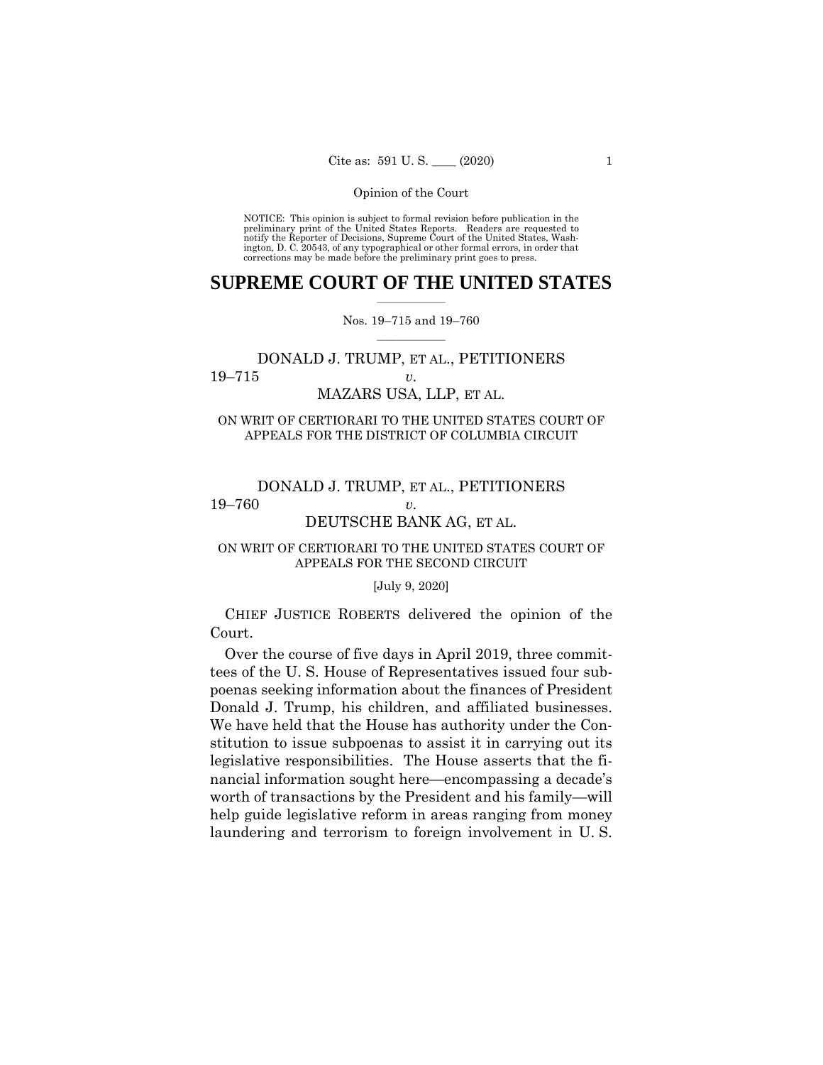Opinion of the Court

NOTICE: This opinion is subject to formal revision before publication in the preliminary print of the United States Reports. Readers are requested to notify the Reporter of Decisions, Supreme Court of the United States, Washington, D. C. 20543, of any typographical or other formal errors, in order that corrections may be made before the preliminary print goes to press.

# SUPREME COURT OF THE UNITED STATES

Nos. 19–715 and 19–760

DONALD J. TRUMP, ET AL., PETITIONERS
19–715 *v.*
MAZARS USA, LLP, ET AL.

ON WRIT OF CERTIORARI TO THE UNITED STATES COURT OF APPEALS FOR THE DISTRICT OF COLUMBIA CIRCUIT

DONALD J. TRUMP, ET AL., PETITIONERS
19–760 *v.*
DEUTSCHE BANK AG, ET AL.

ON WRIT OF CERTIORARI TO THE UNITED STATES COURT OF APPEALS FOR THE SECOND CIRCUIT

[July 9, 2020]

CHIEF JUSTICE ROBERTS delivered the opinion of the Court.

Over the course of five days in April 2019, three committees of the U. S. House of Representatives issued four subpoenas seeking information about the finances of President Donald J. Trump, his children, and affiliated businesses. We have held that the House has authority under the Constitution to issue subpoenas to assist it in carrying out its legislative responsibilities. The House asserts that the financial information sought here—encompassing a decade's worth of transactions by the President and his family—will help guide legislative reform in areas ranging from money laundering and terrorism to foreign involvement in U. S.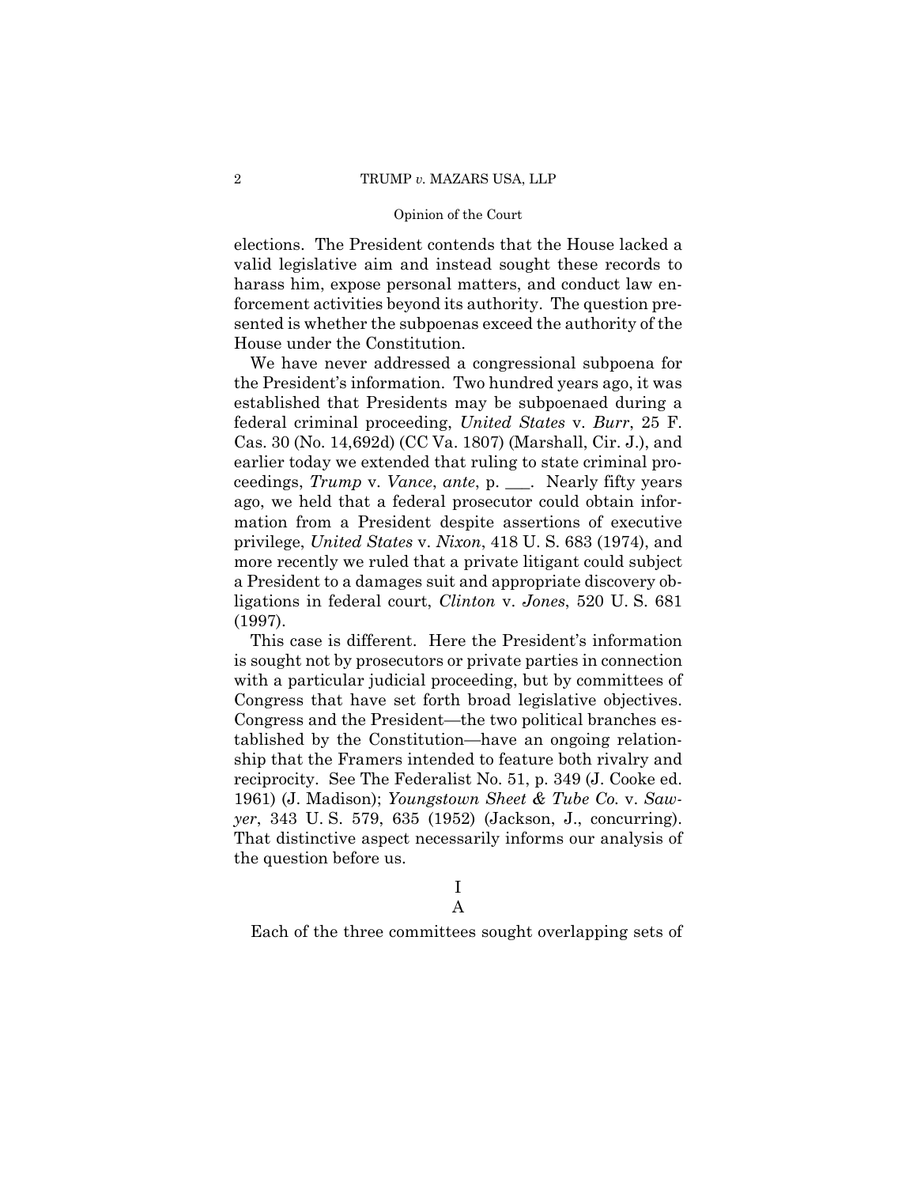elections. The President contends that the House lacked a valid legislative aim and instead sought these records to harass him, expose personal matters, and conduct law enforcement activities beyond its authority. The question presented is whether the subpoenas exceed the authority of the House under the Constitution.

We have never addressed a congressional subpoena for the President's information. Two hundred years ago, it was established that Presidents may be subpoenaed during a federal criminal proceeding, *United States* v. *Burr*, 25 F. Cas. 30 (No. 14,692d) (CC Va. 1807) (Marshall, Cir. J.), and earlier today we extended that ruling to state criminal proceedings, *Trump* v. *Vance*, *ante*, p. ___. Nearly fifty years ago, we held that a federal prosecutor could obtain information from a President despite assertions of executive privilege, *United States* v. *Nixon*, 418 U. S. 683 (1974), and more recently we ruled that a private litigant could subject a President to a damages suit and appropriate discovery obligations in federal court, *Clinton* v. *Jones*, 520 U. S. 681 (1997).

This case is different. Here the President's information is sought not by prosecutors or private parties in connection with a particular judicial proceeding, but by committees of Congress that have set forth broad legislative objectives. Congress and the President—the two political branches established by the Constitution—have an ongoing relationship that the Framers intended to feature both rivalry and reciprocity. See The Federalist No. 51, p. 349 (J. Cooke ed. 1961) (J. Madison); *Youngstown Sheet & Tube Co.* v. *Sawyer*, 343 U. S. 579, 635 (1952) (Jackson, J., concurring). That distinctive aspect necessarily informs our analysis of the question before us.

# I

## A

Each of the three committees sought overlapping sets of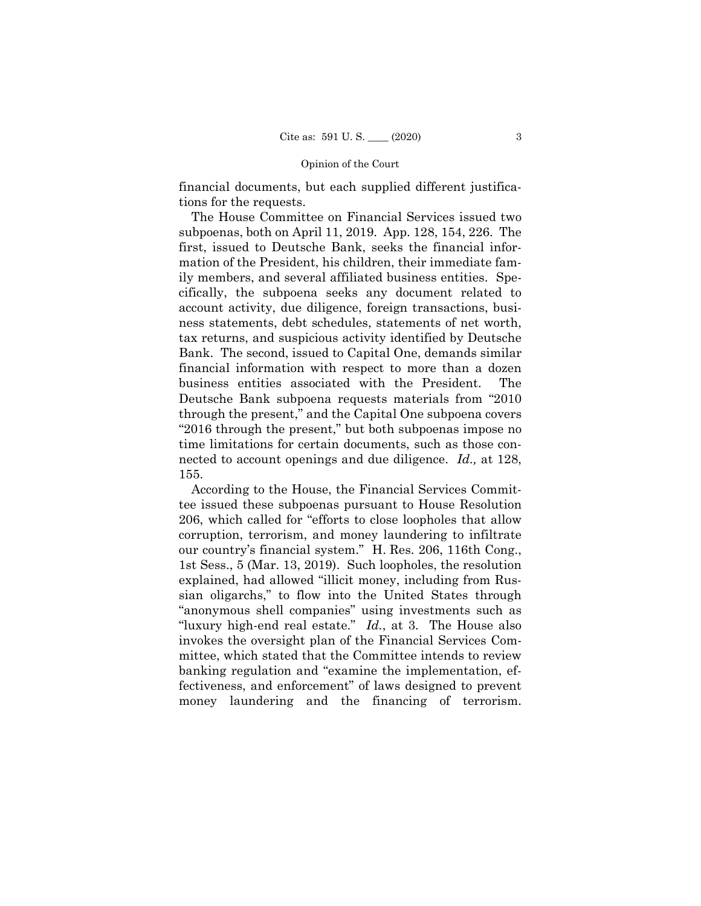financial documents, but each supplied different justifications for the requests.

The House Committee on Financial Services issued two subpoenas, both on April 11, 2019. App. 128, 154, 226. The first, issued to Deutsche Bank, seeks the financial information of the President, his children, their immediate family members, and several affiliated business entities. Specifically, the subpoena seeks any document related to account activity, due diligence, foreign transactions, business statements, debt schedules, statements of net worth, tax returns, and suspicious activity identified by Deutsche Bank. The second, issued to Capital One, demands similar financial information with respect to more than a dozen business entities associated with the President. The Deutsche Bank subpoena requests materials from "2010 through the present," and the Capital One subpoena covers "2016 through the present," but both subpoenas impose no time limitations for certain documents, such as those connected to account openings and due diligence. *Id.,* at 128, 155.

According to the House, the Financial Services Committee issued these subpoenas pursuant to House Resolution 206, which called for "efforts to close loopholes that allow corruption, terrorism, and money laundering to infiltrate our country's financial system." H. Res. 206, 116th Cong., 1st Sess., 5 (Mar. 13, 2019). Such loopholes, the resolution explained, had allowed "illicit money, including from Russian oligarchs," to flow into the United States through "anonymous shell companies" using investments such as "luxury high-end real estate." *Id.*, at 3. The House also invokes the oversight plan of the Financial Services Committee, which stated that the Committee intends to review banking regulation and "examine the implementation, effectiveness, and enforcement" of laws designed to prevent money laundering and the financing of terrorism.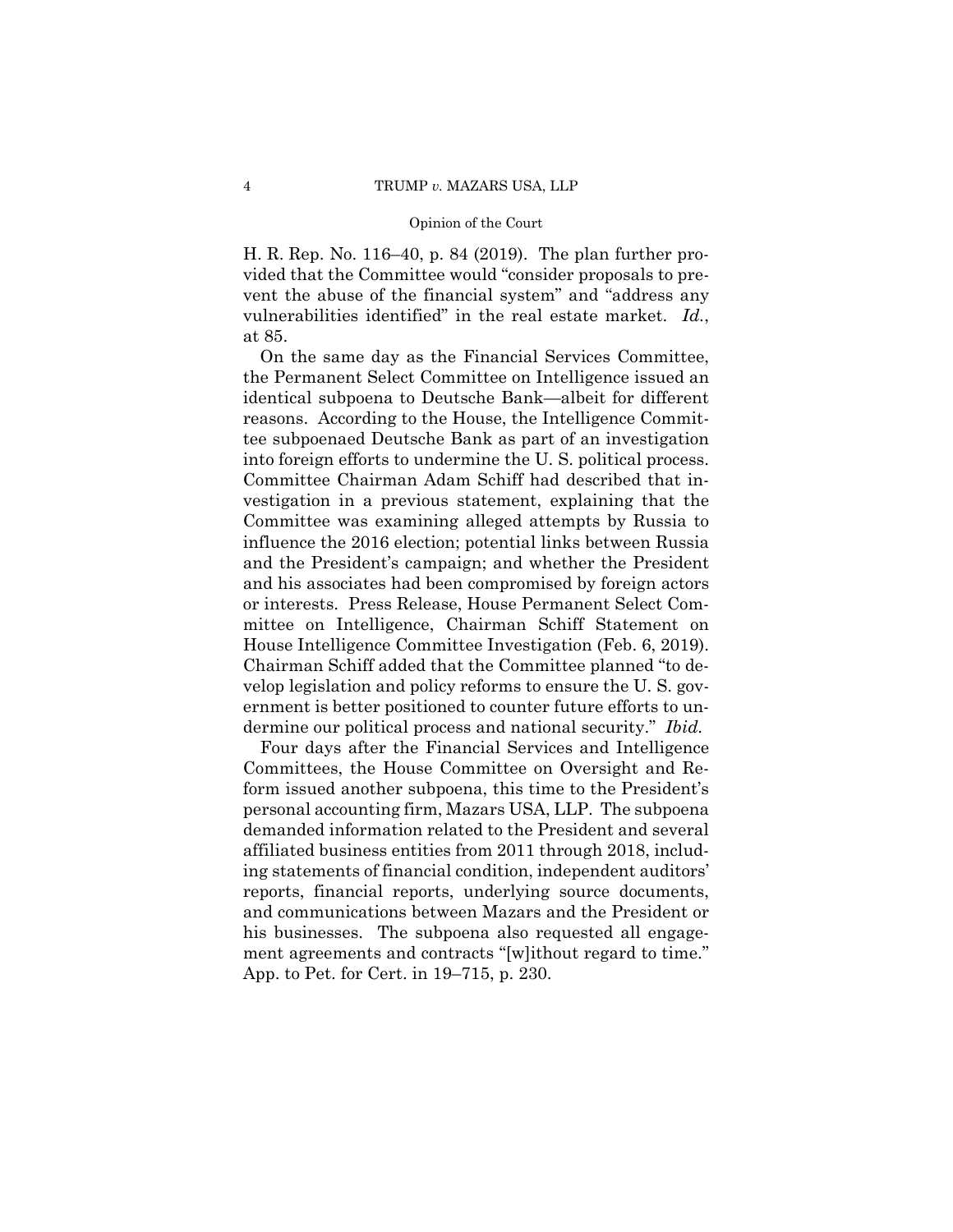H. R. Rep. No. 116–40, p. 84 (2019). The plan further provided that the Committee would "consider proposals to prevent the abuse of the financial system" and "address any vulnerabilities identified" in the real estate market. *Id.*, at 85.

On the same day as the Financial Services Committee, the Permanent Select Committee on Intelligence issued an identical subpoena to Deutsche Bank—albeit for different reasons. According to the House, the Intelligence Committee subpoenaed Deutsche Bank as part of an investigation into foreign efforts to undermine the U. S. political process. Committee Chairman Adam Schiff had described that investigation in a previous statement, explaining that the Committee was examining alleged attempts by Russia to influence the 2016 election; potential links between Russia and the President's campaign; and whether the President and his associates had been compromised by foreign actors or interests. Press Release, House Permanent Select Committee on Intelligence, Chairman Schiff Statement on House Intelligence Committee Investigation (Feb. 6, 2019). Chairman Schiff added that the Committee planned "to develop legislation and policy reforms to ensure the U. S. government is better positioned to counter future efforts to undermine our political process and national security." *Ibid.*

Four days after the Financial Services and Intelligence Committees, the House Committee on Oversight and Reform issued another subpoena, this time to the President's personal accounting firm, Mazars USA, LLP. The subpoena demanded information related to the President and several affiliated business entities from 2011 through 2018, including statements of financial condition, independent auditors' reports, financial reports, underlying source documents, and communications between Mazars and the President or his businesses. The subpoena also requested all engagement agreements and contracts "[w]ithout regard to time." App. to Pet. for Cert. in 19–715, p. 230.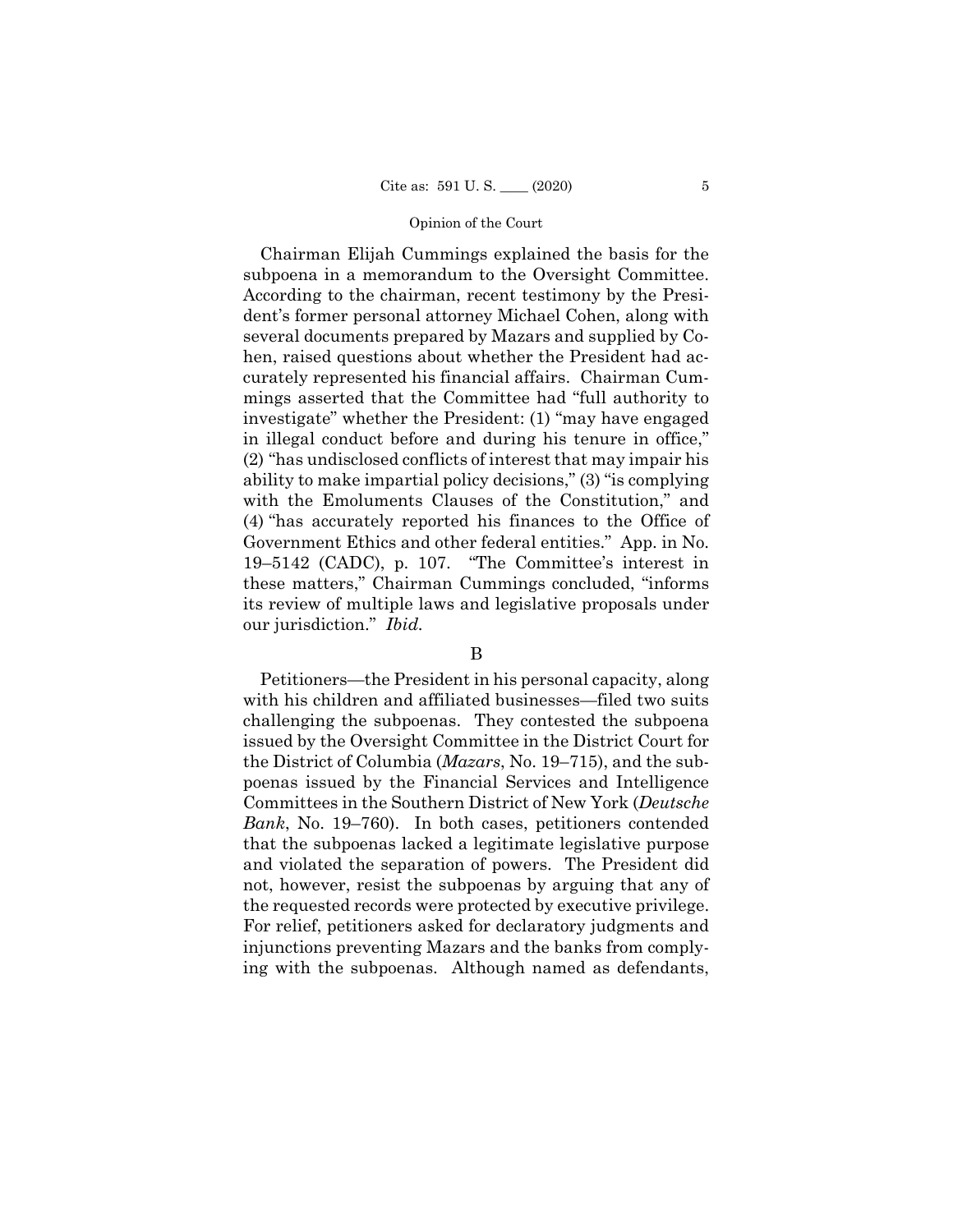Chairman Elijah Cummings explained the basis for the subpoena in a memorandum to the Oversight Committee. According to the chairman, recent testimony by the President's former personal attorney Michael Cohen, along with several documents prepared by Mazars and supplied by Cohen, raised questions about whether the President had accurately represented his financial affairs. Chairman Cummings asserted that the Committee had "full authority to investigate" whether the President: (1) "may have engaged in illegal conduct before and during his tenure in office," (2) "has undisclosed conflicts of interest that may impair his ability to make impartial policy decisions," (3) "is complying with the Emoluments Clauses of the Constitution," and (4) "has accurately reported his finances to the Office of Government Ethics and other federal entities." App. in No. 19–5142 (CADC), p. 107. "The Committee's interest in these matters," Chairman Cummings concluded, "informs its review of multiple laws and legislative proposals under our jurisdiction." *Ibid.*

B

Petitioners—the President in his personal capacity, along with his children and affiliated businesses—filed two suits challenging the subpoenas. They contested the subpoena issued by the Oversight Committee in the District Court for the District of Columbia (*Mazars*, No. 19–715), and the subpoenas issued by the Financial Services and Intelligence Committees in the Southern District of New York (*Deutsche Bank*, No. 19–760). In both cases, petitioners contended that the subpoenas lacked a legitimate legislative purpose and violated the separation of powers. The President did not, however, resist the subpoenas by arguing that any of the requested records were protected by executive privilege. For relief, petitioners asked for declaratory judgments and injunctions preventing Mazars and the banks from complying with the subpoenas. Although named as defendants,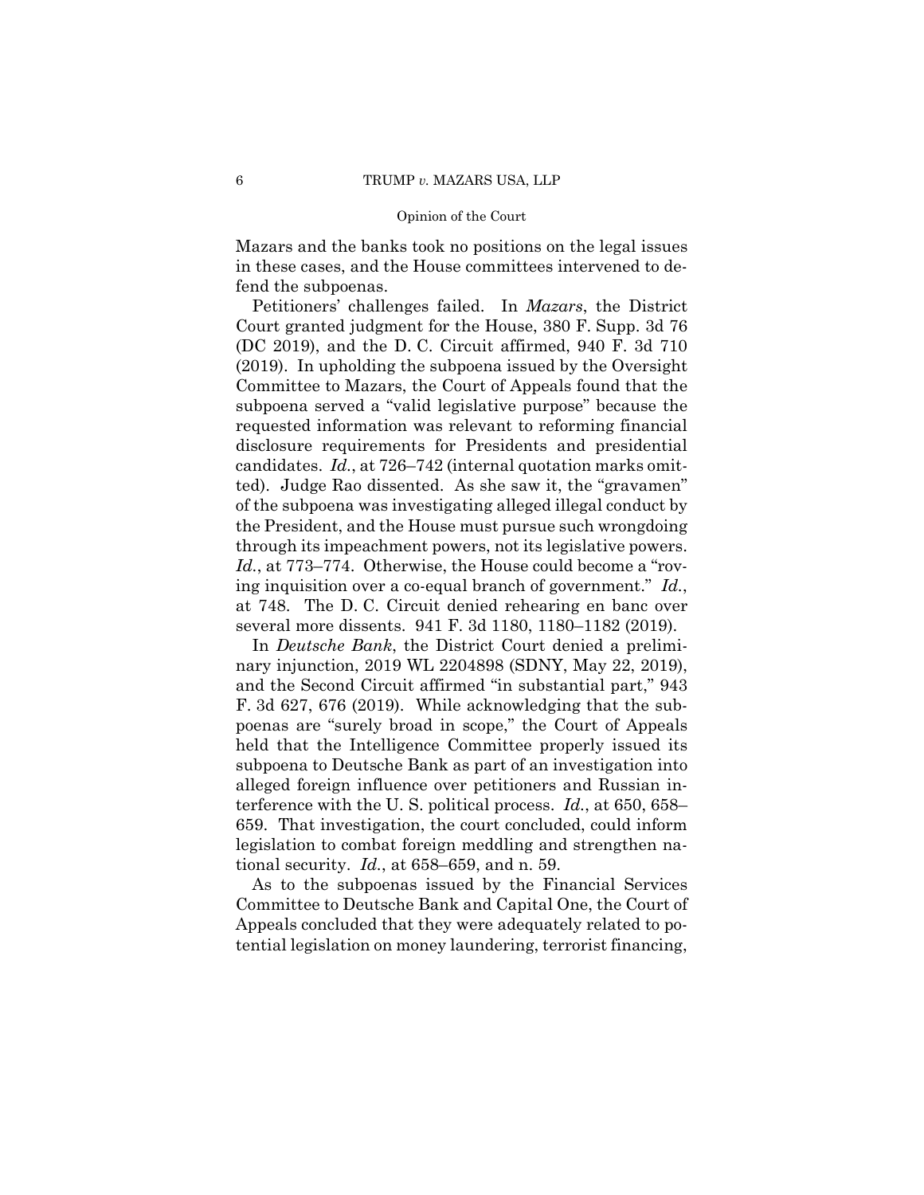Mazars and the banks took no positions on the legal issues in these cases, and the House committees intervened to defend the subpoenas.

Petitioners' challenges failed. In *Mazars*, the District Court granted judgment for the House, 380 F. Supp. 3d 76 (DC 2019), and the D. C. Circuit affirmed, 940 F. 3d 710 (2019). In upholding the subpoena issued by the Oversight Committee to Mazars, the Court of Appeals found that the subpoena served a "valid legislative purpose" because the requested information was relevant to reforming financial disclosure requirements for Presidents and presidential candidates. *Id.*, at 726–742 (internal quotation marks omitted). Judge Rao dissented. As she saw it, the "gravamen" of the subpoena was investigating alleged illegal conduct by the President, and the House must pursue such wrongdoing through its impeachment powers, not its legislative powers. *Id.*, at 773–774. Otherwise, the House could become a "roving inquisition over a co-equal branch of government." *Id.*, at 748. The D. C. Circuit denied rehearing en banc over several more dissents. 941 F. 3d 1180, 1180–1182 (2019).

In *Deutsche Bank*, the District Court denied a preliminary injunction, 2019 WL 2204898 (SDNY, May 22, 2019), and the Second Circuit affirmed "in substantial part," 943 F. 3d 627, 676 (2019). While acknowledging that the subpoenas are "surely broad in scope," the Court of Appeals held that the Intelligence Committee properly issued its subpoena to Deutsche Bank as part of an investigation into alleged foreign influence over petitioners and Russian interference with the U. S. political process. *Id.*, at 650, 658–659. That investigation, the court concluded, could inform legislation to combat foreign meddling and strengthen national security. *Id.*, at 658–659, and n. 59.

As to the subpoenas issued by the Financial Services Committee to Deutsche Bank and Capital One, the Court of Appeals concluded that they were adequately related to potential legislation on money laundering, terrorist financing,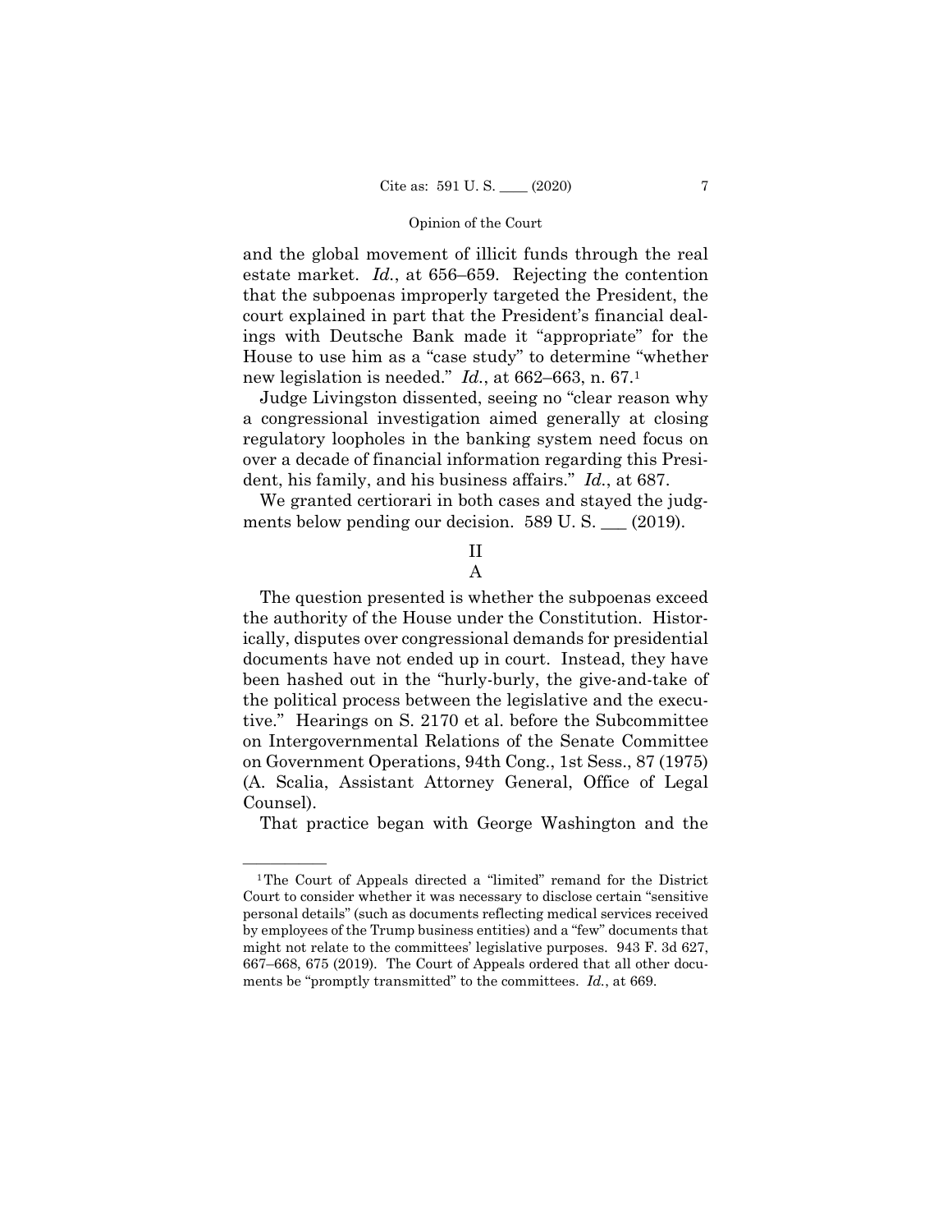and the global movement of illicit funds through the real estate market. *Id.*, at 656–659. Rejecting the contention that the subpoenas improperly targeted the President, the court explained in part that the President's financial dealings with Deutsche Bank made it "appropriate" for the House to use him as a "case study" to determine "whether new legislation is needed." *Id.*, at 662–663, n. 67.[1]

Judge Livingston dissented, seeing no "clear reason why a congressional investigation aimed generally at closing regulatory loopholes in the banking system need focus on over a decade of financial information regarding this President, his family, and his business affairs." *Id.*, at 687.

We granted certiorari in both cases and stayed the judgments below pending our decision. 589 U. S. \_\_\_ (2019).

## II

### A

The question presented is whether the subpoenas exceed the authority of the House under the Constitution. Historically, disputes over congressional demands for presidential documents have not ended up in court. Instead, they have been hashed out in the "hurly-burly, the give-and-take of the political process between the legislative and the executive." Hearings on S. 2170 et al. before the Subcommittee on Intergovernmental Relations of the Senate Committee on Government Operations, 94th Cong., 1st Sess., 87 (1975) (A. Scalia, Assistant Attorney General, Office of Legal Counsel).

That practice began with George Washington and the

---

[1] The Court of Appeals directed a "limited" remand for the District Court to consider whether it was necessary to disclose certain "sensitive personal details" (such as documents reflecting medical services received by employees of the Trump business entities) and a "few" documents that might not relate to the committees' legislative purposes. 943 F. 3d 627, 667–668, 675 (2019). The Court of Appeals ordered that all other documents be "promptly transmitted" to the committees. *Id.*, at 669.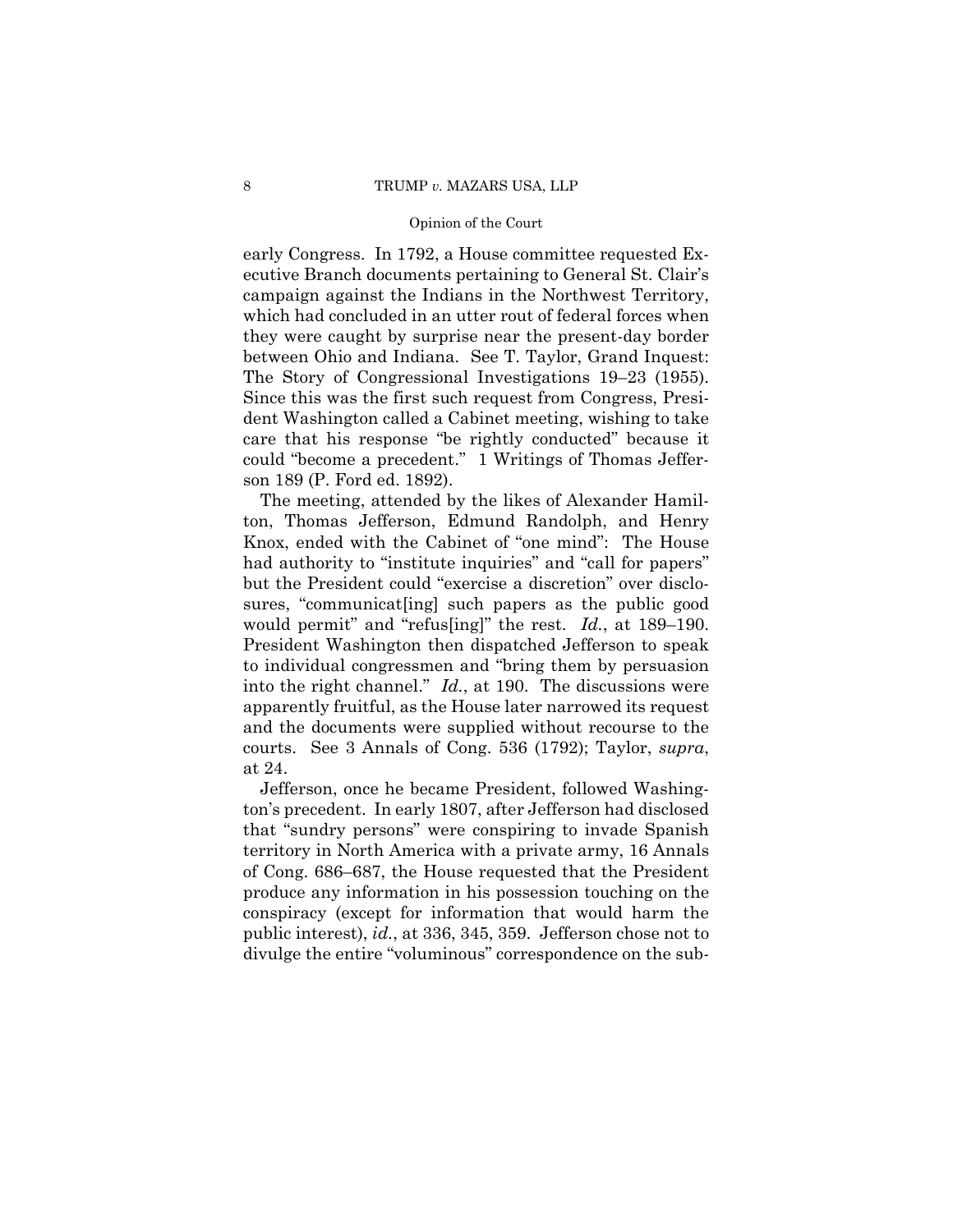early Congress. In 1792, a House committee requested Executive Branch documents pertaining to General St. Clair's campaign against the Indians in the Northwest Territory, which had concluded in an utter rout of federal forces when they were caught by surprise near the present-day border between Ohio and Indiana. See T. Taylor, Grand Inquest: The Story of Congressional Investigations 19–23 (1955). Since this was the first such request from Congress, President Washington called a Cabinet meeting, wishing to take care that his response "be rightly conducted" because it could "become a precedent." 1 Writings of Thomas Jefferson 189 (P. Ford ed. 1892).

The meeting, attended by the likes of Alexander Hamilton, Thomas Jefferson, Edmund Randolph, and Henry Knox, ended with the Cabinet of "one mind": The House had authority to "institute inquiries" and "call for papers" but the President could "exercise a discretion" over disclosures, "communicat[ing] such papers as the public good would permit" and "refus[ing]" the rest. *Id.*, at 189–190. President Washington then dispatched Jefferson to speak to individual congressmen and "bring them by persuasion into the right channel." *Id.*, at 190. The discussions were apparently fruitful, as the House later narrowed its request and the documents were supplied without recourse to the courts. See 3 Annals of Cong. 536 (1792); Taylor, *supra*, at 24.

Jefferson, once he became President, followed Washington's precedent. In early 1807, after Jefferson had disclosed that "sundry persons" were conspiring to invade Spanish territory in North America with a private army, 16 Annals of Cong. 686–687, the House requested that the President produce any information in his possession touching on the conspiracy (except for information that would harm the public interest), *id.*, at 336, 345, 359. Jefferson chose not to divulge the entire "voluminous" correspondence on the sub-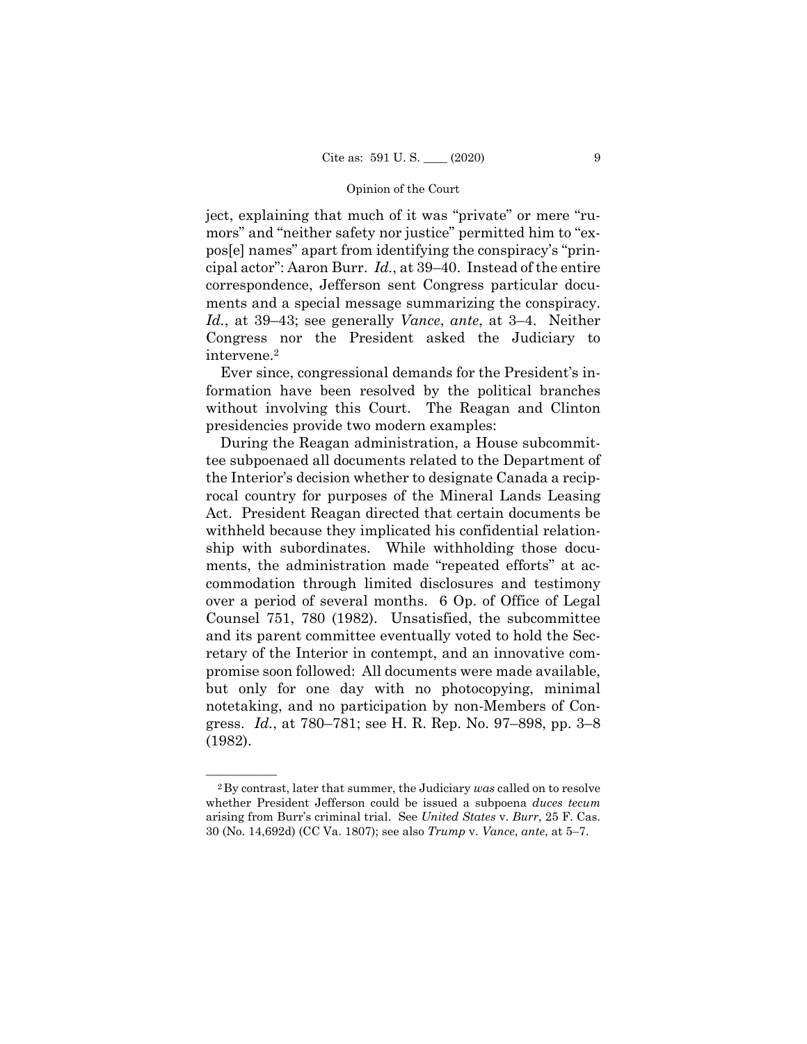ject, explaining that much of it was "private" or mere "rumors" and "neither safety nor justice" permitted him to "expos[e] names" apart from identifying the conspiracy's "principal actor": Aaron Burr. *Id.*, at 39–40. Instead of the entire correspondence, Jefferson sent Congress particular documents and a special message summarizing the conspiracy. *Id.*, at 39–43; see generally *Vance*, *ante*, at 3–4. Neither Congress nor the President asked the Judiciary to intervene.[2]

Ever since, congressional demands for the President's information have been resolved by the political branches without involving this Court. The Reagan and Clinton presidencies provide two modern examples:

During the Reagan administration, a House subcommittee subpoenaed all documents related to the Department of the Interior's decision whether to designate Canada a reciprocal country for purposes of the Mineral Lands Leasing Act. President Reagan directed that certain documents be withheld because they implicated his confidential relationship with subordinates. While withholding those documents, the administration made "repeated efforts" at accommodation through limited disclosures and testimony over a period of several months. 6 Op. of Office of Legal Counsel 751, 780 (1982). Unsatisfied, the subcommittee and its parent committee eventually voted to hold the Secretary of the Interior in contempt, and an innovative compromise soon followed: All documents were made available, but only for one day with no photocopying, minimal notetaking, and no participation by non-Members of Congress. *Id.*, at 780–781; see H. R. Rep. No. 97–898, pp. 3–8 (1982).

---

[2] By contrast, later that summer, the Judiciary *was* called on to resolve whether President Jefferson could be issued a subpoena *duces tecum* arising from Burr's criminal trial. See *United States* v. *Burr*, 25 F. Cas. 30 (No. 14,692d) (CC Va. 1807); see also *Trump* v. *Vance*, *ante*, at 5–7.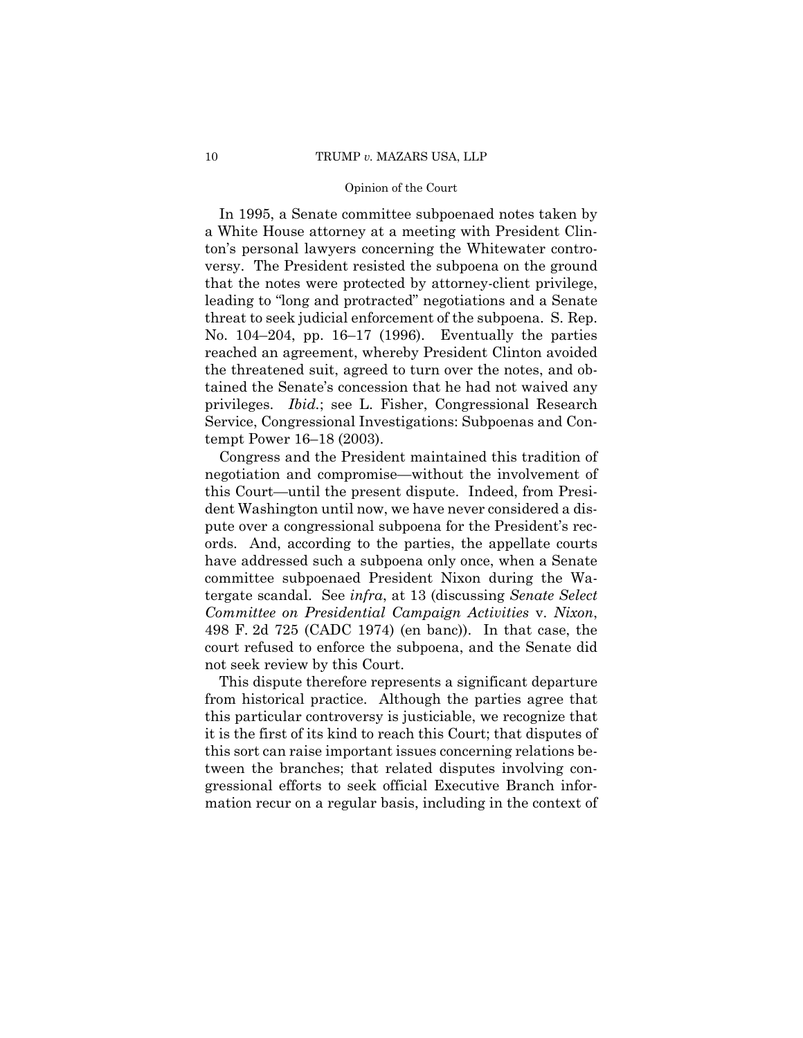In 1995, a Senate committee subpoenaed notes taken by a White House attorney at a meeting with President Clinton's personal lawyers concerning the Whitewater controversy. The President resisted the subpoena on the ground that the notes were protected by attorney-client privilege, leading to "long and protracted" negotiations and a Senate threat to seek judicial enforcement of the subpoena. S. Rep. No. 104–204, pp. 16–17 (1996). Eventually the parties reached an agreement, whereby President Clinton avoided the threatened suit, agreed to turn over the notes, and obtained the Senate's concession that he had not waived any privileges. *Ibid.*; see L. Fisher, Congressional Research Service, Congressional Investigations: Subpoenas and Contempt Power 16–18 (2003).

Congress and the President maintained this tradition of negotiation and compromise—without the involvement of this Court—until the present dispute. Indeed, from President Washington until now, we have never considered a dispute over a congressional subpoena for the President's records. And, according to the parties, the appellate courts have addressed such a subpoena only once, when a Senate committee subpoenaed President Nixon during the Watergate scandal. See *infra*, at 13 (discussing *Senate Select Committee on Presidential Campaign Activities* v. *Nixon*, 498 F. 2d 725 (CADC 1974) (en banc)). In that case, the court refused to enforce the subpoena, and the Senate did not seek review by this Court.

This dispute therefore represents a significant departure from historical practice. Although the parties agree that this particular controversy is justiciable, we recognize that it is the first of its kind to reach this Court; that disputes of this sort can raise important issues concerning relations between the branches; that related disputes involving congressional efforts to seek official Executive Branch information recur on a regular basis, including in the context of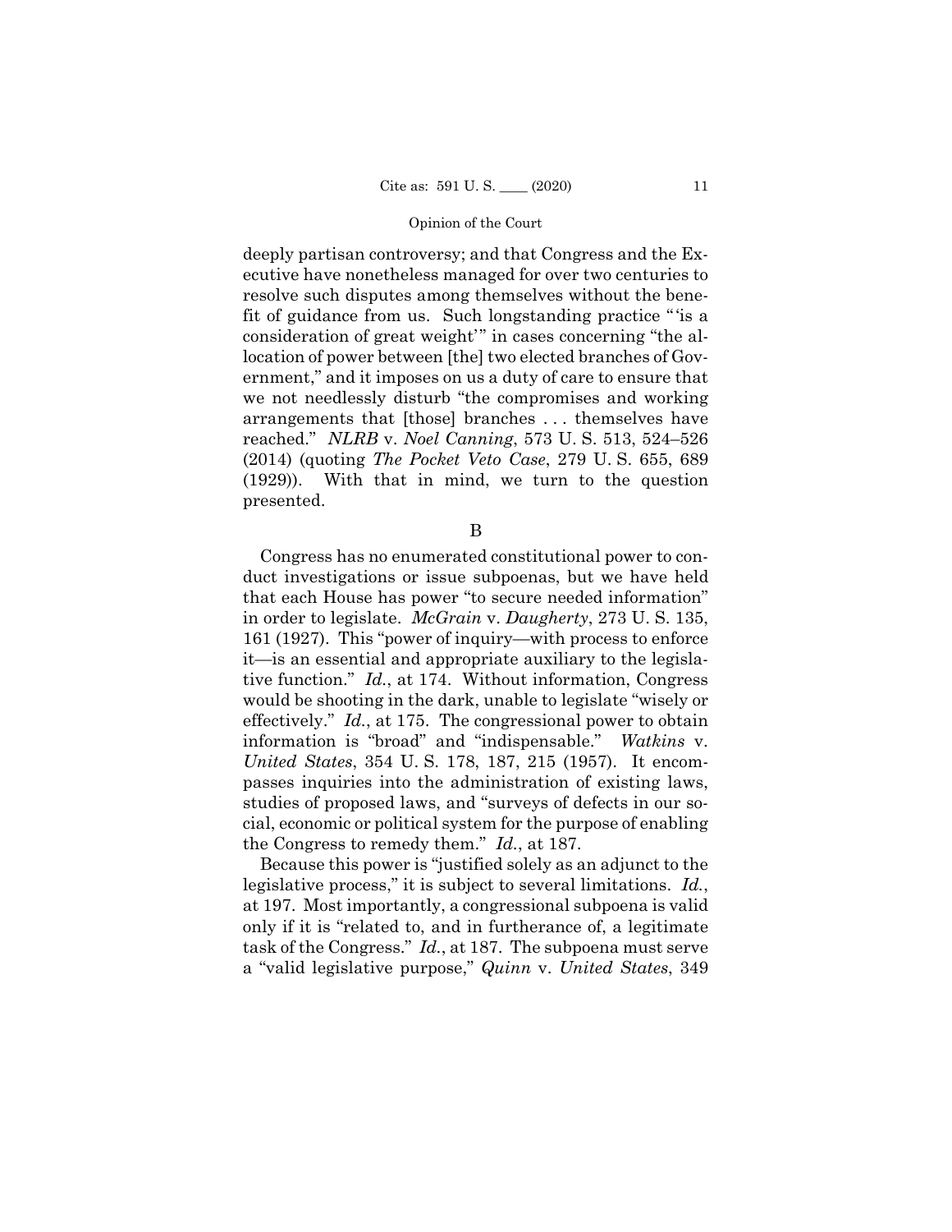deeply partisan controversy; and that Congress and the Executive have nonetheless managed for over two centuries to resolve such disputes among themselves without the benefit of guidance from us. Such longstanding practice "'is a consideration of great weight'" in cases concerning "the allocation of power between [the] two elected branches of Government," and it imposes on us a duty of care to ensure that we not needlessly disturb "the compromises and working arrangements that [those] branches . . . themselves have reached." *NLRB* v. *Noel Canning*, 573 U. S. 513, 524–526 (2014) (quoting *The Pocket Veto Case*, 279 U. S. 655, 689 (1929)). With that in mind, we turn to the question presented.

B

Congress has no enumerated constitutional power to conduct investigations or issue subpoenas, but we have held that each House has power "to secure needed information" in order to legislate. *McGrain* v. *Daugherty*, 273 U. S. 135, 161 (1927). This "power of inquiry—with process to enforce it—is an essential and appropriate auxiliary to the legislative function." *Id.*, at 174. Without information, Congress would be shooting in the dark, unable to legislate "wisely or effectively." *Id.*, at 175. The congressional power to obtain information is "broad" and "indispensable." *Watkins* v. *United States*, 354 U. S. 178, 187, 215 (1957). It encompasses inquiries into the administration of existing laws, studies of proposed laws, and "surveys of defects in our social, economic or political system for the purpose of enabling the Congress to remedy them." *Id.*, at 187.

Because this power is "justified solely as an adjunct to the legislative process," it is subject to several limitations. *Id.*, at 197. Most importantly, a congressional subpoena is valid only if it is "related to, and in furtherance of, a legitimate task of the Congress." *Id.*, at 187. The subpoena must serve a "valid legislative purpose," *Quinn* v. *United States*, 349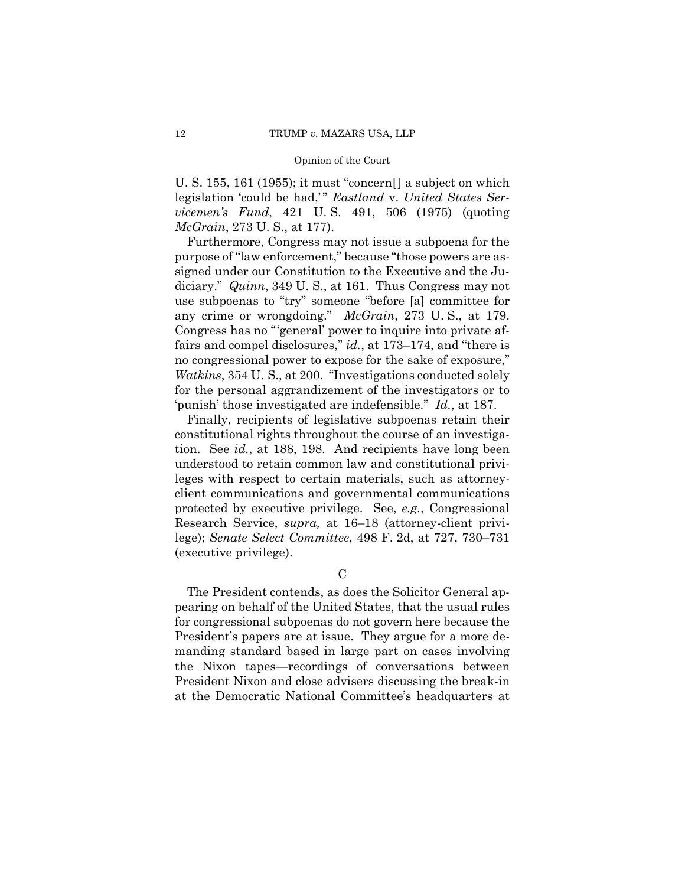U. S. 155, 161 (1955); it must "concern[] a subject on which legislation 'could be had,'" *Eastland* v. *United States Servicemen's Fund*, 421 U. S. 491, 506 (1975) (quoting *McGrain*, 273 U. S., at 177).

Furthermore, Congress may not issue a subpoena for the purpose of "law enforcement," because "those powers are assigned under our Constitution to the Executive and the Judiciary." *Quinn*, 349 U. S., at 161. Thus Congress may not use subpoenas to "try" someone "before [a] committee for any crime or wrongdoing." *McGrain*, 273 U. S., at 179. Congress has no "'general' power to inquire into private affairs and compel disclosures," *id.*, at 173–174, and "there is no congressional power to expose for the sake of exposure," *Watkins*, 354 U. S., at 200. "Investigations conducted solely for the personal aggrandizement of the investigators or to 'punish' those investigated are indefensible." *Id.*, at 187.

Finally, recipients of legislative subpoenas retain their constitutional rights throughout the course of an investigation. See *id.*, at 188, 198. And recipients have long been understood to retain common law and constitutional privileges with respect to certain materials, such as attorney-client communications and governmental communications protected by executive privilege. See, *e.g.*, Congressional Research Service, *supra,* at 16–18 (attorney-client privilege); *Senate Select Committee*, 498 F. 2d, at 727, 730–731 (executive privilege).

### C

The President contends, as does the Solicitor General appearing on behalf of the United States, that the usual rules for congressional subpoenas do not govern here because the President's papers are at issue. They argue for a more demanding standard based in large part on cases involving the Nixon tapes—recordings of conversations between President Nixon and close advisers discussing the break-in at the Democratic National Committee's headquarters at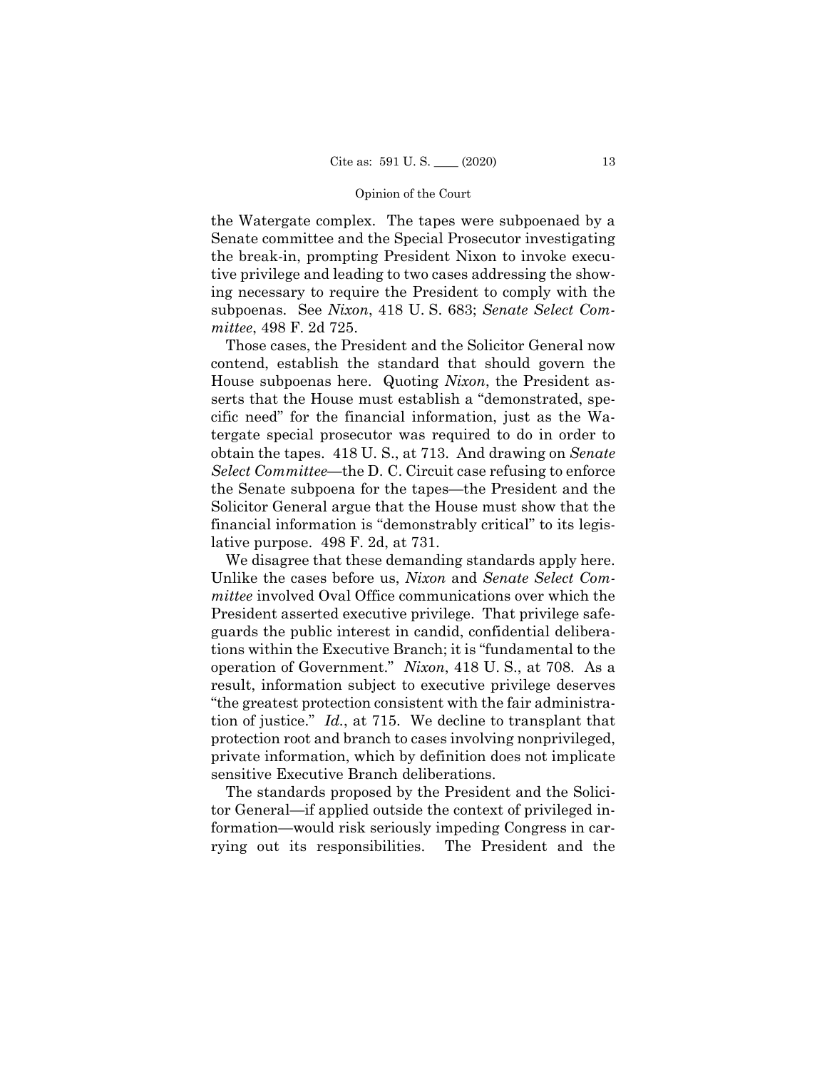the Watergate complex. The tapes were subpoenaed by a Senate committee and the Special Prosecutor investigating the break-in, prompting President Nixon to invoke executive privilege and leading to two cases addressing the showing necessary to require the President to comply with the subpoenas. See *Nixon*, 418 U. S. 683; *Senate Select Committee*, 498 F. 2d 725.

Those cases, the President and the Solicitor General now contend, establish the standard that should govern the House subpoenas here. Quoting *Nixon*, the President asserts that the House must establish a "demonstrated, specific need" for the financial information, just as the Watergate special prosecutor was required to do in order to obtain the tapes. 418 U. S., at 713. And drawing on *Senate Select Committee*—the D. C. Circuit case refusing to enforce the Senate subpoena for the tapes—the President and the Solicitor General argue that the House must show that the financial information is "demonstrably critical" to its legislative purpose. 498 F. 2d, at 731.

We disagree that these demanding standards apply here. Unlike the cases before us, *Nixon* and *Senate Select Committee* involved Oval Office communications over which the President asserted executive privilege. That privilege safeguards the public interest in candid, confidential deliberations within the Executive Branch; it is "fundamental to the operation of Government." *Nixon*, 418 U. S., at 708. As a result, information subject to executive privilege deserves "the greatest protection consistent with the fair administration of justice." *Id.*, at 715. We decline to transplant that protection root and branch to cases involving nonprivileged, private information, which by definition does not implicate sensitive Executive Branch deliberations.

The standards proposed by the President and the Solicitor General—if applied outside the context of privileged information—would risk seriously impeding Congress in carrying out its responsibilities. The President and the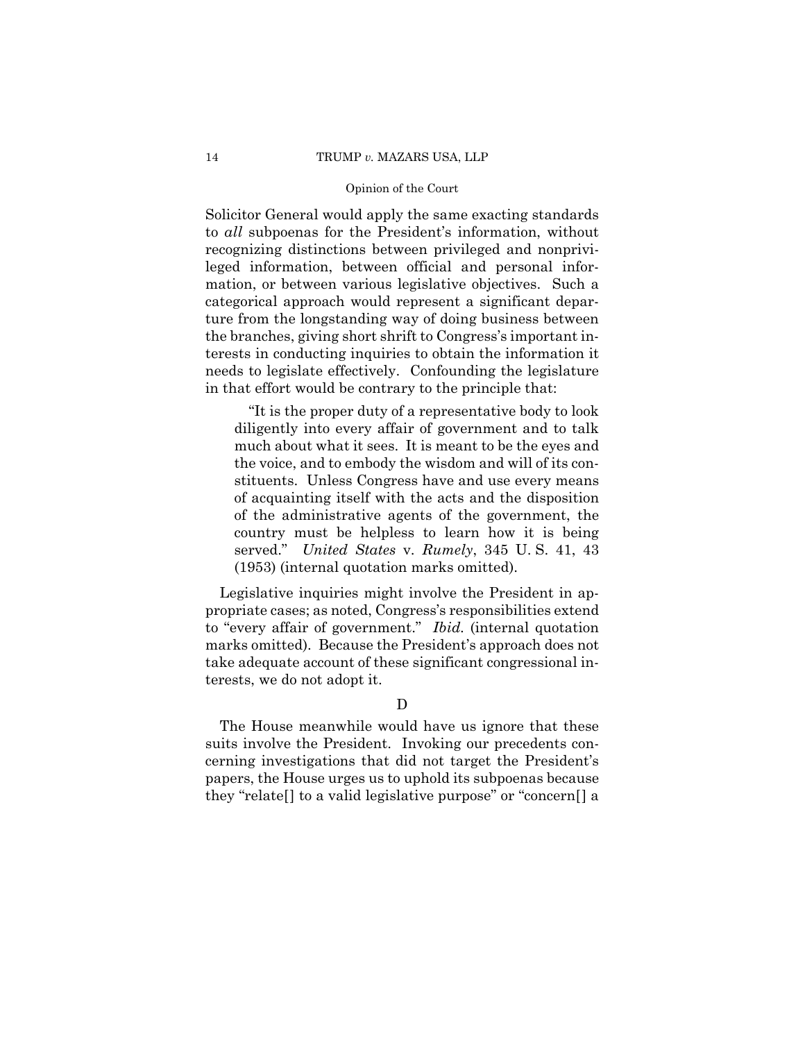Solicitor General would apply the same exacting standards to *all* subpoenas for the President's information, without recognizing distinctions between privileged and nonprivileged information, between official and personal information, or between various legislative objectives. Such a categorical approach would represent a significant departure from the longstanding way of doing business between the branches, giving short shrift to Congress's important interests in conducting inquiries to obtain the information it needs to legislate effectively. Confounding the legislature in that effort would be contrary to the principle that:

> "It is the proper duty of a representative body to look diligently into every affair of government and to talk much about what it sees. It is meant to be the eyes and the voice, and to embody the wisdom and will of its constituents. Unless Congress have and use every means of acquainting itself with the acts and the disposition of the administrative agents of the government, the country must be helpless to learn how it is being served." *United States* v. *Rumely*, 345 U. S. 41, 43 (1953) (internal quotation marks omitted).

Legislative inquiries might involve the President in appropriate cases; as noted, Congress's responsibilities extend to "every affair of government." *Ibid.* (internal quotation marks omitted). Because the President's approach does not take adequate account of these significant congressional interests, we do not adopt it.

### D

The House meanwhile would have us ignore that these suits involve the President. Invoking our precedents concerning investigations that did not target the President's papers, the House urges us to uphold its subpoenas because they "relate[] to a valid legislative purpose" or "concern[] a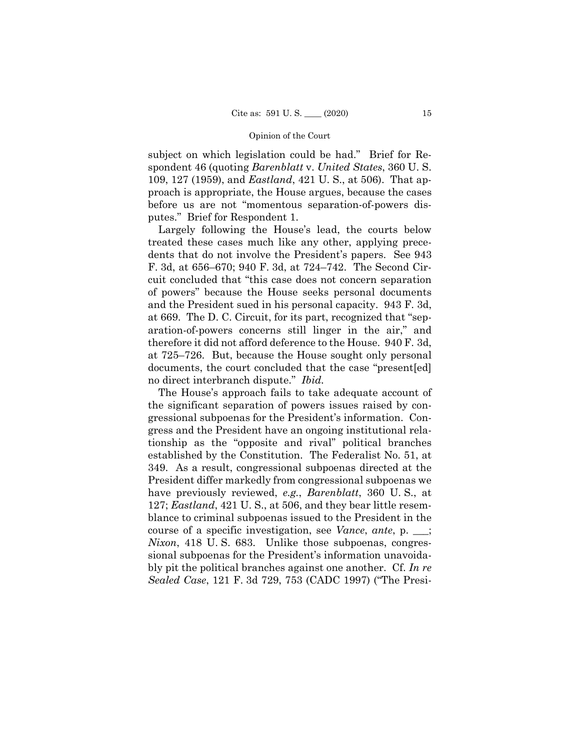subject on which legislation could be had." Brief for Respondent 46 (quoting *Barenblatt* v. *United States*, 360 U. S. 109, 127 (1959), and *Eastland*, 421 U. S., at 506). That approach is appropriate, the House argues, because the cases before us are not "momentous separation-of-powers disputes." Brief for Respondent 1.

Largely following the House's lead, the courts below treated these cases much like any other, applying precedents that do not involve the President's papers. See 943 F. 3d, at 656–670; 940 F. 3d, at 724–742. The Second Circuit concluded that "this case does not concern separation of powers" because the House seeks personal documents and the President sued in his personal capacity. 943 F. 3d, at 669. The D. C. Circuit, for its part, recognized that "separation-of-powers concerns still linger in the air," and therefore it did not afford deference to the House. 940 F. 3d, at 725–726. But, because the House sought only personal documents, the court concluded that the case "present[ed] no direct interbranch dispute." *Ibid.*

The House's approach fails to take adequate account of the significant separation of powers issues raised by congressional subpoenas for the President's information. Congress and the President have an ongoing institutional relationship as the "opposite and rival" political branches established by the Constitution. The Federalist No. 51, at 349. As a result, congressional subpoenas directed at the President differ markedly from congressional subpoenas we have previously reviewed, *e.g.*, *Barenblatt*, 360 U. S., at 127; *Eastland*, 421 U. S., at 506, and they bear little resemblance to criminal subpoenas issued to the President in the course of a specific investigation, see *Vance*, *ante*, p. \_\_\_; *Nixon*, 418 U. S. 683. Unlike those subpoenas, congressional subpoenas for the President's information unavoidably pit the political branches against one another. Cf. *In re Sealed Case*, 121 F. 3d 729, 753 (CADC 1997) ("The Presi-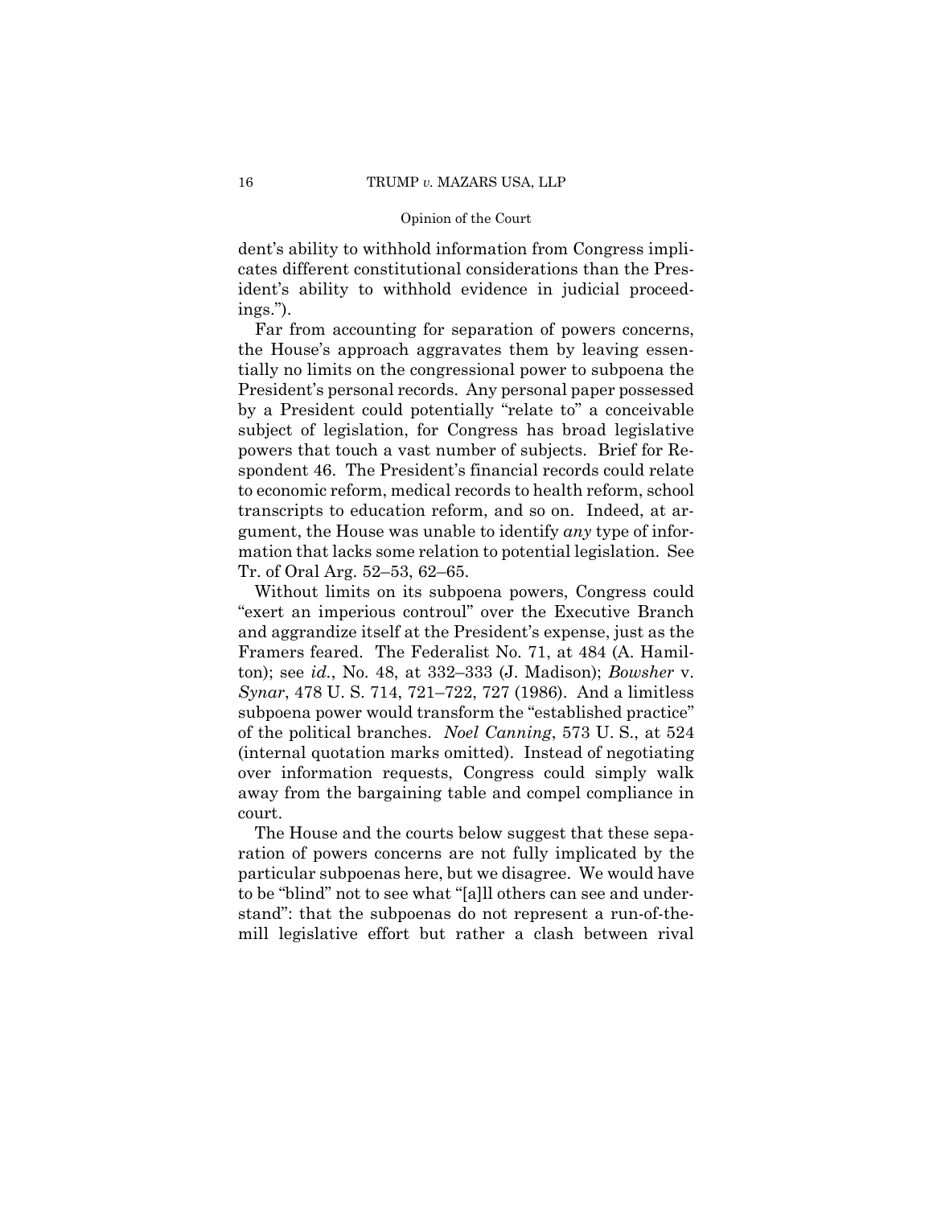dent's ability to withhold information from Congress implicates different constitutional considerations than the President's ability to withhold evidence in judicial proceedings.").

Far from accounting for separation of powers concerns, the House's approach aggravates them by leaving essentially no limits on the congressional power to subpoena the President's personal records. Any personal paper possessed by a President could potentially "relate to" a conceivable subject of legislation, for Congress has broad legislative powers that touch a vast number of subjects. Brief for Respondent 46. The President's financial records could relate to economic reform, medical records to health reform, school transcripts to education reform, and so on. Indeed, at argument, the House was unable to identify *any* type of information that lacks some relation to potential legislation. See Tr. of Oral Arg. 52–53, 62–65.

Without limits on its subpoena powers, Congress could "exert an imperious controul" over the Executive Branch and aggrandize itself at the President's expense, just as the Framers feared. The Federalist No. 71, at 484 (A. Hamilton); see *id.*, No. 48, at 332–333 (J. Madison); *Bowsher* v. *Synar*, 478 U. S. 714, 721–722, 727 (1986). And a limitless subpoena power would transform the "established practice" of the political branches. *Noel Canning*, 573 U. S., at 524 (internal quotation marks omitted). Instead of negotiating over information requests, Congress could simply walk away from the bargaining table and compel compliance in court.

The House and the courts below suggest that these separation of powers concerns are not fully implicated by the particular subpoenas here, but we disagree. We would have to be "blind" not to see what "[a]ll others can see and understand": that the subpoenas do not represent a run-of-the-mill legislative effort but rather a clash between rival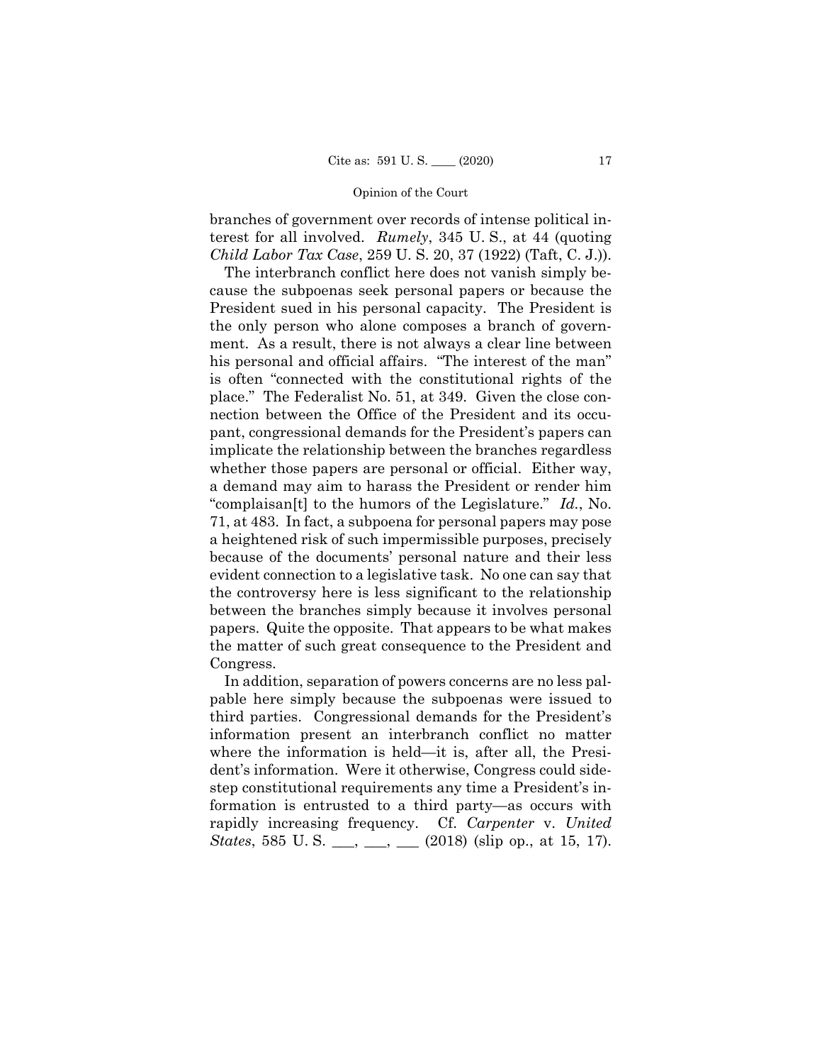branches of government over records of intense political interest for all involved. *Rumely*, 345 U. S., at 44 (quoting *Child Labor Tax Case*, 259 U. S. 20, 37 (1922) (Taft, C. J.)).

The interbranch conflict here does not vanish simply because the subpoenas seek personal papers or because the President sued in his personal capacity. The President is the only person who alone composes a branch of government. As a result, there is not always a clear line between his personal and official affairs. "The interest of the man" is often "connected with the constitutional rights of the place." The Federalist No. 51, at 349. Given the close connection between the Office of the President and its occupant, congressional demands for the President's papers can implicate the relationship between the branches regardless whether those papers are personal or official. Either way, a demand may aim to harass the President or render him "complaisan[t] to the humors of the Legislature." *Id.*, No. 71, at 483. In fact, a subpoena for personal papers may pose a heightened risk of such impermissible purposes, precisely because of the documents' personal nature and their less evident connection to a legislative task. No one can say that the controversy here is less significant to the relationship between the branches simply because it involves personal papers. Quite the opposite. That appears to be what makes the matter of such great consequence to the President and Congress.

In addition, separation of powers concerns are no less palpable here simply because the subpoenas were issued to third parties. Congressional demands for the President's information present an interbranch conflict no matter where the information is held—it is, after all, the President's information. Were it otherwise, Congress could sidestep constitutional requirements any time a President's information is entrusted to a third party—as occurs with rapidly increasing frequency. Cf. *Carpenter* v. *United States*, 585 U. S. ___, ___, ___ (2018) (slip op., at 15, 17).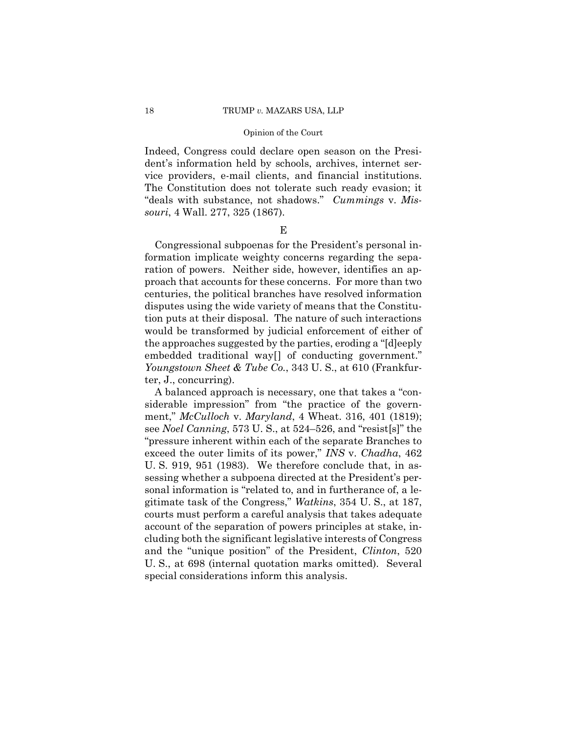Indeed, Congress could declare open season on the President's information held by schools, archives, internet service providers, e-mail clients, and financial institutions. The Constitution does not tolerate such ready evasion; it "deals with substance, not shadows." *Cummings* v. *Missouri*, 4 Wall. 277, 325 (1867).

### E

Congressional subpoenas for the President's personal information implicate weighty concerns regarding the separation of powers. Neither side, however, identifies an approach that accounts for these concerns. For more than two centuries, the political branches have resolved information disputes using the wide variety of means that the Constitution puts at their disposal. The nature of such interactions would be transformed by judicial enforcement of either of the approaches suggested by the parties, eroding a "[d]eeply embedded traditional way[] of conducting government." *Youngstown Sheet & Tube Co.*, 343 U. S., at 610 (Frankfurter, J., concurring).

A balanced approach is necessary, one that takes a "considerable impression" from "the practice of the government," *McCulloch* v. *Maryland*, 4 Wheat. 316, 401 (1819); see *Noel Canning*, 573 U. S., at 524–526, and "resist[s]" the "pressure inherent within each of the separate Branches to exceed the outer limits of its power," *INS* v. *Chadha*, 462 U. S. 919, 951 (1983). We therefore conclude that, in assessing whether a subpoena directed at the President's personal information is "related to, and in furtherance of, a legitimate task of the Congress," *Watkins*, 354 U. S., at 187, courts must perform a careful analysis that takes adequate account of the separation of powers principles at stake, including both the significant legislative interests of Congress and the "unique position" of the President, *Clinton*, 520 U. S., at 698 (internal quotation marks omitted). Several special considerations inform this analysis.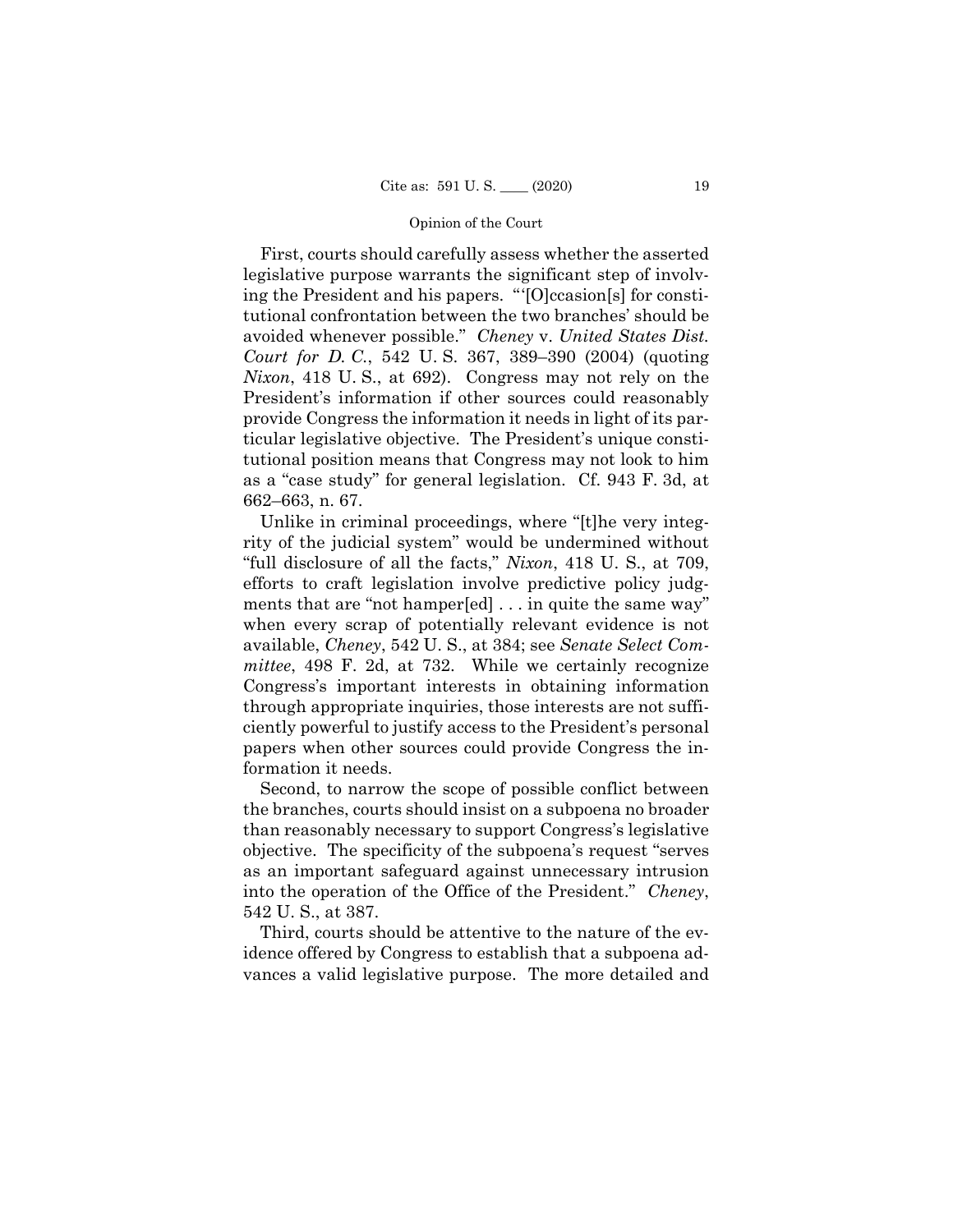First, courts should carefully assess whether the asserted legislative purpose warrants the significant step of involving the President and his papers. "'[O]ccasion[s] for constitutional confrontation between the two branches' should be avoided whenever possible." *Cheney* v. *United States Dist. Court for D. C.*, 542 U. S. 367, 389–390 (2004) (quoting *Nixon*, 418 U. S., at 692). Congress may not rely on the President's information if other sources could reasonably provide Congress the information it needs in light of its particular legislative objective. The President's unique constitutional position means that Congress may not look to him as a "case study" for general legislation. Cf. 943 F. 3d, at 662–663, n. 67.

Unlike in criminal proceedings, where "[t]he very integrity of the judicial system" would be undermined without "full disclosure of all the facts," *Nixon*, 418 U. S., at 709, efforts to craft legislation involve predictive policy judgments that are "not hamper[ed] . . . in quite the same way" when every scrap of potentially relevant evidence is not available, *Cheney*, 542 U. S., at 384; see *Senate Select Committee*, 498 F. 2d, at 732. While we certainly recognize Congress's important interests in obtaining information through appropriate inquiries, those interests are not sufficiently powerful to justify access to the President's personal papers when other sources could provide Congress the information it needs.

Second, to narrow the scope of possible conflict between the branches, courts should insist on a subpoena no broader than reasonably necessary to support Congress's legislative objective. The specificity of the subpoena's request "serves as an important safeguard against unnecessary intrusion into the operation of the Office of the President." *Cheney*, 542 U. S., at 387.

Third, courts should be attentive to the nature of the evidence offered by Congress to establish that a subpoena advances a valid legislative purpose. The more detailed and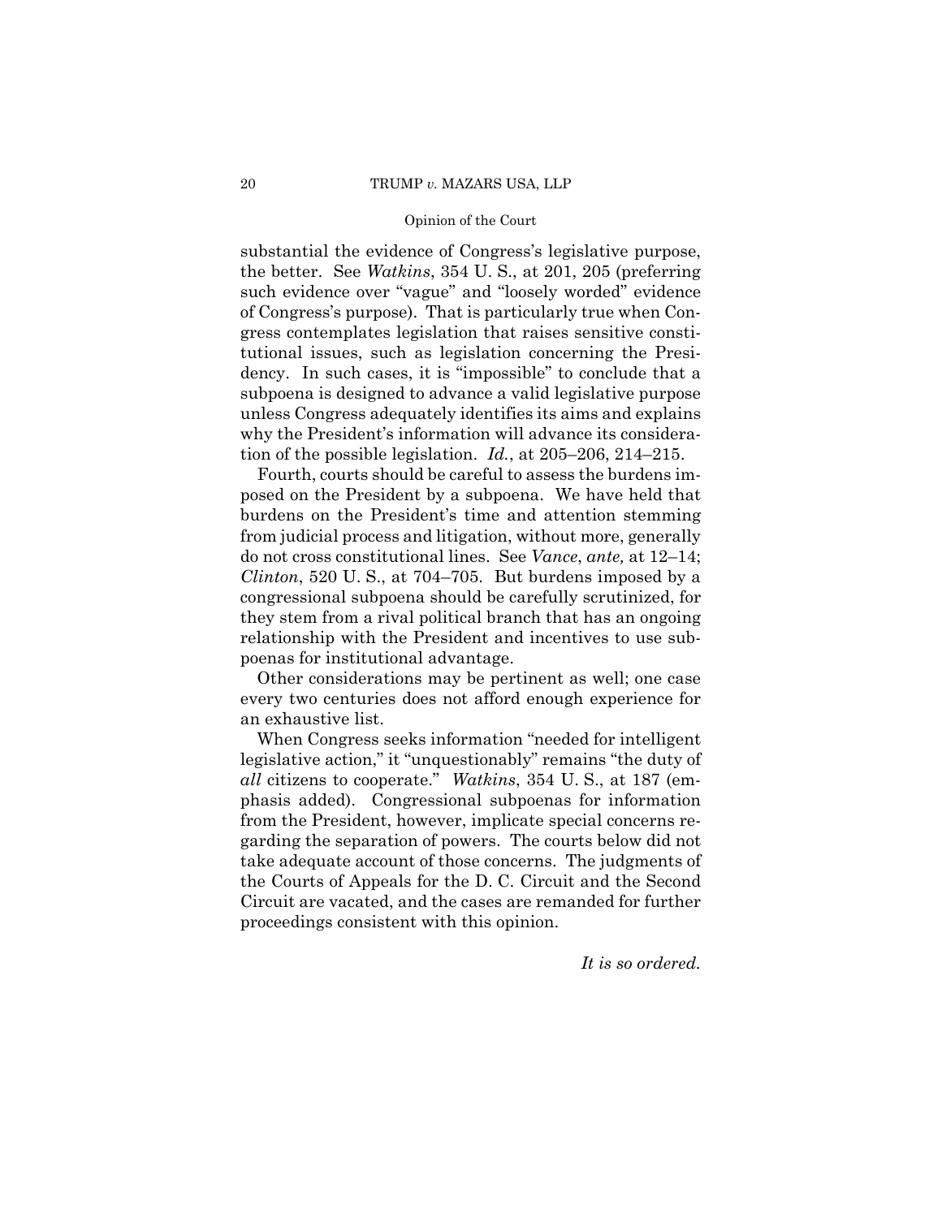substantial the evidence of Congress's legislative purpose, the better. See *Watkins*, 354 U. S., at 201, 205 (preferring such evidence over "vague" and "loosely worded" evidence of Congress's purpose). That is particularly true when Congress contemplates legislation that raises sensitive constitutional issues, such as legislation concerning the Presidency. In such cases, it is "impossible" to conclude that a subpoena is designed to advance a valid legislative purpose unless Congress adequately identifies its aims and explains why the President's information will advance its consideration of the possible legislation. *Id.*, at 205–206, 214–215.

Fourth, courts should be careful to assess the burdens imposed on the President by a subpoena. We have held that burdens on the President's time and attention stemming from judicial process and litigation, without more, generally do not cross constitutional lines. See *Vance*, *ante,* at 12–14; *Clinton*, 520 U. S., at 704–705. But burdens imposed by a congressional subpoena should be carefully scrutinized, for they stem from a rival political branch that has an ongoing relationship with the President and incentives to use subpoenas for institutional advantage.

Other considerations may be pertinent as well; one case every two centuries does not afford enough experience for an exhaustive list.

When Congress seeks information "needed for intelligent legislative action," it "unquestionably" remains "the duty of *all* citizens to cooperate." *Watkins*, 354 U. S., at 187 (emphasis added). Congressional subpoenas for information from the President, however, implicate special concerns regarding the separation of powers. The courts below did not take adequate account of those concerns. The judgments of the Courts of Appeals for the D. C. Circuit and the Second Circuit are vacated, and the cases are remanded for further proceedings consistent with this opinion.

*It is so ordered.*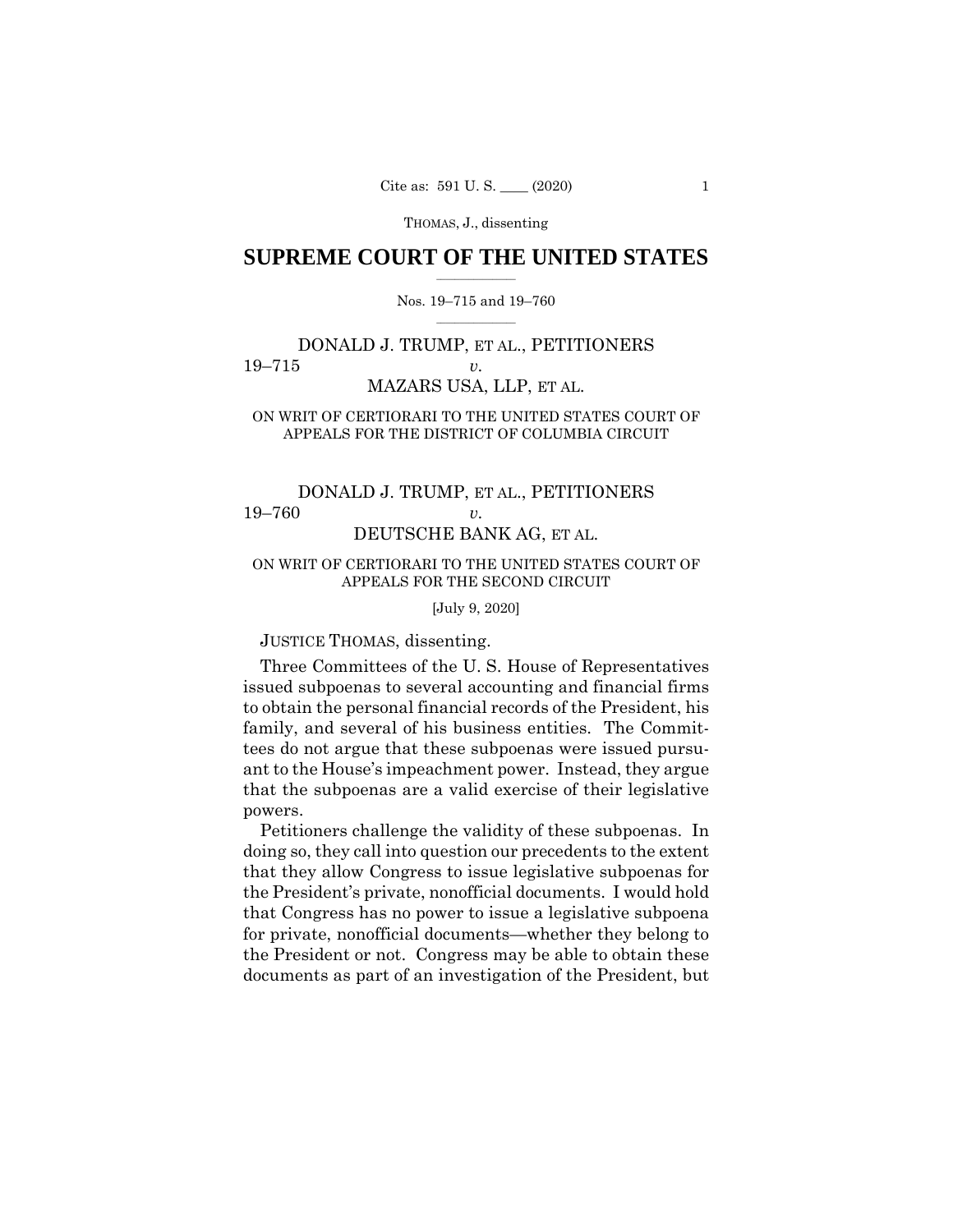# SUPREME COURT OF THE UNITED STATES

Nos. 19–715 and 19–760

DONALD J. TRUMP, ET AL., PETITIONERS
19–715 *v.*
MAZARS USA, LLP, ET AL.

ON WRIT OF CERTIORARI TO THE UNITED STATES COURT OF APPEALS FOR THE DISTRICT OF COLUMBIA CIRCUIT

DONALD J. TRUMP, ET AL., PETITIONERS
19–760 *v.*
DEUTSCHE BANK AG, ET AL.

ON WRIT OF CERTIORARI TO THE UNITED STATES COURT OF APPEALS FOR THE SECOND CIRCUIT

[July 9, 2020]

JUSTICE THOMAS, dissenting.

Three Committees of the U. S. House of Representatives issued subpoenas to several accounting and financial firms to obtain the personal financial records of the President, his family, and several of his business entities. The Committees do not argue that these subpoenas were issued pursuant to the House's impeachment power. Instead, they argue that the subpoenas are a valid exercise of their legislative powers.

Petitioners challenge the validity of these subpoenas. In doing so, they call into question our precedents to the extent that they allow Congress to issue legislative subpoenas for the President's private, nonofficial documents. I would hold that Congress has no power to issue a legislative subpoena for private, nonofficial documents—whether they belong to the President or not. Congress may be able to obtain these documents as part of an investigation of the President, but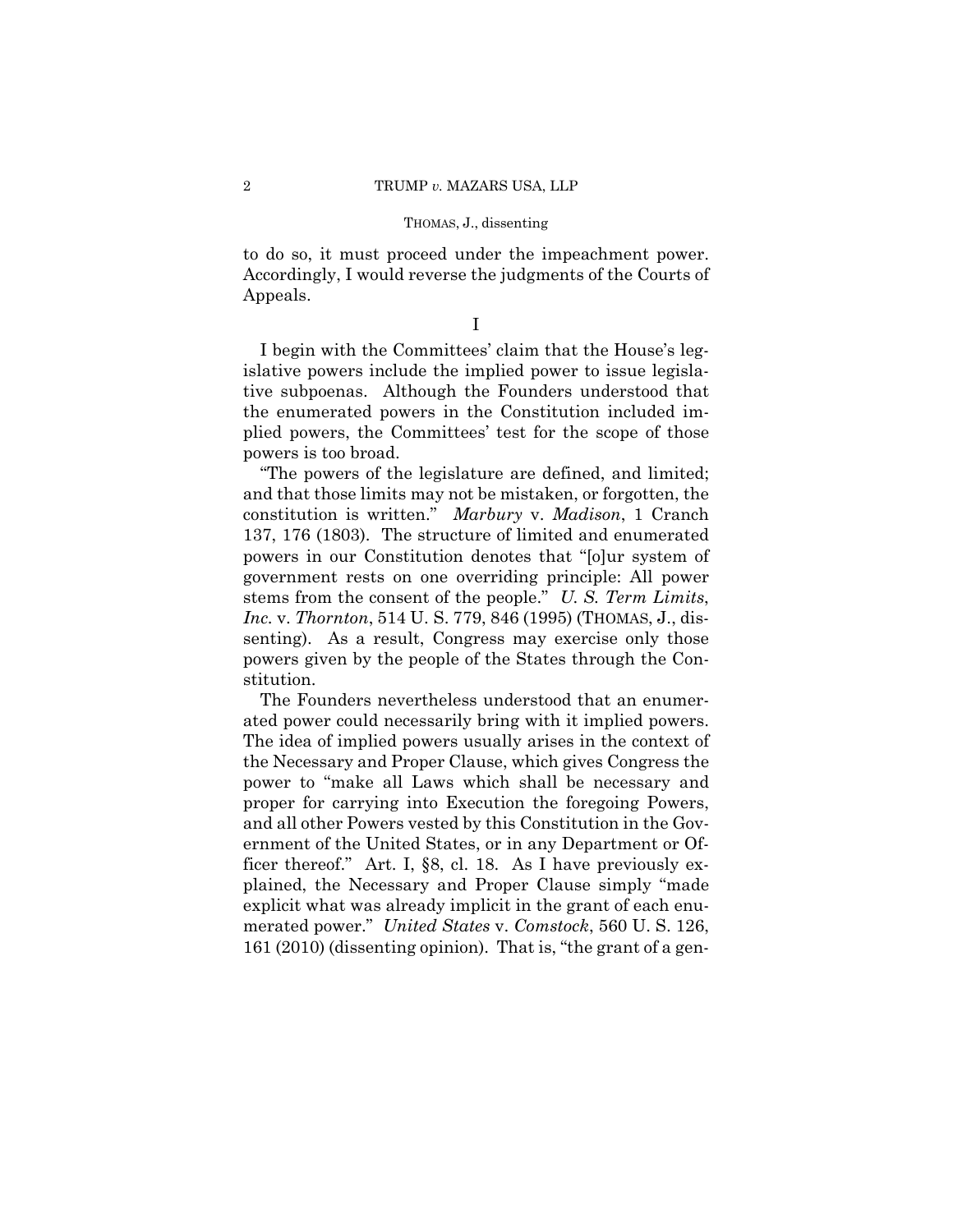to do so, it must proceed under the impeachment power. Accordingly, I would reverse the judgments of the Courts of Appeals.

## I

I begin with the Committees' claim that the House's legislative powers include the implied power to issue legislative subpoenas. Although the Founders understood that the enumerated powers in the Constitution included implied powers, the Committees' test for the scope of those powers is too broad.

"The powers of the legislature are defined, and limited; and that those limits may not be mistaken, or forgotten, the constitution is written." *Marbury* v. *Madison*, 1 Cranch 137, 176 (1803). The structure of limited and enumerated powers in our Constitution denotes that "[o]ur system of government rests on one overriding principle: All power stems from the consent of the people." *U. S. Term Limits, Inc.* v. *Thornton*, 514 U. S. 779, 846 (1995) (THOMAS, J., dissenting). As a result, Congress may exercise only those powers given by the people of the States through the Constitution.

The Founders nevertheless understood that an enumerated power could necessarily bring with it implied powers. The idea of implied powers usually arises in the context of the Necessary and Proper Clause, which gives Congress the power to "make all Laws which shall be necessary and proper for carrying into Execution the foregoing Powers, and all other Powers vested by this Constitution in the Government of the United States, or in any Department or Officer thereof." Art. I, §8, cl. 18. As I have previously explained, the Necessary and Proper Clause simply "made explicit what was already implicit in the grant of each enumerated power." *United States* v. *Comstock*, 560 U. S. 126, 161 (2010) (dissenting opinion). That is, "the grant of a gen-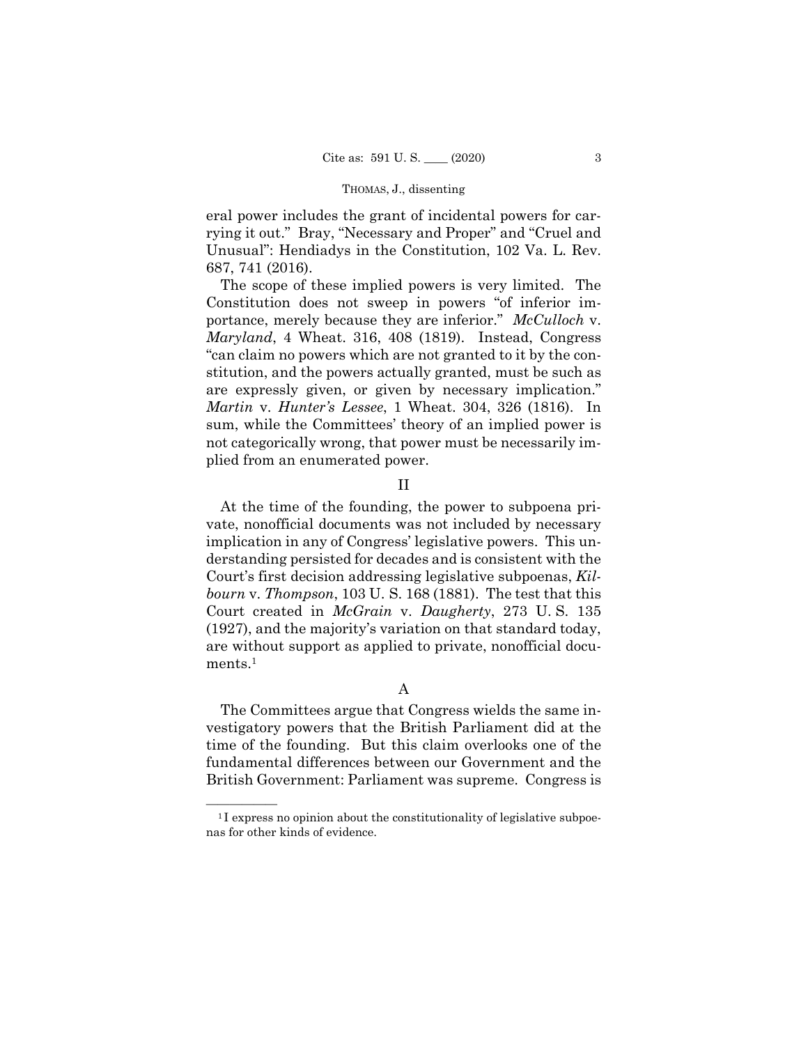eral power includes the grant of incidental powers for carrying it out." Bray, "Necessary and Proper" and "Cruel and Unusual": Hendiadys in the Constitution, 102 Va. L. Rev. 687, 741 (2016).

The scope of these implied powers is very limited. The Constitution does not sweep in powers "of inferior importance, merely because they are inferior." *McCulloch* v. *Maryland*, 4 Wheat. 316, 408 (1819). Instead, Congress "can claim no powers which are not granted to it by the constitution, and the powers actually granted, must be such as are expressly given, or given by necessary implication." *Martin* v. *Hunter's Lessee*, 1 Wheat. 304, 326 (1816). In sum, while the Committees' theory of an implied power is not categorically wrong, that power must be necessarily implied from an enumerated power.

## II

At the time of the founding, the power to subpoena private, nonofficial documents was not included by necessary implication in any of Congress' legislative powers. This understanding persisted for decades and is consistent with the Court's first decision addressing legislative subpoenas, *Kilbourn* v. *Thompson*, 103 U. S. 168 (1881). The test that this Court created in *McGrain* v. *Daugherty*, 273 U. S. 135 (1927), and the majority's variation on that standard today, are without support as applied to private, nonofficial documents.[1]

### A

The Committees argue that Congress wields the same investigatory powers that the British Parliament did at the time of the founding. But this claim overlooks one of the fundamental differences between our Government and the British Government: Parliament was supreme. Congress is

---

[1] I express no opinion about the constitutionality of legislative subpoenas for other kinds of evidence.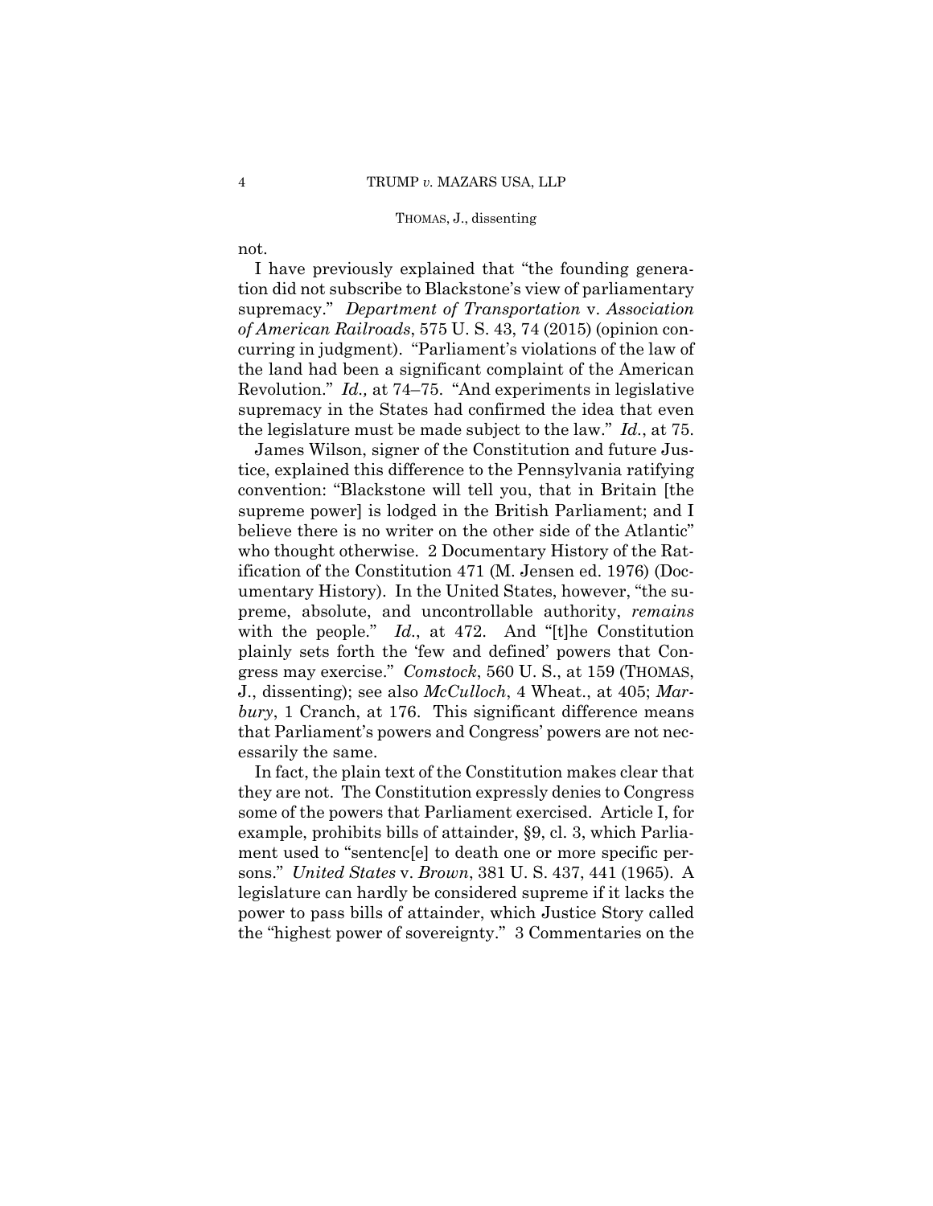not.

I have previously explained that "the founding generation did not subscribe to Blackstone's view of parliamentary supremacy." *Department of Transportation* v. *Association of American Railroads*, 575 U. S. 43, 74 (2015) (opinion concurring in judgment). "Parliament's violations of the law of the land had been a significant complaint of the American Revolution." *Id.,* at 74–75. "And experiments in legislative supremacy in the States had confirmed the idea that even the legislature must be made subject to the law." *Id.*, at 75.

James Wilson, signer of the Constitution and future Justice, explained this difference to the Pennsylvania ratifying convention: "Blackstone will tell you, that in Britain [the supreme power] is lodged in the British Parliament; and I believe there is no writer on the other side of the Atlantic" who thought otherwise. 2 Documentary History of the Ratification of the Constitution 471 (M. Jensen ed. 1976) (Documentary History). In the United States, however, "the supreme, absolute, and uncontrollable authority, *remains* with the people." *Id.*, at 472. And "[t]he Constitution plainly sets forth the 'few and defined' powers that Congress may exercise." *Comstock*, 560 U. S., at 159 (THOMAS, J., dissenting); see also *McCulloch*, 4 Wheat., at 405; *Marbury*, 1 Cranch, at 176. This significant difference means that Parliament's powers and Congress' powers are not necessarily the same.

In fact, the plain text of the Constitution makes clear that they are not. The Constitution expressly denies to Congress some of the powers that Parliament exercised. Article I, for example, prohibits bills of attainder, §9, cl. 3, which Parliament used to "sentenc[e] to death one or more specific persons." *United States* v. *Brown*, 381 U. S. 437, 441 (1965). A legislature can hardly be considered supreme if it lacks the power to pass bills of attainder, which Justice Story called the "highest power of sovereignty." 3 Commentaries on the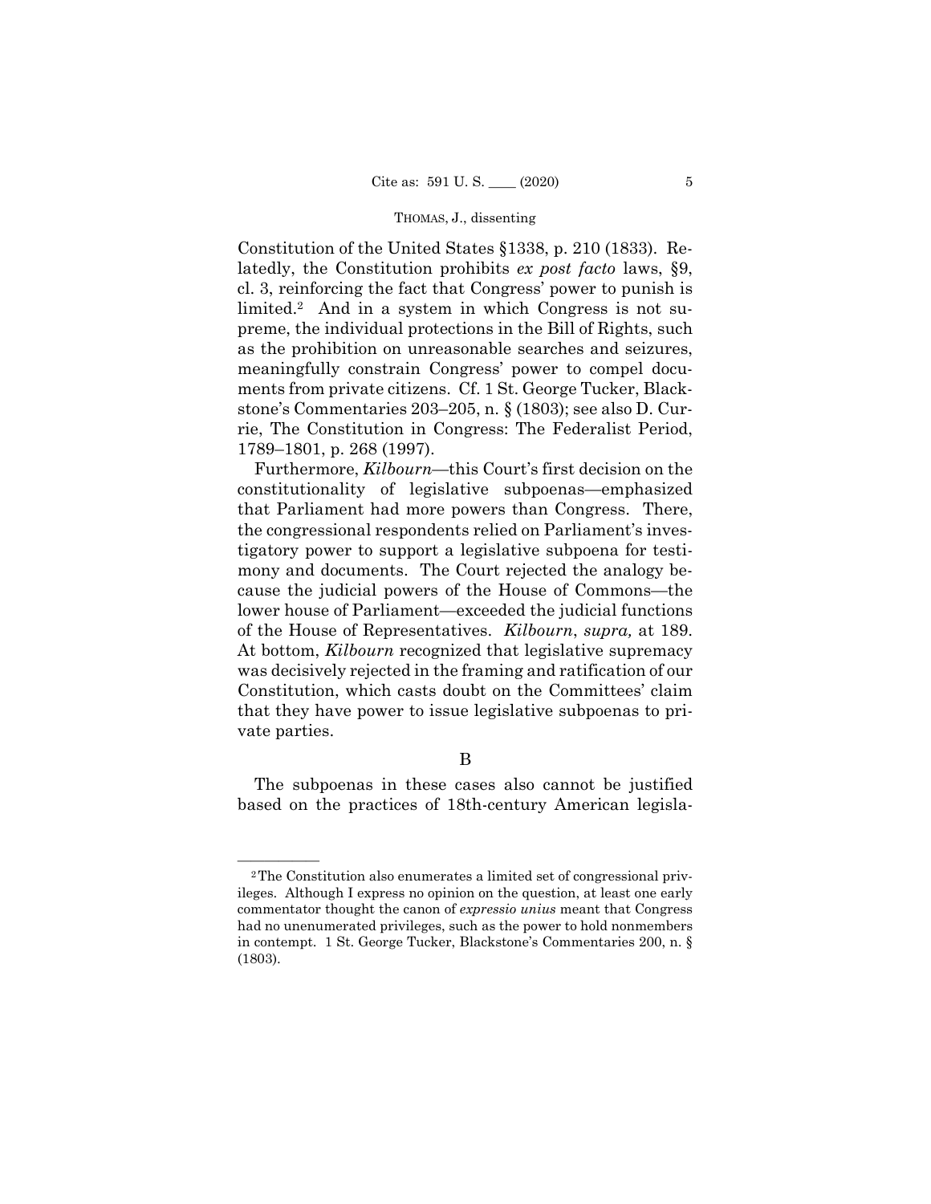Constitution of the United States §1338, p. 210 (1833). Relatedly, the Constitution prohibits *ex post facto* laws, §9, cl. 3, reinforcing the fact that Congress' power to punish is limited.[2] And in a system in which Congress is not supreme, the individual protections in the Bill of Rights, such as the prohibition on unreasonable searches and seizures, meaningfully constrain Congress' power to compel documents from private citizens. Cf. 1 St. George Tucker, Blackstone's Commentaries 203–205, n. § (1803); see also D. Currie, The Constitution in Congress: The Federalist Period, 1789–1801, p. 268 (1997).

Furthermore, *Kilbourn*—this Court's first decision on the constitutionality of legislative subpoenas—emphasized that Parliament had more powers than Congress. There, the congressional respondents relied on Parliament's investigatory power to support a legislative subpoena for testimony and documents. The Court rejected the analogy because the judicial powers of the House of Commons—the lower house of Parliament—exceeded the judicial functions of the House of Representatives. *Kilbourn*, *supra,* at 189. At bottom, *Kilbourn* recognized that legislative supremacy was decisively rejected in the framing and ratification of our Constitution, which casts doubt on the Committees' claim that they have power to issue legislative subpoenas to private parties.

B

The subpoenas in these cases also cannot be justified based on the practices of 18th-century American legisla-

---

[2] The Constitution also enumerates a limited set of congressional privileges. Although I express no opinion on the question, at least one early commentator thought the canon of *expressio unius* meant that Congress had no unenumerated privileges, such as the power to hold nonmembers in contempt. 1 St. George Tucker, Blackstone's Commentaries 200, n. § (1803).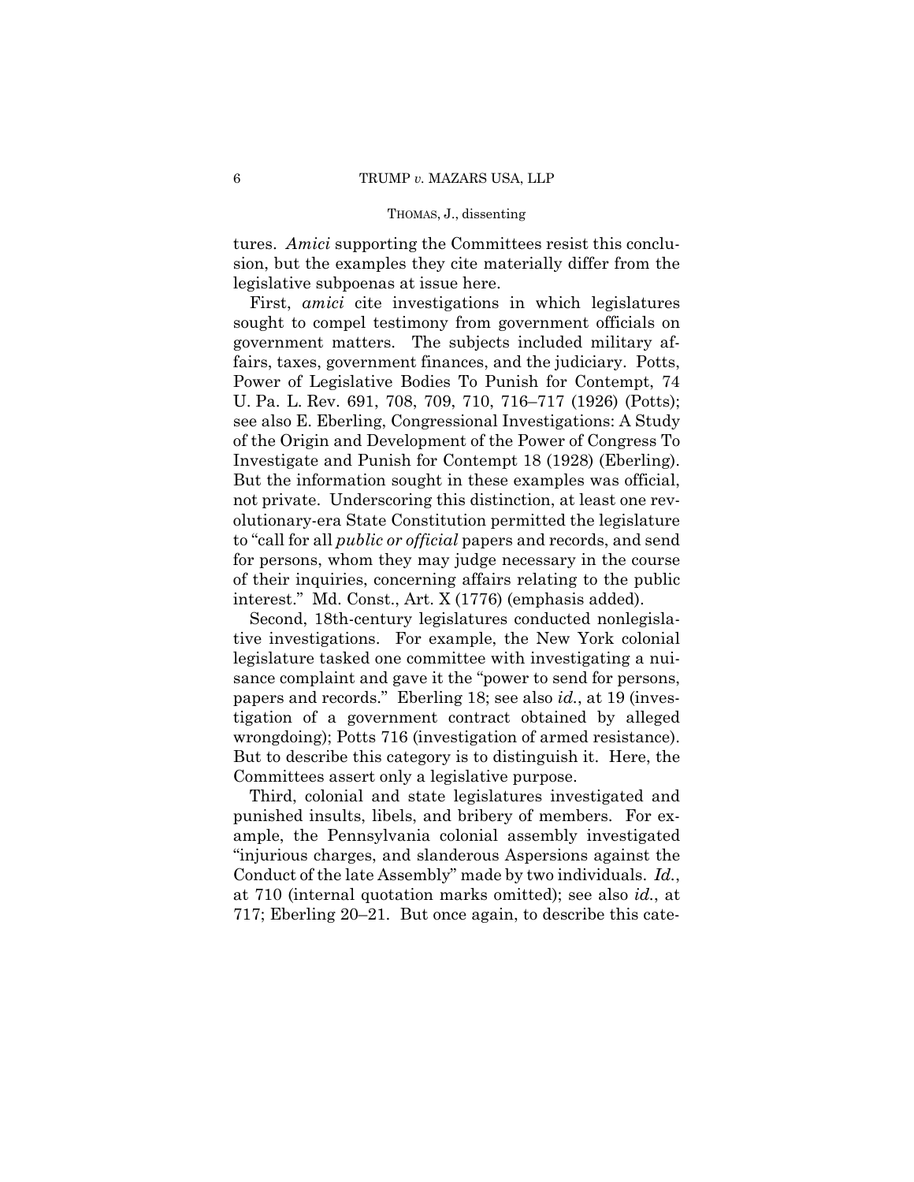tures. *Amici* supporting the Committees resist this conclusion, but the examples they cite materially differ from the legislative subpoenas at issue here.

First, *amici* cite investigations in which legislatures sought to compel testimony from government officials on government matters. The subjects included military affairs, taxes, government finances, and the judiciary. Potts, Power of Legislative Bodies To Punish for Contempt, 74 U. Pa. L. Rev. 691, 708, 709, 710, 716–717 (1926) (Potts); see also E. Eberling, Congressional Investigations: A Study of the Origin and Development of the Power of Congress To Investigate and Punish for Contempt 18 (1928) (Eberling). But the information sought in these examples was official, not private. Underscoring this distinction, at least one revolutionary-era State Constitution permitted the legislature to "call for all *public or official* papers and records, and send for persons, whom they may judge necessary in the course of their inquiries, concerning affairs relating to the public interest." Md. Const., Art. X (1776) (emphasis added).

Second, 18th-century legislatures conducted nonlegislative investigations. For example, the New York colonial legislature tasked one committee with investigating a nuisance complaint and gave it the "power to send for persons, papers and records." Eberling 18; see also *id.*, at 19 (investigation of a government contract obtained by alleged wrongdoing); Potts 716 (investigation of armed resistance). But to describe this category is to distinguish it. Here, the Committees assert only a legislative purpose.

Third, colonial and state legislatures investigated and punished insults, libels, and bribery of members. For example, the Pennsylvania colonial assembly investigated "injurious charges, and slanderous Aspersions against the Conduct of the late Assembly" made by two individuals. *Id.*, at 710 (internal quotation marks omitted); see also *id.*, at 717; Eberling 20–21. But once again, to describe this cate-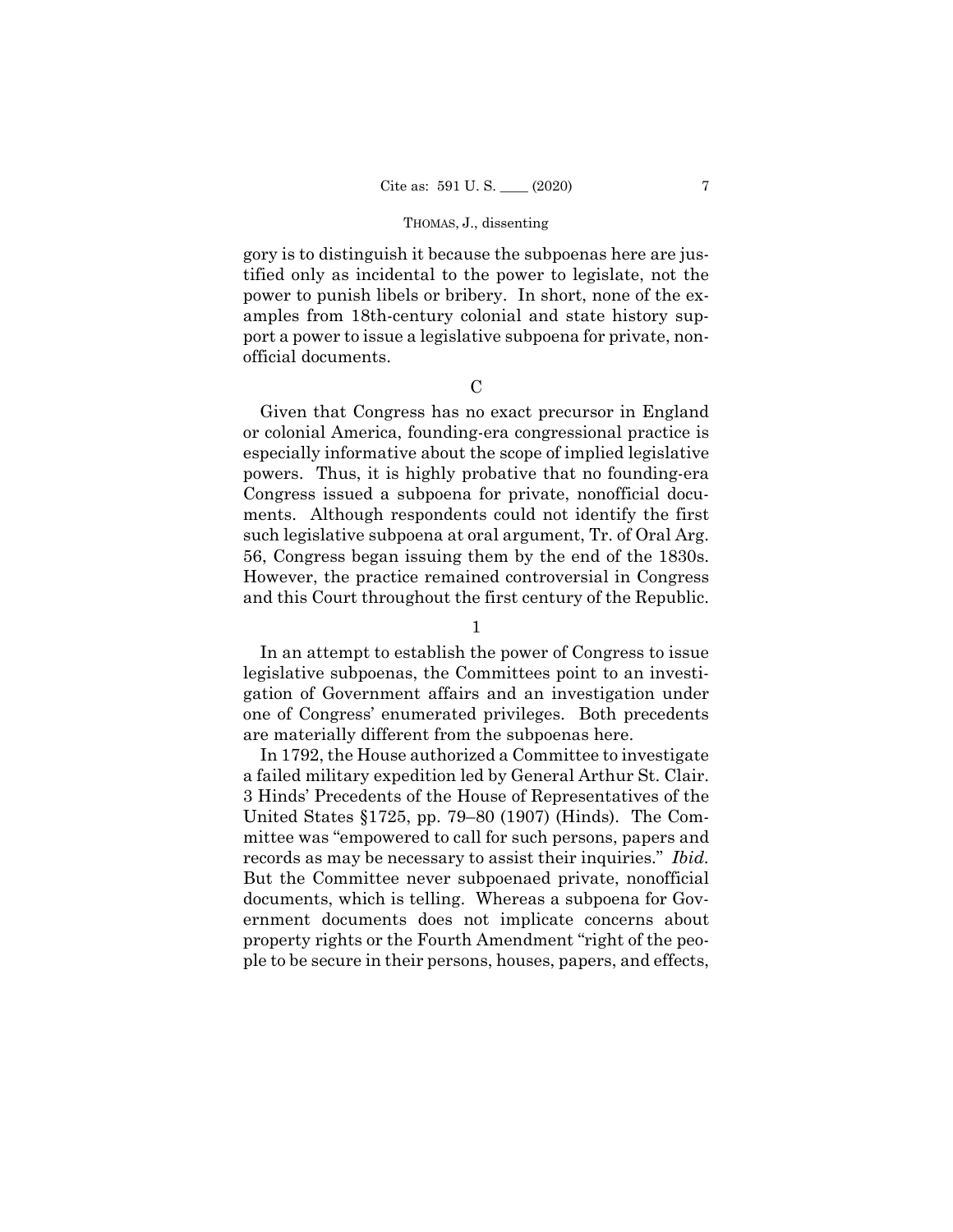gory is to distinguish it because the subpoenas here are justified only as incidental to the power to legislate, not the power to punish libels or bribery. In short, none of the examples from 18th-century colonial and state history support a power to issue a legislative subpoena for private, nonofficial documents.

C

Given that Congress has no exact precursor in England or colonial America, founding-era congressional practice is especially informative about the scope of implied legislative powers. Thus, it is highly probative that no founding-era Congress issued a subpoena for private, nonofficial documents. Although respondents could not identify the first such legislative subpoena at oral argument, Tr. of Oral Arg. 56, Congress began issuing them by the end of the 1830s. However, the practice remained controversial in Congress and this Court throughout the first century of the Republic.

1

In an attempt to establish the power of Congress to issue legislative subpoenas, the Committees point to an investigation of Government affairs and an investigation under one of Congress' enumerated privileges. Both precedents are materially different from the subpoenas here.

In 1792, the House authorized a Committee to investigate a failed military expedition led by General Arthur St. Clair. 3 Hinds' Precedents of the House of Representatives of the United States §1725, pp. 79–80 (1907) (Hinds). The Committee was "empowered to call for such persons, papers and records as may be necessary to assist their inquiries." *Ibid.* But the Committee never subpoenaed private, nonofficial documents, which is telling. Whereas a subpoena for Government documents does not implicate concerns about property rights or the Fourth Amendment "right of the people to be secure in their persons, houses, papers, and effects,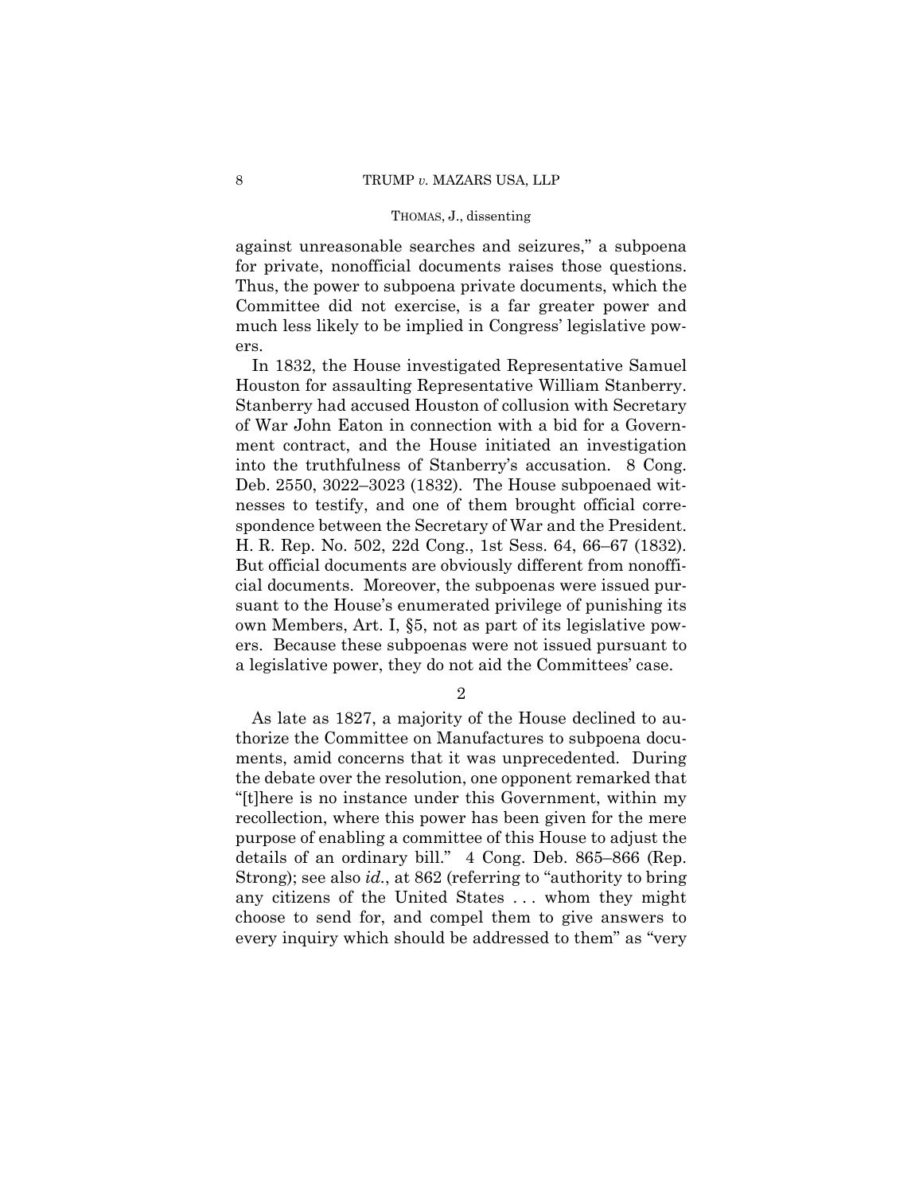against unreasonable searches and seizures," a subpoena for private, nonofficial documents raises those questions. Thus, the power to subpoena private documents, which the Committee did not exercise, is a far greater power and much less likely to be implied in Congress' legislative powers.

In 1832, the House investigated Representative Samuel Houston for assaulting Representative William Stanberry. Stanberry had accused Houston of collusion with Secretary of War John Eaton in connection with a bid for a Government contract, and the House initiated an investigation into the truthfulness of Stanberry's accusation. 8 Cong. Deb. 2550, 3022–3023 (1832). The House subpoenaed witnesses to testify, and one of them brought official correspondence between the Secretary of War and the President. H. R. Rep. No. 502, 22d Cong., 1st Sess. 64, 66–67 (1832). But official documents are obviously different from nonofficial documents. Moreover, the subpoenas were issued pursuant to the House's enumerated privilege of punishing its own Members, Art. I, §5, not as part of its legislative powers. Because these subpoenas were not issued pursuant to a legislative power, they do not aid the Committees' case.

2

As late as 1827, a majority of the House declined to authorize the Committee on Manufactures to subpoena documents, amid concerns that it was unprecedented. During the debate over the resolution, one opponent remarked that "[t]here is no instance under this Government, within my recollection, where this power has been given for the mere purpose of enabling a committee of this House to adjust the details of an ordinary bill." 4 Cong. Deb. 865–866 (Rep. Strong); see also *id.*, at 862 (referring to "authority to bring any citizens of the United States . . . whom they might choose to send for, and compel them to give answers to every inquiry which should be addressed to them" as "very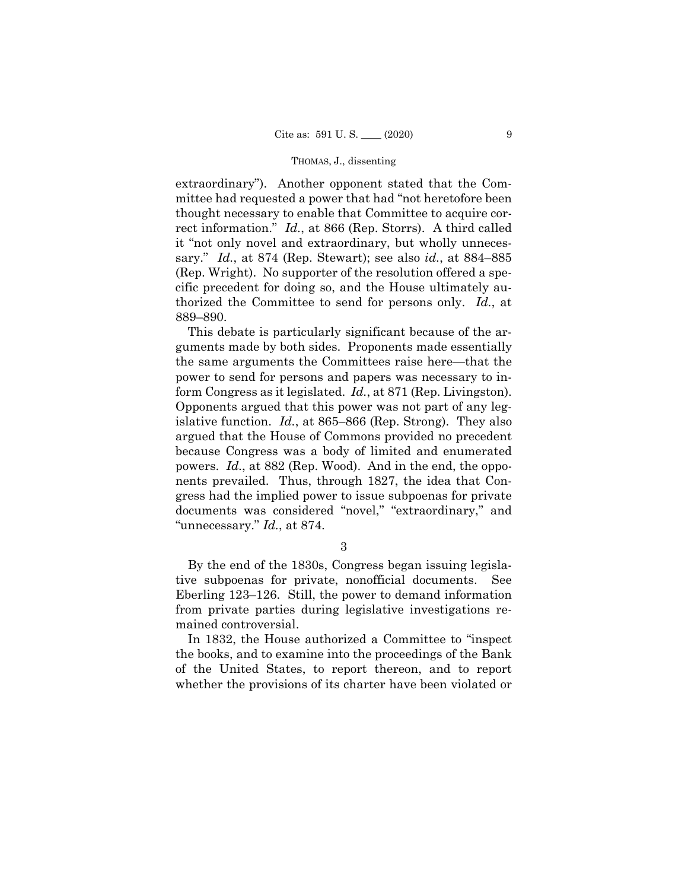extraordinary"). Another opponent stated that the Committee had requested a power that had "not heretofore been thought necessary to enable that Committee to acquire correct information." *Id.*, at 866 (Rep. Storrs). A third called it "not only novel and extraordinary, but wholly unnecessary." *Id.*, at 874 (Rep. Stewart); see also *id.*, at 884–885 (Rep. Wright). No supporter of the resolution offered a specific precedent for doing so, and the House ultimately authorized the Committee to send for persons only. *Id.*, at 889–890.

This debate is particularly significant because of the arguments made by both sides. Proponents made essentially the same arguments the Committees raise here—that the power to send for persons and papers was necessary to inform Congress as it legislated. *Id.*, at 871 (Rep. Livingston). Opponents argued that this power was not part of any legislative function. *Id.*, at 865–866 (Rep. Strong). They also argued that the House of Commons provided no precedent because Congress was a body of limited and enumerated powers. *Id.*, at 882 (Rep. Wood). And in the end, the opponents prevailed. Thus, through 1827, the idea that Congress had the implied power to issue subpoenas for private documents was considered "novel," "extraordinary," and "unnecessary." *Id.*, at 874.

3

By the end of the 1830s, Congress began issuing legislative subpoenas for private, nonofficial documents. See Eberling 123–126. Still, the power to demand information from private parties during legislative investigations remained controversial.

In 1832, the House authorized a Committee to "inspect the books, and to examine into the proceedings of the Bank of the United States, to report thereon, and to report whether the provisions of its charter have been violated or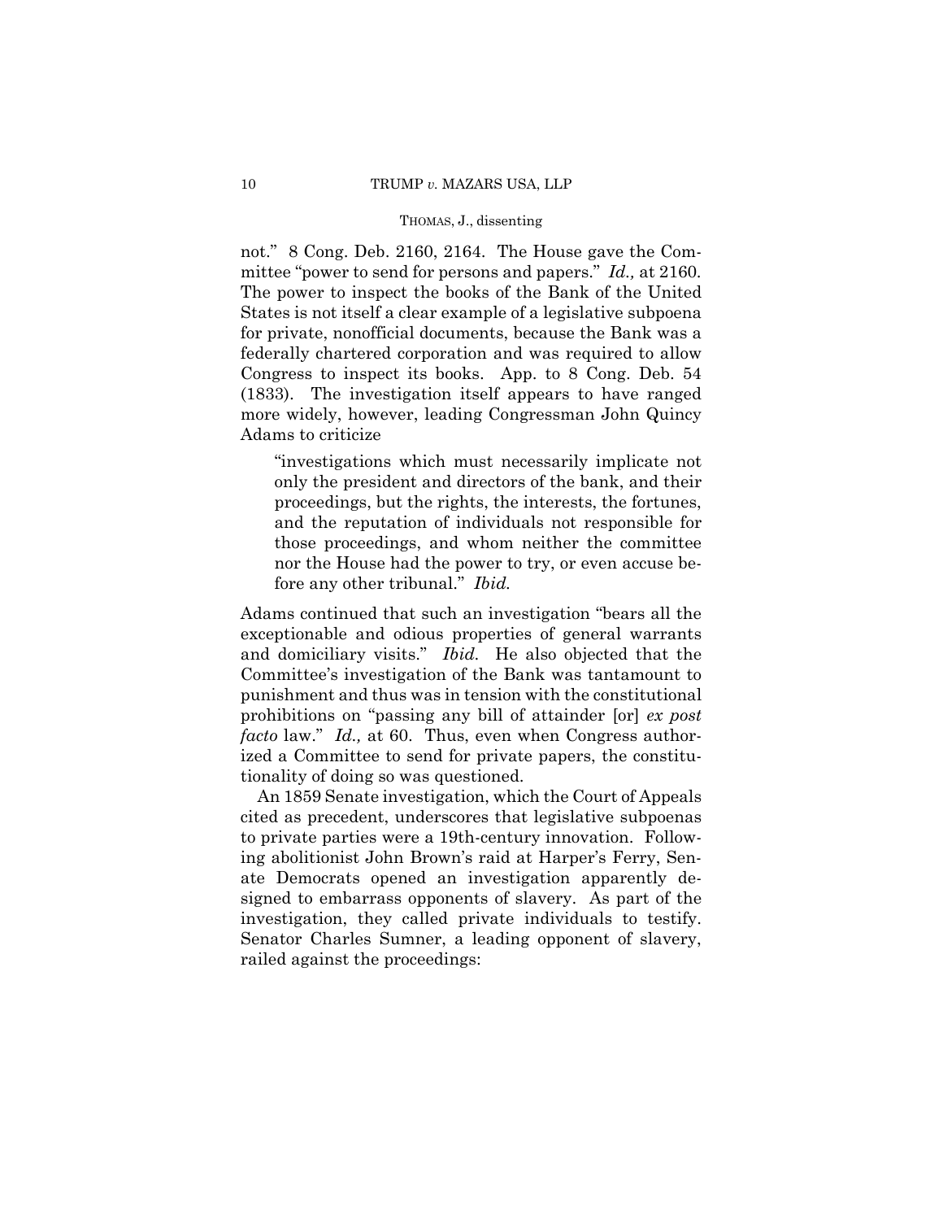not." 8 Cong. Deb. 2160, 2164. The House gave the Committee "power to send for persons and papers." *Id.,* at 2160. The power to inspect the books of the Bank of the United States is not itself a clear example of a legislative subpoena for private, nonofficial documents, because the Bank was a federally chartered corporation and was required to allow Congress to inspect its books. App. to 8 Cong. Deb. 54 (1833). The investigation itself appears to have ranged more widely, however, leading Congressman John Quincy Adams to criticize

> "investigations which must necessarily implicate not only the president and directors of the bank, and their proceedings, but the rights, the interests, the fortunes, and the reputation of individuals not responsible for those proceedings, and whom neither the committee nor the House had the power to try, or even accuse before any other tribunal." *Ibid.*

Adams continued that such an investigation "bears all the exceptionable and odious properties of general warrants and domiciliary visits." *Ibid.* He also objected that the Committee's investigation of the Bank was tantamount to punishment and thus was in tension with the constitutional prohibitions on "passing any bill of attainder [or] *ex post facto* law." *Id.,* at 60. Thus, even when Congress authorized a Committee to send for private papers, the constitutionality of doing so was questioned.

An 1859 Senate investigation, which the Court of Appeals cited as precedent, underscores that legislative subpoenas to private parties were a 19th-century innovation. Following abolitionist John Brown's raid at Harper's Ferry, Senate Democrats opened an investigation apparently designed to embarrass opponents of slavery. As part of the investigation, they called private individuals to testify. Senator Charles Sumner, a leading opponent of slavery, railed against the proceedings: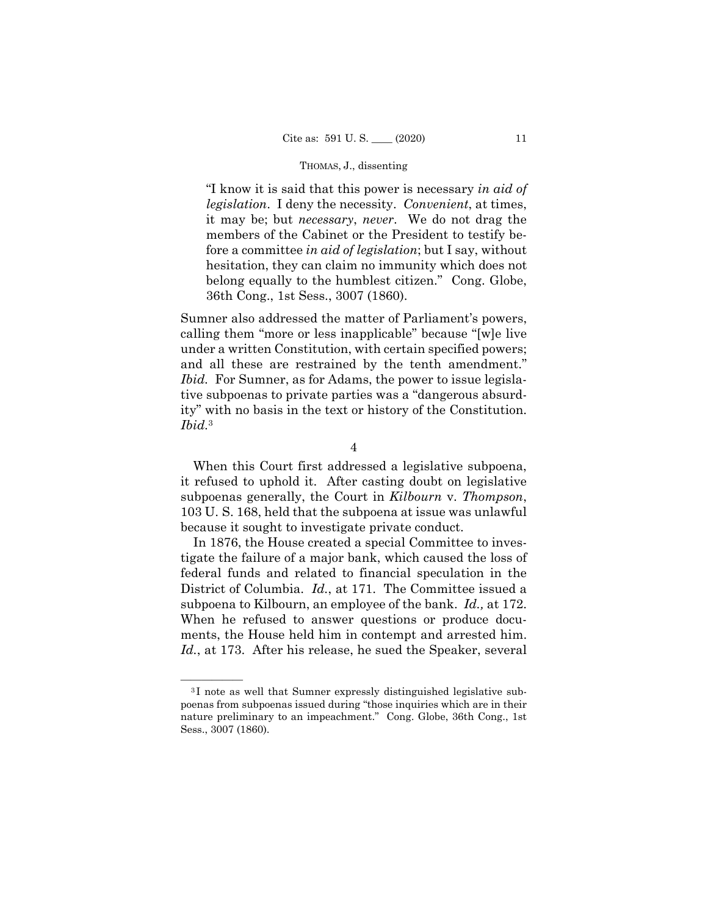> "I know it is said that this power is necessary *in aid of legislation*. I deny the necessity. *Convenient*, at times, it may be; but *necessary*, *never*. We do not drag the members of the Cabinet or the President to testify before a committee *in aid of legislation*; but I say, without hesitation, they can claim no immunity which does not belong equally to the humblest citizen." Cong. Globe, 36th Cong., 1st Sess., 3007 (1860).

Sumner also addressed the matter of Parliament's powers, calling them "more or less inapplicable" because "[w]e live under a written Constitution, with certain specified powers; and all these are restrained by the tenth amendment." *Ibid.* For Sumner, as for Adams, the power to issue legislative subpoenas to private parties was a "dangerous absurdity" with no basis in the text or history of the Constitution. *Ibid.*[3]

4

When this Court first addressed a legislative subpoena, it refused to uphold it. After casting doubt on legislative subpoenas generally, the Court in *Kilbourn* v. *Thompson*, 103 U. S. 168, held that the subpoena at issue was unlawful because it sought to investigate private conduct.

In 1876, the House created a special Committee to investigate the failure of a major bank, which caused the loss of federal funds and related to financial speculation in the District of Columbia. *Id.*, at 171. The Committee issued a subpoena to Kilbourn, an employee of the bank. *Id.,* at 172. When he refused to answer questions or produce documents, the House held him in contempt and arrested him. *Id.*, at 173. After his release, he sued the Speaker, several

---

[3] I note as well that Sumner expressly distinguished legislative subpoenas from subpoenas issued during "those inquiries which are in their nature preliminary to an impeachment." Cong. Globe, 36th Cong., 1st Sess., 3007 (1860).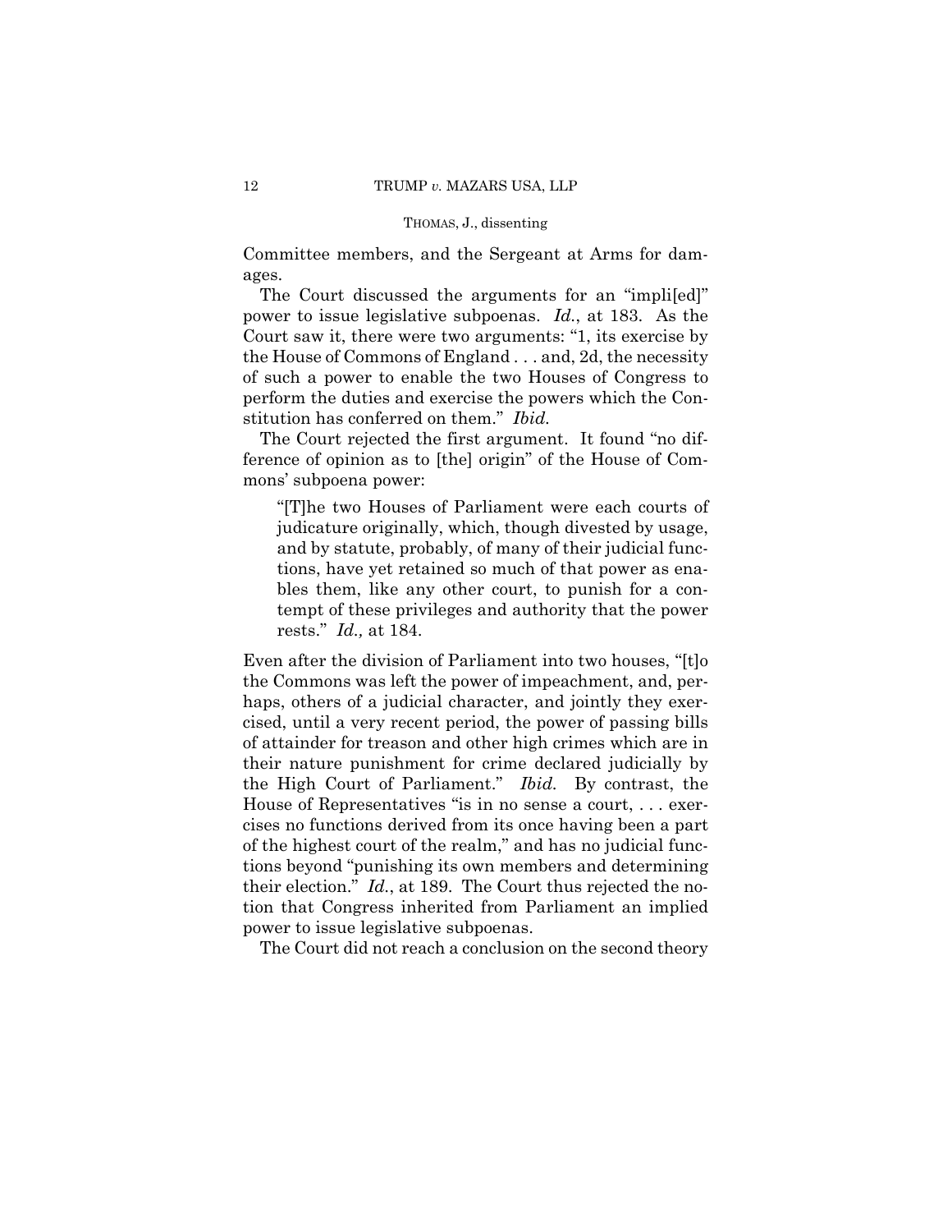Committee members, and the Sergeant at Arms for damages.

The Court discussed the arguments for an "impli[ed]" power to issue legislative subpoenas. *Id.*, at 183. As the Court saw it, there were two arguments: "1, its exercise by the House of Commons of England . . . and, 2d, the necessity of such a power to enable the two Houses of Congress to perform the duties and exercise the powers which the Constitution has conferred on them." *Ibid.*

The Court rejected the first argument. It found "no difference of opinion as to [the] origin" of the House of Commons' subpoena power:

> "[T]he two Houses of Parliament were each courts of judicature originally, which, though divested by usage, and by statute, probably, of many of their judicial functions, have yet retained so much of that power as enables them, like any other court, to punish for a contempt of these privileges and authority that the power rests." *Id.,* at 184.

Even after the division of Parliament into two houses, "[t]o the Commons was left the power of impeachment, and, perhaps, others of a judicial character, and jointly they exercised, until a very recent period, the power of passing bills of attainder for treason and other high crimes which are in their nature punishment for crime declared judicially by the High Court of Parliament." *Ibid.* By contrast, the House of Representatives "is in no sense a court, . . . exercises no functions derived from its once having been a part of the highest court of the realm," and has no judicial functions beyond "punishing its own members and determining their election." *Id.*, at 189. The Court thus rejected the notion that Congress inherited from Parliament an implied power to issue legislative subpoenas.

The Court did not reach a conclusion on the second theory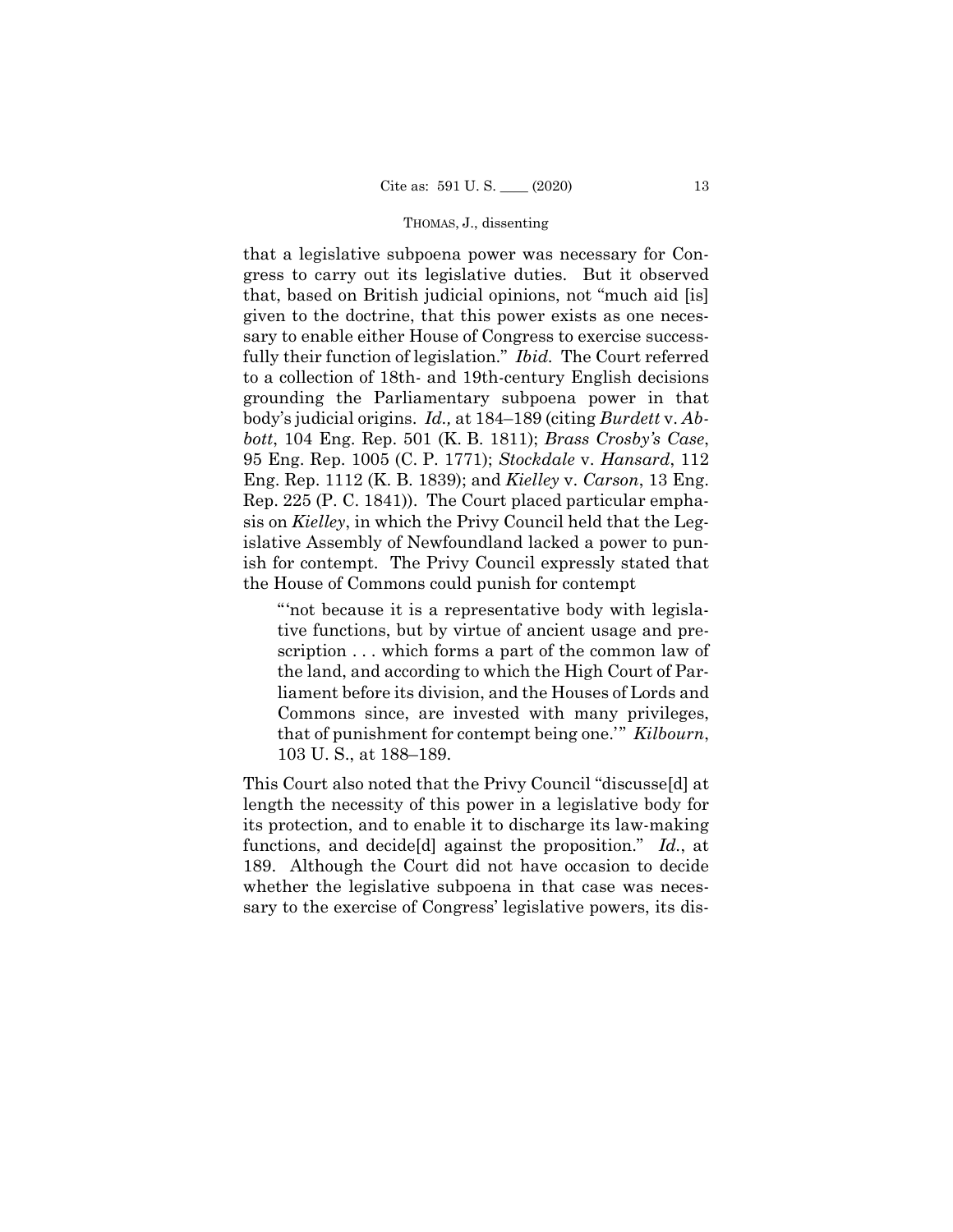that a legislative subpoena power was necessary for Congress to carry out its legislative duties. But it observed that, based on British judicial opinions, not "much aid [is] given to the doctrine, that this power exists as one necessary to enable either House of Congress to exercise successfully their function of legislation." *Ibid.* The Court referred to a collection of 18th- and 19th-century English decisions grounding the Parliamentary subpoena power in that body's judicial origins. *Id.,* at 184–189 (citing *Burdett* v. *Abbott*, 104 Eng. Rep. 501 (K. B. 1811); *Brass Crosby's Case*, 95 Eng. Rep. 1005 (C. P. 1771); *Stockdale* v. *Hansard*, 112 Eng. Rep. 1112 (K. B. 1839); and *Kielley* v. *Carson*, 13 Eng. Rep. 225 (P. C. 1841)). The Court placed particular emphasis on *Kielley*, in which the Privy Council held that the Legislative Assembly of Newfoundland lacked a power to punish for contempt. The Privy Council expressly stated that the House of Commons could punish for contempt

> "'not because it is a representative body with legislative functions, but by virtue of ancient usage and prescription . . . which forms a part of the common law of the land, and according to which the High Court of Parliament before its division, and the Houses of Lords and Commons since, are invested with many privileges, that of punishment for contempt being one.'" *Kilbourn*, 103 U. S., at 188–189.

This Court also noted that the Privy Council "discusse[d] at length the necessity of this power in a legislative body for its protection, and to enable it to discharge its law-making functions, and decide[d] against the proposition." *Id.*, at 189. Although the Court did not have occasion to decide whether the legislative subpoena in that case was necessary to the exercise of Congress' legislative powers, its dis-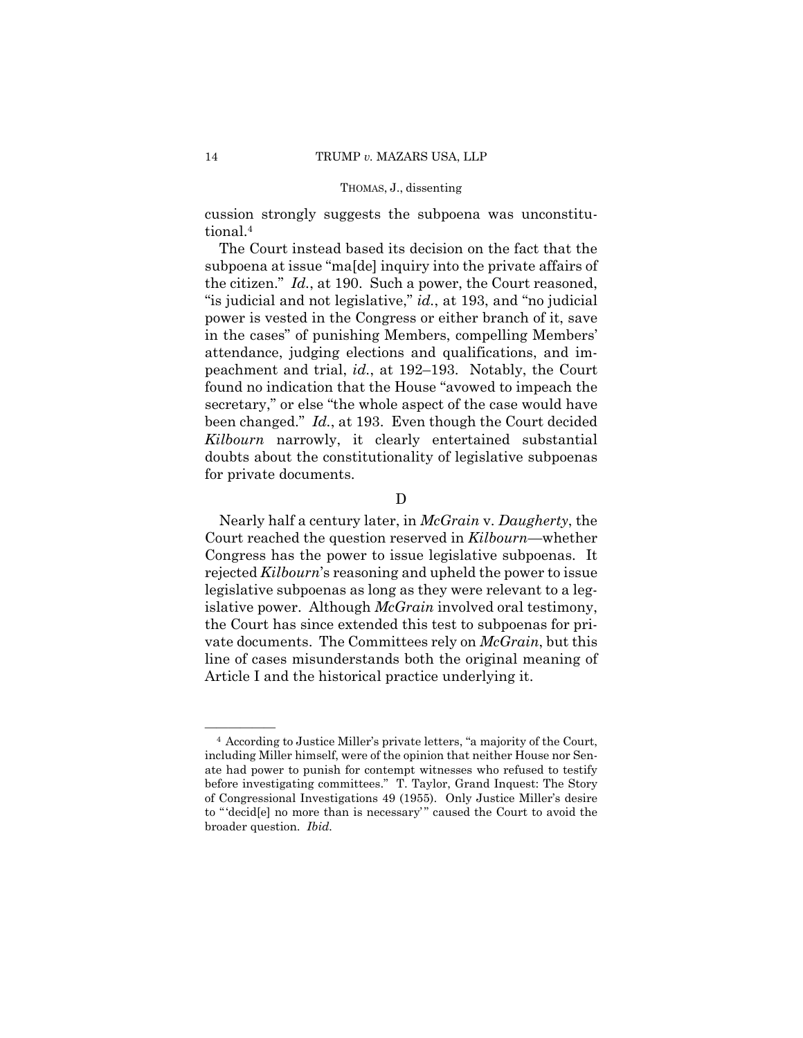cussion strongly suggests the subpoena was unconstitutional.[4]

The Court instead based its decision on the fact that the subpoena at issue "ma[de] inquiry into the private affairs of the citizen." *Id.*, at 190. Such a power, the Court reasoned, "is judicial and not legislative," *id.*, at 193, and "no judicial power is vested in the Congress or either branch of it, save in the cases" of punishing Members, compelling Members' attendance, judging elections and qualifications, and impeachment and trial, *id.*, at 192–193. Notably, the Court found no indication that the House "avowed to impeach the secretary," or else "the whole aspect of the case would have been changed." *Id.*, at 193. Even though the Court decided *Kilbourn* narrowly, it clearly entertained substantial doubts about the constitutionality of legislative subpoenas for private documents.

D

Nearly half a century later, in *McGrain* v. *Daugherty*, the Court reached the question reserved in *Kilbourn*—whether Congress has the power to issue legislative subpoenas. It rejected *Kilbourn*'s reasoning and upheld the power to issue legislative subpoenas as long as they were relevant to a legislative power. Although *McGrain* involved oral testimony, the Court has since extended this test to subpoenas for private documents. The Committees rely on *McGrain*, but this line of cases misunderstands both the original meaning of Article I and the historical practice underlying it.

---

[4] According to Justice Miller's private letters, "a majority of the Court, including Miller himself, were of the opinion that neither House nor Senate had power to punish for contempt witnesses who refused to testify before investigating committees." T. Taylor, Grand Inquest: The Story of Congressional Investigations 49 (1955). Only Justice Miller's desire to "'decid[e] no more than is necessary'" caused the Court to avoid the broader question. *Ibid.*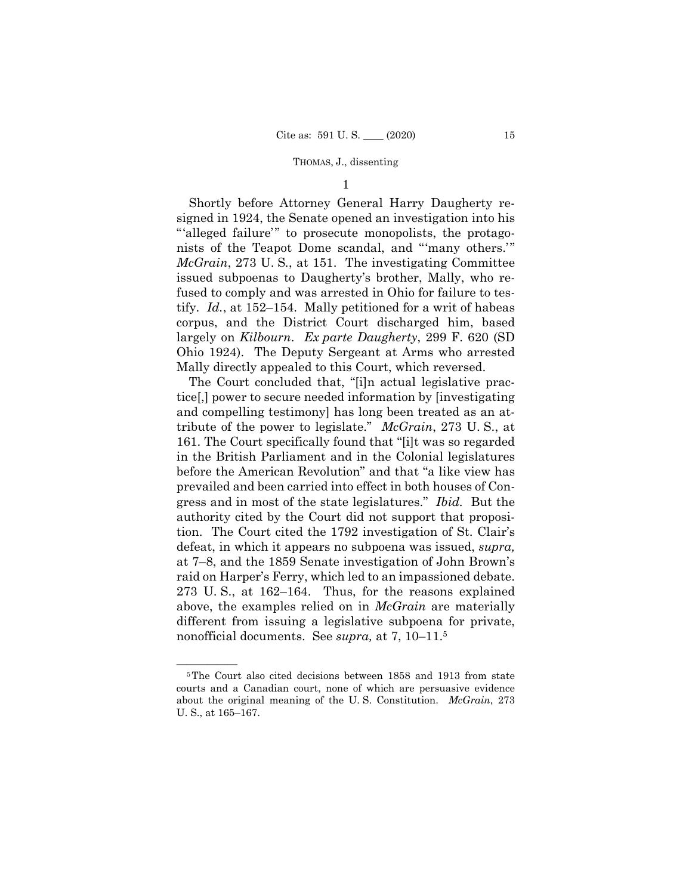1

Shortly before Attorney General Harry Daugherty resigned in 1924, the Senate opened an investigation into his "'alleged failure'" to prosecute monopolists, the protagonists of the Teapot Dome scandal, and "'many others.'" *McGrain*, 273 U. S., at 151. The investigating Committee issued subpoenas to Daugherty's brother, Mally, who refused to comply and was arrested in Ohio for failure to testify. *Id.*, at 152–154. Mally petitioned for a writ of habeas corpus, and the District Court discharged him, based largely on *Kilbourn*. *Ex parte Daugherty*, 299 F. 620 (SD Ohio 1924). The Deputy Sergeant at Arms who arrested Mally directly appealed to this Court, which reversed.

The Court concluded that, "[i]n actual legislative practice[,] power to secure needed information by [investigating and compelling testimony] has long been treated as an attribute of the power to legislate." *McGrain*, 273 U. S., at 161. The Court specifically found that "[i]t was so regarded in the British Parliament and in the Colonial legislatures before the American Revolution" and that "a like view has prevailed and been carried into effect in both houses of Congress and in most of the state legislatures." *Ibid.* But the authority cited by the Court did not support that proposition. The Court cited the 1792 investigation of St. Clair's defeat, in which it appears no subpoena was issued, *supra,* at 7–8, and the 1859 Senate investigation of John Brown's raid on Harper's Ferry, which led to an impassioned debate. 273 U. S., at 162–164. Thus, for the reasons explained above, the examples relied on in *McGrain* are materially different from issuing a legislative subpoena for private, nonofficial documents. See *supra,* at 7, 10–11.[5]

---

[5] The Court also cited decisions between 1858 and 1913 from state courts and a Canadian court, none of which are persuasive evidence about the original meaning of the U. S. Constitution. *McGrain*, 273 U. S., at 165–167.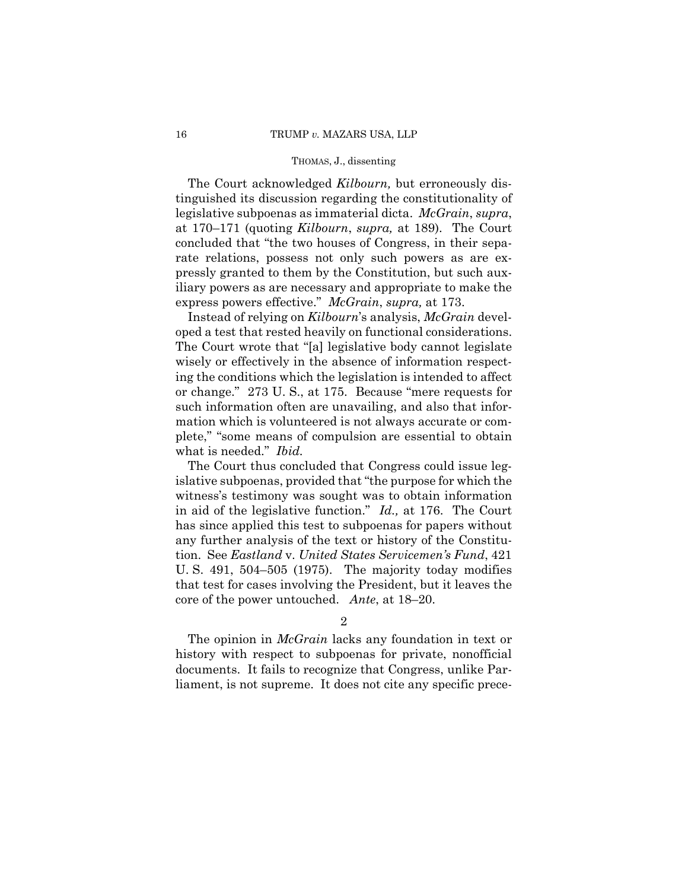The Court acknowledged *Kilbourn,* but erroneously distinguished its discussion regarding the constitutionality of legislative subpoenas as immaterial dicta. *McGrain*, *supra*, at 170–171 (quoting *Kilbourn*, *supra,* at 189). The Court concluded that "the two houses of Congress, in their separate relations, possess not only such powers as are expressly granted to them by the Constitution, but such auxiliary powers as are necessary and appropriate to make the express powers effective." *McGrain*, *supra,* at 173.

Instead of relying on *Kilbourn*'s analysis, *McGrain* developed a test that rested heavily on functional considerations. The Court wrote that "[a] legislative body cannot legislate wisely or effectively in the absence of information respecting the conditions which the legislation is intended to affect or change." 273 U. S., at 175. Because "mere requests for such information often are unavailing, and also that information which is volunteered is not always accurate or complete," "some means of compulsion are essential to obtain what is needed." *Ibid.*

The Court thus concluded that Congress could issue legislative subpoenas, provided that "the purpose for which the witness's testimony was sought was to obtain information in aid of the legislative function." *Id.,* at 176. The Court has since applied this test to subpoenas for papers without any further analysis of the text or history of the Constitution. See *Eastland* v. *United States Servicemen's Fund*, 421 U. S. 491, 504–505 (1975). The majority today modifies that test for cases involving the President, but it leaves the core of the power untouched. *Ante*, at 18–20.

2

The opinion in *McGrain* lacks any foundation in text or history with respect to subpoenas for private, nonofficial documents. It fails to recognize that Congress, unlike Parliament, is not supreme. It does not cite any specific prece-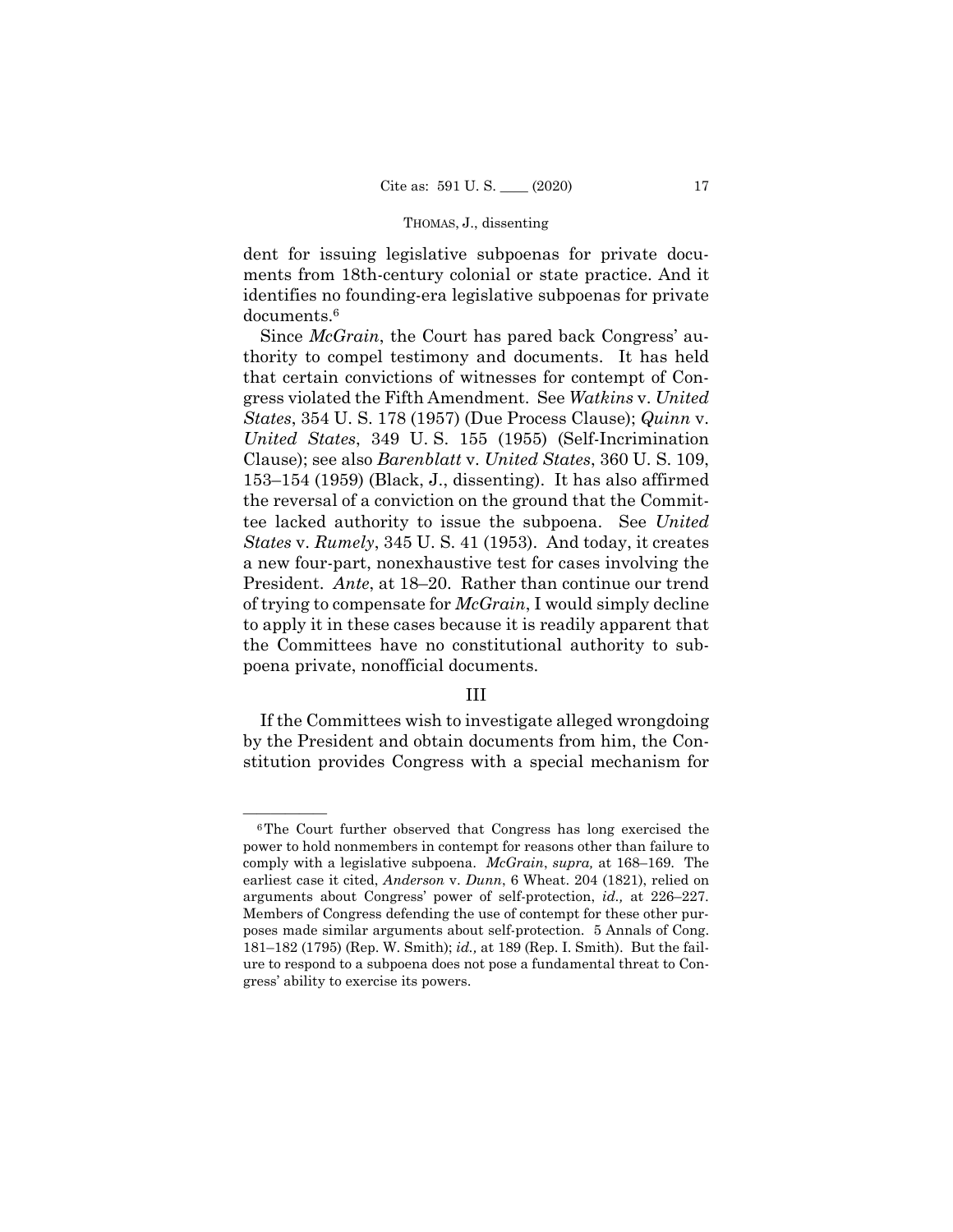dent for issuing legislative subpoenas for private documents from 18th-century colonial or state practice. And it identifies no founding-era legislative subpoenas for private documents.[6]

Since *McGrain*, the Court has pared back Congress' authority to compel testimony and documents. It has held that certain convictions of witnesses for contempt of Congress violated the Fifth Amendment. See *Watkins* v. *United States*, 354 U. S. 178 (1957) (Due Process Clause); *Quinn* v. *United States*, 349 U. S. 155 (1955) (Self-Incrimination Clause); see also *Barenblatt* v. *United States*, 360 U. S. 109, 153–154 (1959) (Black, J., dissenting). It has also affirmed the reversal of a conviction on the ground that the Committee lacked authority to issue the subpoena. See *United States* v. *Rumely*, 345 U. S. 41 (1953). And today, it creates a new four-part, nonexhaustive test for cases involving the President. *Ante*, at 18–20. Rather than continue our trend of trying to compensate for *McGrain*, I would simply decline to apply it in these cases because it is readily apparent that the Committees have no constitutional authority to subpoena private, nonofficial documents.

## III

If the Committees wish to investigate alleged wrongdoing by the President and obtain documents from him, the Constitution provides Congress with a special mechanism for

---

[6] The Court further observed that Congress has long exercised the power to hold nonmembers in contempt for reasons other than failure to comply with a legislative subpoena. *McGrain*, *supra,* at 168–169. The earliest case it cited, *Anderson* v. *Dunn*, 6 Wheat. 204 (1821), relied on arguments about Congress' power of self-protection, *id.,* at 226–227. Members of Congress defending the use of contempt for these other purposes made similar arguments about self-protection. 5 Annals of Cong. 181–182 (1795) (Rep. W. Smith); *id.,* at 189 (Rep. I. Smith). But the failure to respond to a subpoena does not pose a fundamental threat to Congress' ability to exercise its powers.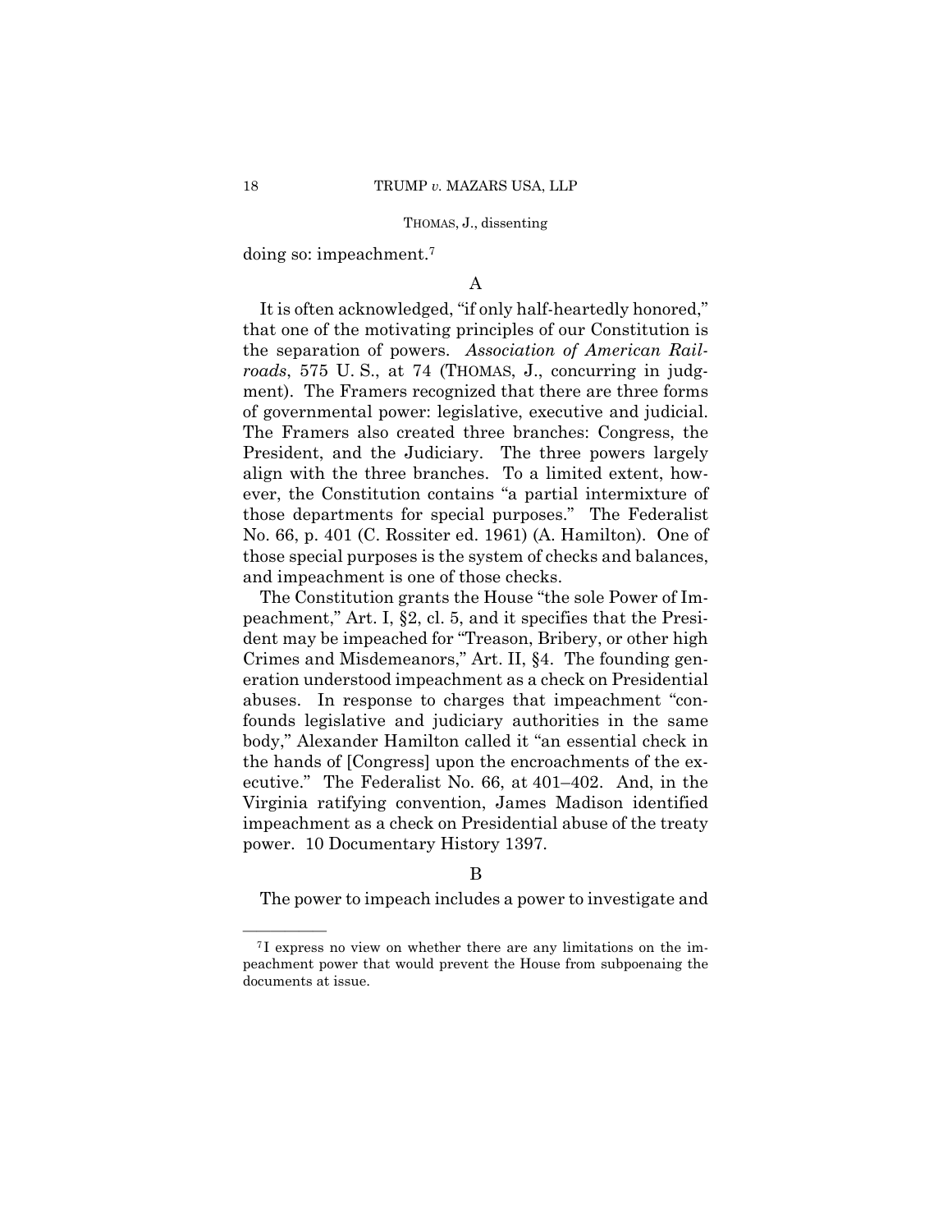doing so: impeachment.[7]

A

It is often acknowledged, "if only half-heartedly honored," that one of the motivating principles of our Constitution is the separation of powers. *Association of American Railroads*, 575 U. S., at 74 (THOMAS, J., concurring in judgment). The Framers recognized that there are three forms of governmental power: legislative, executive and judicial. The Framers also created three branches: Congress, the President, and the Judiciary. The three powers largely align with the three branches. To a limited extent, however, the Constitution contains "a partial intermixture of those departments for special purposes." The Federalist No. 66, p. 401 (C. Rossiter ed. 1961) (A. Hamilton). One of those special purposes is the system of checks and balances, and impeachment is one of those checks.

The Constitution grants the House "the sole Power of Impeachment," Art. I, §2, cl. 5, and it specifies that the President may be impeached for "Treason, Bribery, or other high Crimes and Misdemeanors," Art. II, §4. The founding generation understood impeachment as a check on Presidential abuses. In response to charges that impeachment "confounds legislative and judiciary authorities in the same body," Alexander Hamilton called it "an essential check in the hands of [Congress] upon the encroachments of the executive." The Federalist No. 66, at 401–402. And, in the Virginia ratifying convention, James Madison identified impeachment as a check on Presidential abuse of the treaty power. 10 Documentary History 1397.

B

The power to impeach includes a power to investigate and

---

[7] I express no view on whether there are any limitations on the impeachment power that would prevent the House from subpoenaing the documents at issue.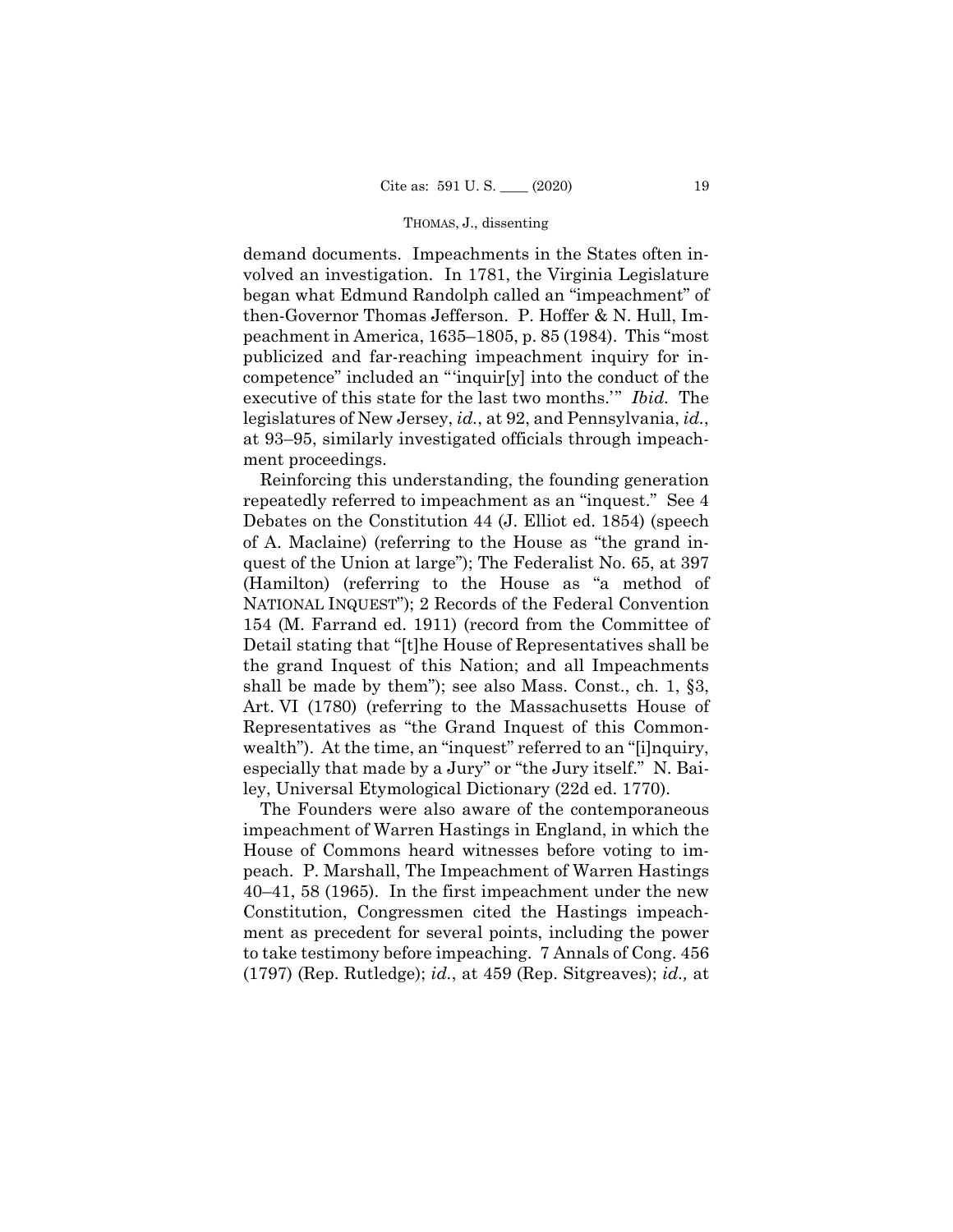demand documents. Impeachments in the States often involved an investigation. In 1781, the Virginia Legislature began what Edmund Randolph called an "impeachment" of then-Governor Thomas Jefferson. P. Hoffer & N. Hull, Impeachment in America, 1635–1805, p. 85 (1984). This "most publicized and far-reaching impeachment inquiry for incompetence" included an "'inquir[y] into the conduct of the executive of this state for the last two months.'" *Ibid.* The legislatures of New Jersey, *id.*, at 92, and Pennsylvania, *id.*, at 93–95, similarly investigated officials through impeachment proceedings.

Reinforcing this understanding, the founding generation repeatedly referred to impeachment as an "inquest." See 4 Debates on the Constitution 44 (J. Elliot ed. 1854) (speech of A. Maclaine) (referring to the House as "the grand inquest of the Union at large"); The Federalist No. 65, at 397 (Hamilton) (referring to the House as "a method of NATIONAL INQUEST"); 2 Records of the Federal Convention 154 (M. Farrand ed. 1911) (record from the Committee of Detail stating that "[t]he House of Representatives shall be the grand Inquest of this Nation; and all Impeachments shall be made by them"); see also Mass. Const., ch. 1, §3, Art. VI (1780) (referring to the Massachusetts House of Representatives as "the Grand Inquest of this Commonwealth"). At the time, an "inquest" referred to an "[i]nquiry, especially that made by a Jury" or "the Jury itself." N. Bailey, Universal Etymological Dictionary (22d ed. 1770).

The Founders were also aware of the contemporaneous impeachment of Warren Hastings in England, in which the House of Commons heard witnesses before voting to impeach. P. Marshall, The Impeachment of Warren Hastings 40–41, 58 (1965). In the first impeachment under the new Constitution, Congressmen cited the Hastings impeachment as precedent for several points, including the power to take testimony before impeaching. 7 Annals of Cong. 456 (1797) (Rep. Rutledge); *id.*, at 459 (Rep. Sitgreaves); *id.,* at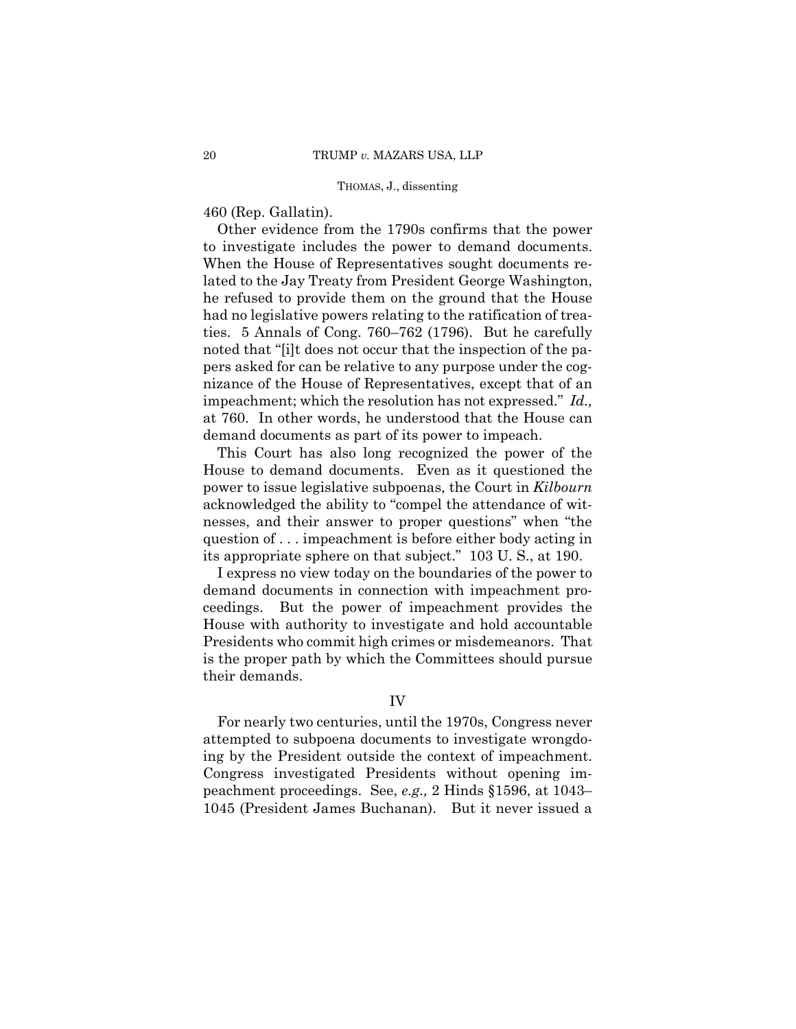460 (Rep. Gallatin).

Other evidence from the 1790s confirms that the power to investigate includes the power to demand documents. When the House of Representatives sought documents related to the Jay Treaty from President George Washington, he refused to provide them on the ground that the House had no legislative powers relating to the ratification of treaties. 5 Annals of Cong. 760–762 (1796). But he carefully noted that "[i]t does not occur that the inspection of the papers asked for can be relative to any purpose under the cognizance of the House of Representatives, except that of an impeachment; which the resolution has not expressed." *Id.,* at 760. In other words, he understood that the House can demand documents as part of its power to impeach.

This Court has also long recognized the power of the House to demand documents. Even as it questioned the power to issue legislative subpoenas, the Court in *Kilbourn* acknowledged the ability to "compel the attendance of witnesses, and their answer to proper questions" when "the question of . . . impeachment is before either body acting in its appropriate sphere on that subject." 103 U. S., at 190.

I express no view today on the boundaries of the power to demand documents in connection with impeachment proceedings. But the power of impeachment provides the House with authority to investigate and hold accountable Presidents who commit high crimes or misdemeanors. That is the proper path by which the Committees should pursue their demands.

## IV

For nearly two centuries, until the 1970s, Congress never attempted to subpoena documents to investigate wrongdoing by the President outside the context of impeachment. Congress investigated Presidents without opening impeachment proceedings. See, *e.g.,* 2 Hinds §1596, at 1043–1045 (President James Buchanan). But it never issued a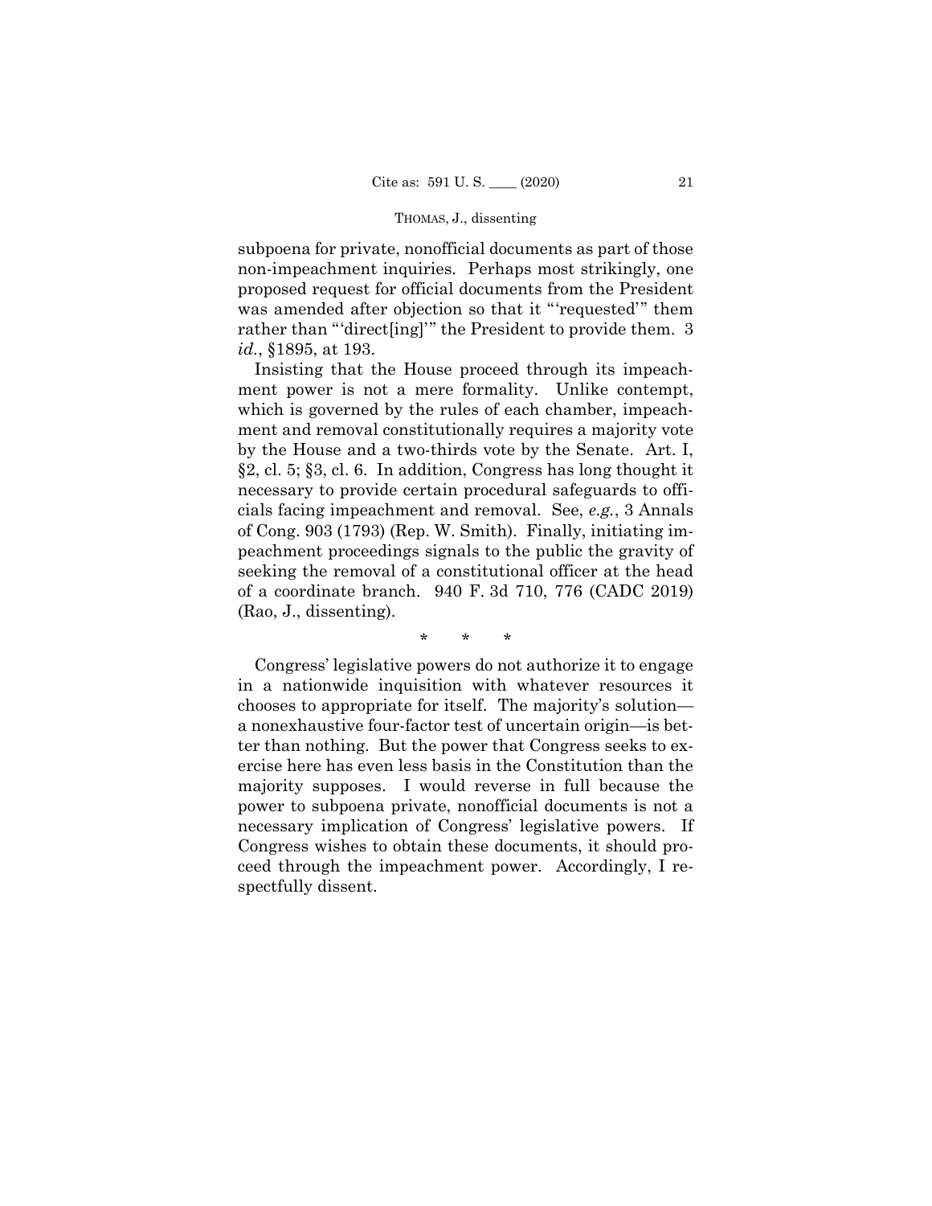subpoena for private, nonofficial documents as part of those non-impeachment inquiries. Perhaps most strikingly, one proposed request for official documents from the President was amended after objection so that it "'requested'" them rather than "'direct[ing]'" the President to provide them. 3 *id.*, §1895, at 193.

Insisting that the House proceed through its impeachment power is not a mere formality. Unlike contempt, which is governed by the rules of each chamber, impeachment and removal constitutionally requires a majority vote by the House and a two-thirds vote by the Senate. Art. I, §2, cl. 5; §3, cl. 6. In addition, Congress has long thought it necessary to provide certain procedural safeguards to officials facing impeachment and removal. See, *e.g.*, 3 Annals of Cong. 903 (1793) (Rep. W. Smith). Finally, initiating impeachment proceedings signals to the public the gravity of seeking the removal of a constitutional officer at the head of a coordinate branch. 940 F. 3d 710, 776 (CADC 2019) (Rao, J., dissenting).

\* \* \*

Congress' legislative powers do not authorize it to engage in a nationwide inquisition with whatever resources it chooses to appropriate for itself. The majority's solution—a nonexhaustive four-factor test of uncertain origin—is better than nothing. But the power that Congress seeks to exercise here has even less basis in the Constitution than the majority supposes. I would reverse in full because the power to subpoena private, nonofficial documents is not a necessary implication of Congress' legislative powers. If Congress wishes to obtain these documents, it should proceed through the impeachment power. Accordingly, I respectfully dissent.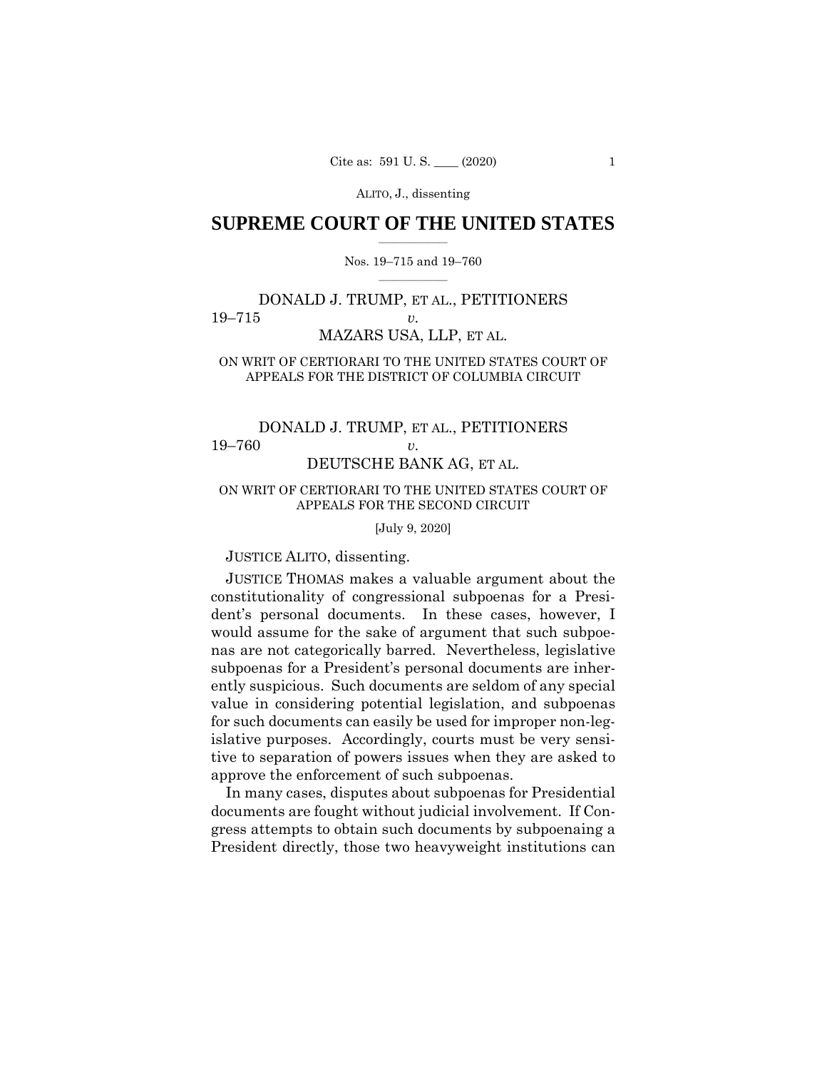ALITO, J., dissenting

# SUPREME COURT OF THE UNITED STATES

Nos. 19–715 and 19–760

DONALD J. TRUMP, ET AL., PETITIONERS
19–715 *v.*
MAZARS USA, LLP, ET AL.

ON WRIT OF CERTIORARI TO THE UNITED STATES COURT OF APPEALS FOR THE DISTRICT OF COLUMBIA CIRCUIT

DONALD J. TRUMP, ET AL., PETITIONERS
19–760 *v.*
DEUTSCHE BANK AG, ET AL.

ON WRIT OF CERTIORARI TO THE UNITED STATES COURT OF APPEALS FOR THE SECOND CIRCUIT

[July 9, 2020]

JUSTICE ALITO, dissenting.

JUSTICE THOMAS makes a valuable argument about the constitutionality of congressional subpoenas for a President's personal documents. In these cases, however, I would assume for the sake of argument that such subpoenas are not categorically barred. Nevertheless, legislative subpoenas for a President's personal documents are inherently suspicious. Such documents are seldom of any special value in considering potential legislation, and subpoenas for such documents can easily be used for improper non-legislative purposes. Accordingly, courts must be very sensitive to separation of powers issues when they are asked to approve the enforcement of such subpoenas.

In many cases, disputes about subpoenas for Presidential documents are fought without judicial involvement. If Congress attempts to obtain such documents by subpoenaing a President directly, those two heavyweight institutions can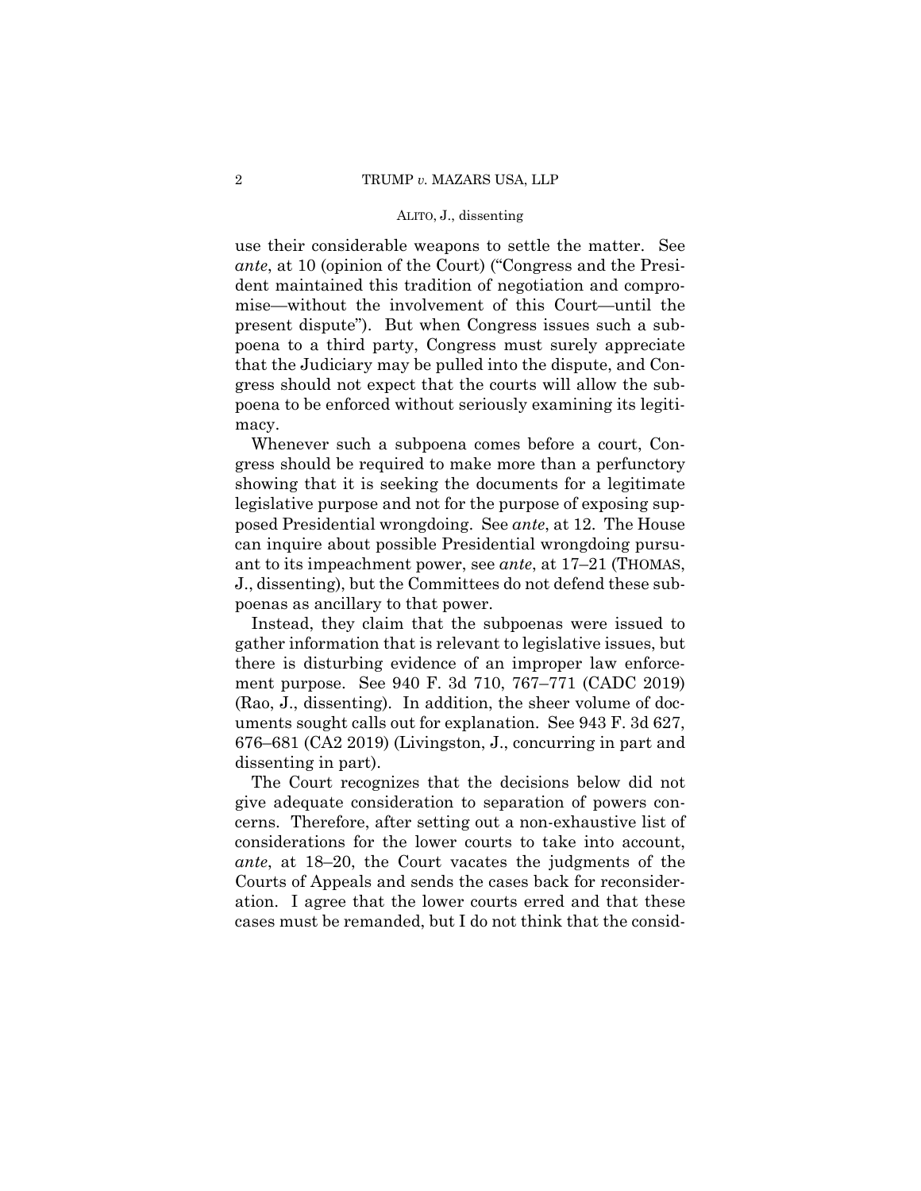use their considerable weapons to settle the matter. See *ante*, at 10 (opinion of the Court) ("Congress and the President maintained this tradition of negotiation and compromise—without the involvement of this Court—until the present dispute"). But when Congress issues such a subpoena to a third party, Congress must surely appreciate that the Judiciary may be pulled into the dispute, and Congress should not expect that the courts will allow the subpoena to be enforced without seriously examining its legitimacy.

Whenever such a subpoena comes before a court, Congress should be required to make more than a perfunctory showing that it is seeking the documents for a legitimate legislative purpose and not for the purpose of exposing supposed Presidential wrongdoing. See *ante*, at 12. The House can inquire about possible Presidential wrongdoing pursuant to its impeachment power, see *ante*, at 17–21 (THOMAS, J., dissenting), but the Committees do not defend these subpoenas as ancillary to that power.

Instead, they claim that the subpoenas were issued to gather information that is relevant to legislative issues, but there is disturbing evidence of an improper law enforcement purpose. See 940 F. 3d 710, 767–771 (CADC 2019) (Rao, J., dissenting). In addition, the sheer volume of documents sought calls out for explanation. See 943 F. 3d 627, 676–681 (CA2 2019) (Livingston, J., concurring in part and dissenting in part).

The Court recognizes that the decisions below did not give adequate consideration to separation of powers concerns. Therefore, after setting out a non-exhaustive list of considerations for the lower courts to take into account, *ante*, at 18–20, the Court vacates the judgments of the Courts of Appeals and sends the cases back for reconsideration. I agree that the lower courts erred and that these cases must be remanded, but I do not think that the consid-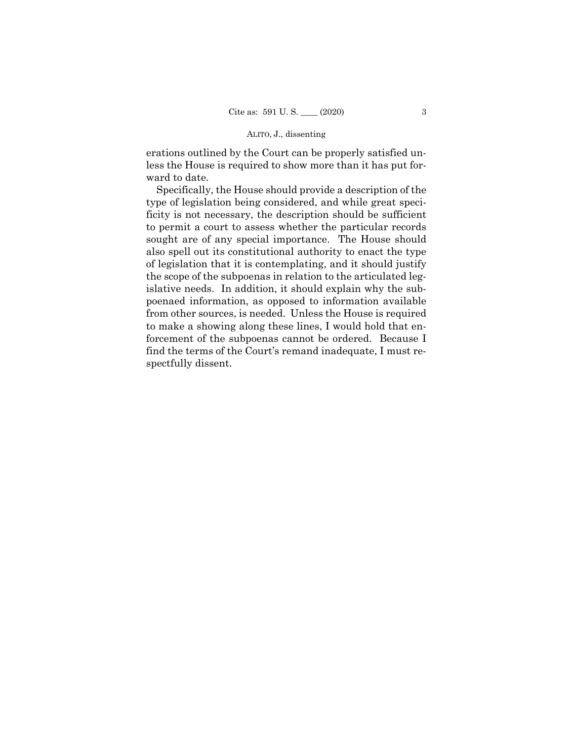erations outlined by the Court can be properly satisfied unless the House is required to show more than it has put forward to date.

Specifically, the House should provide a description of the type of legislation being considered, and while great specificity is not necessary, the description should be sufficient to permit a court to assess whether the particular records sought are of any special importance. The House should also spell out its constitutional authority to enact the type of legislation that it is contemplating, and it should justify the scope of the subpoenas in relation to the articulated legislative needs. In addition, it should explain why the subpoenaed information, as opposed to information available from other sources, is needed. Unless the House is required to make a showing along these lines, I would hold that enforcement of the subpoenas cannot be ordered. Because I find the terms of the Court's remand inadequate, I must respectfully dissent.